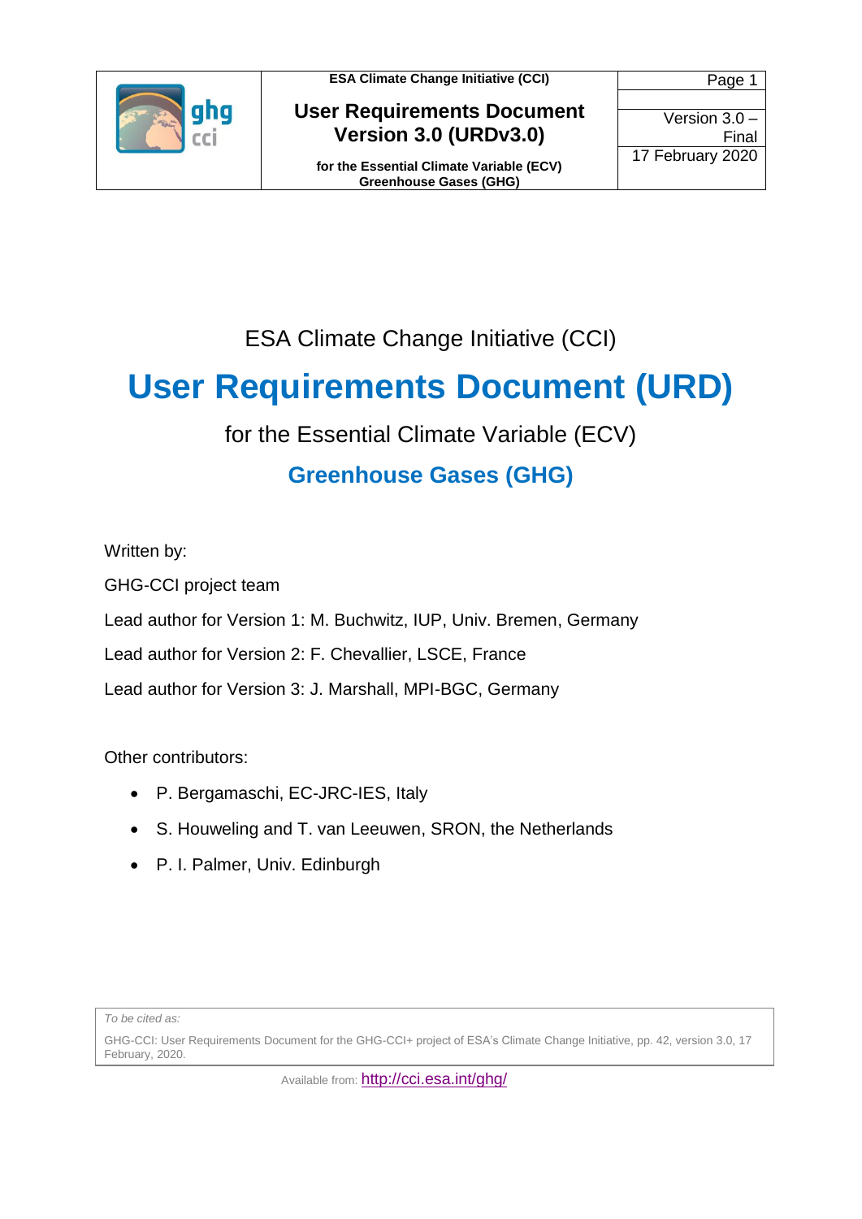ESA Climate Change Initiative (CCI)

# User Requirements Document (URD)

for the Essential Climate Variable (ECV)

## Greenhouse Gases (GHG)

Written by:

GHG-CCI project team

Lead author for Version 1: M. Buchwitz, IUP, Univ. Bremen, Germany

Lead author for Version 2: F. Chevallier, LSCE, France

Lead author for Version 3: J. Marshall, MPI-BGC, Germany

Other contributors:

- P. Bergamaschi, EC-JRC-IES, Italy
- S. Houweling and T. van Leeuwen, SRON, the Netherlands
- P. I. Palmer, Univ. Edinburgh

*To be cited as:*

GHG-CCI: User Requirements Document for the GHG-CCI+ project of ESA's Climate Change Initiative, pp. 42, version 3.0, 17 February, 2020.

Available from: http://cci.esa.int/ghg/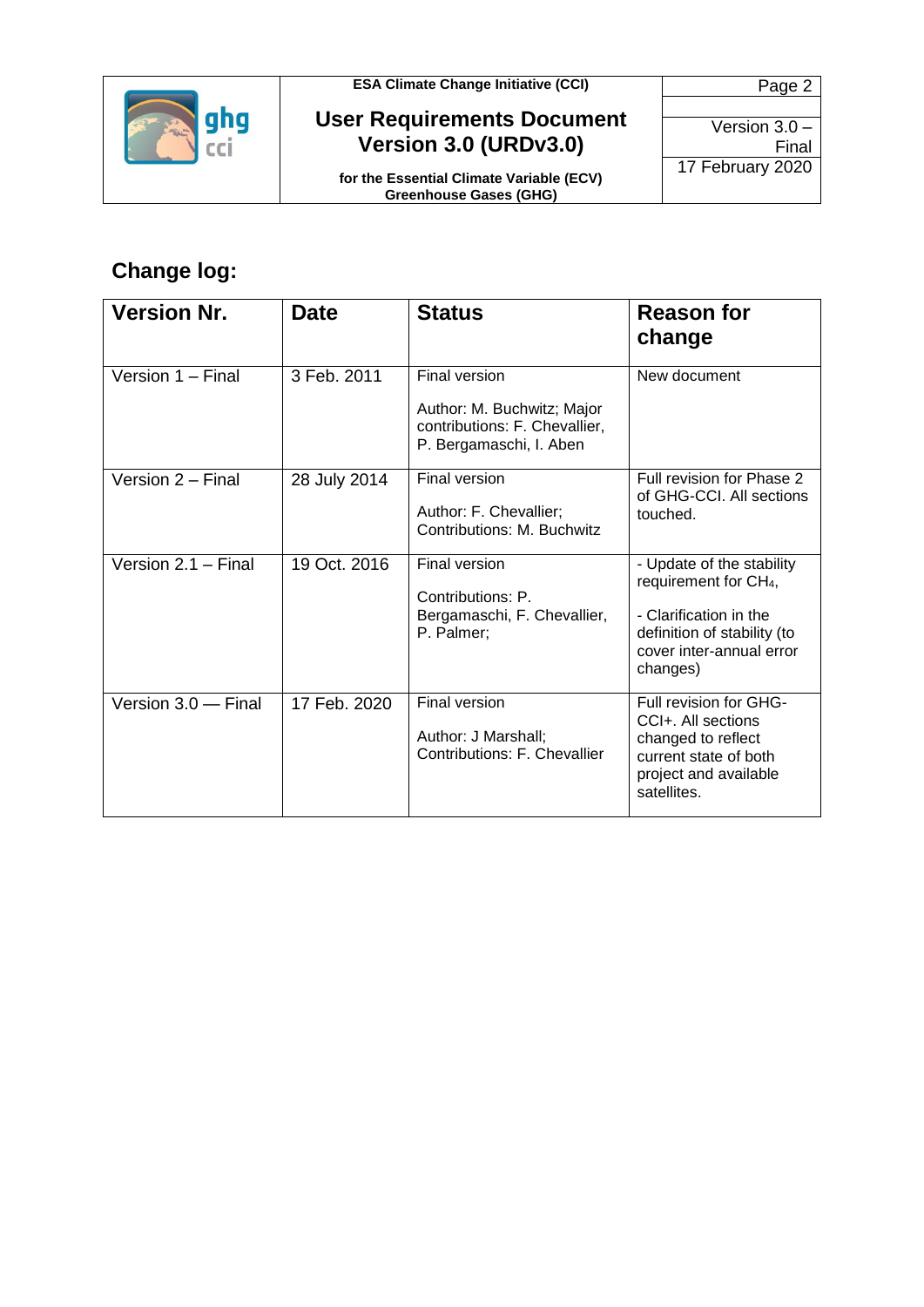## Change log:

| Version Nr. | Date | Status | Reason for change |
|---|---|---|---|
| Version 1 – Final | 3 Feb. 2011 | Final version<br><br>Author: M. Buchwitz; Major contributions: F. Chevallier, P. Bergamaschi, I. Aben | New document |
| Version 2 – Final | 28 July 2014 | Final version<br><br>Author: F. Chevallier; Contributions: M. Buchwitz | Full revision for Phase 2 of GHG-CCI. All sections touched. |
| Version 2.1 – Final | 19 Oct. 2016 | Final version<br><br>Contributions: P. Bergamaschi, F. Chevallier, P. Palmer; | - Update of the stability requirement for $CH_4$,<br><br>- Clarification in the definition of stability (to cover inter-annual error changes) |
| Version 3.0 — Final | 17 Feb. 2020 | Final version<br><br>Author: J Marshall; Contributions: F. Chevallier | Full revision for GHG-CCI+. All sections changed to reflect current state of both project and available satellites. |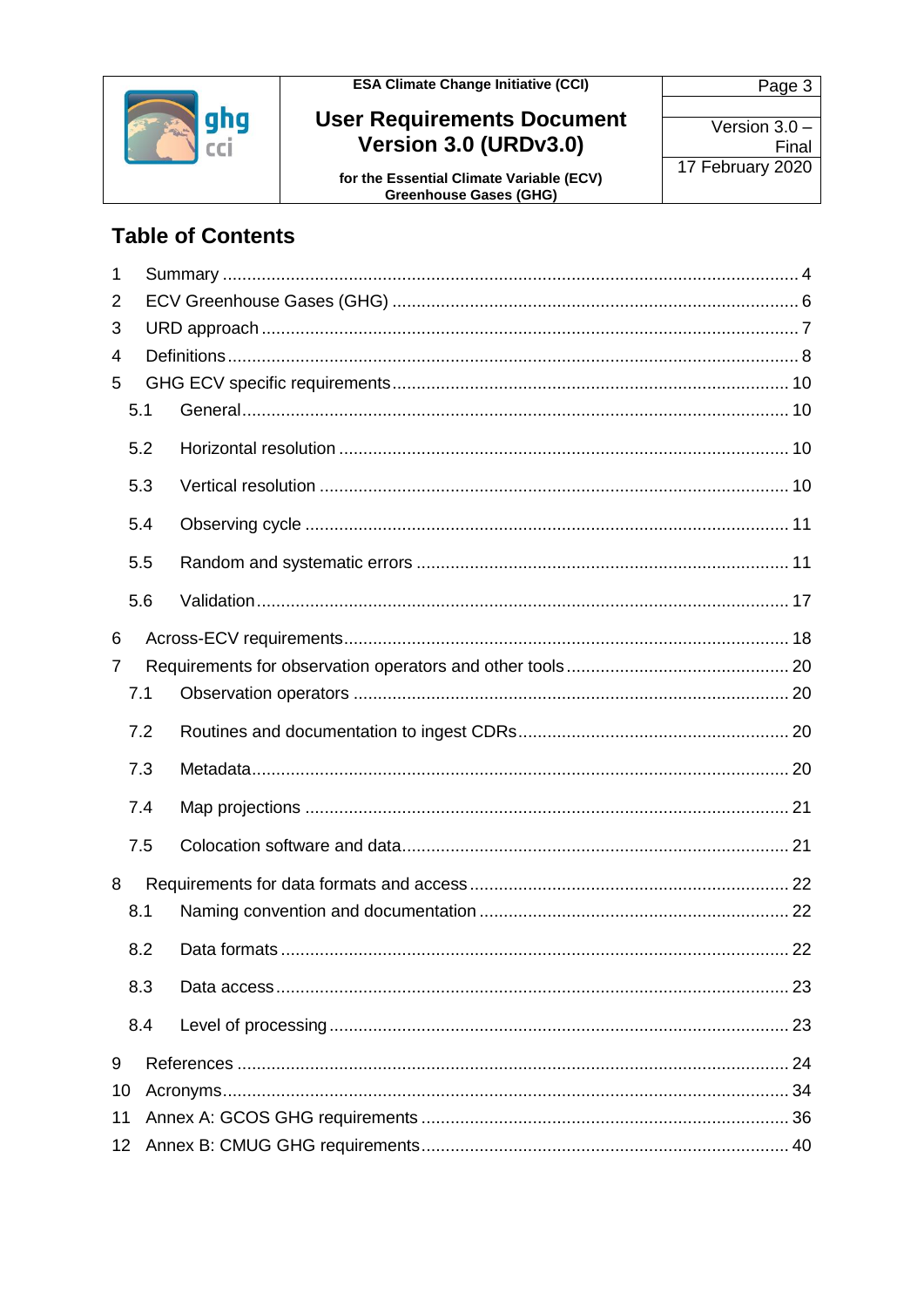## Table of Contents

1 Summary ... 4
2 ECV Greenhouse Gases (GHG) ... 6
3 URD approach ... 7
4 Definitions ... 8
5 GHG ECV specific requirements ... 10
  5.1 General ... 10
  5.2 Horizontal resolution ... 10
  5.3 Vertical resolution ... 10
  5.4 Observing cycle ... 11
  5.5 Random and systematic errors ... 11
  5.6 Validation ... 17
6 Across-ECV requirements ... 18
7 Requirements for observation operators and other tools ... 20
  7.1 Observation operators ... 20
  7.2 Routines and documentation to ingest CDRs ... 20
  7.3 Metadata ... 20
  7.4 Map projections ... 21
  7.5 Colocation software and data ... 21
8 Requirements for data formats and access ... 22
  8.1 Naming convention and documentation ... 22
  8.2 Data formats ... 22
  8.3 Data access ... 23
  8.4 Level of processing ... 23
9 References ... 24
10 Acronyms ... 34
11 Annex A: GCOS GHG requirements ... 36
12 Annex B: CMUG GHG requirements ... 40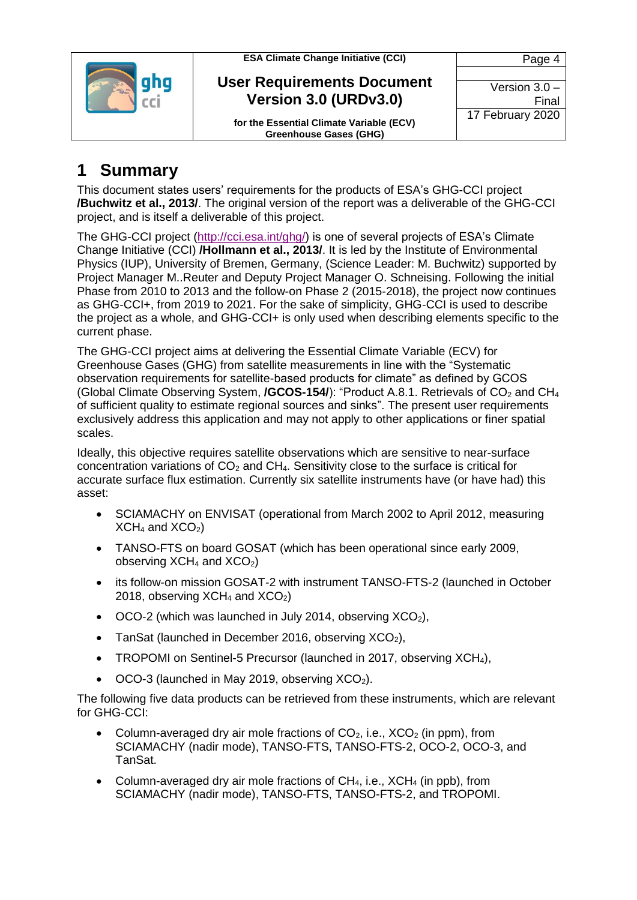# 1 Summary

This document states users' requirements for the products of ESA's GHG-CCI project **/Buchwitz et al., 2013/**. The original version of the report was a deliverable of the GHG-CCI project, and is itself a deliverable of this project.

The GHG-CCI project (http://cci.esa.int/ghg/) is one of several projects of ESA's Climate Change Initiative (CCI) **/Hollmann et al., 2013/**. It is led by the Institute of Environmental Physics (IUP), University of Bremen, Germany, (Science Leader: M. Buchwitz) supported by Project Manager M..Reuter and Deputy Project Manager O. Schneising. Following the initial Phase from 2010 to 2013 and the follow-on Phase 2 (2015-2018), the project now continues as GHG-CCI+, from 2019 to 2021. For the sake of simplicity, GHG-CCI is used to describe the project as a whole, and GHG-CCI+ is only used when describing elements specific to the current phase.

The GHG-CCI project aims at delivering the Essential Climate Variable (ECV) for Greenhouse Gases (GHG) from satellite measurements in line with the "Systematic observation requirements for satellite-based products for climate" as defined by GCOS (Global Climate Observing System, **/GCOS-154/**): "Product A.8.1. Retrievals of $CO_2$ and $CH_4$ of sufficient quality to estimate regional sources and sinks". The present user requirements exclusively address this application and may not apply to other applications or finer spatial scales.

Ideally, this objective requires satellite observations which are sensitive to near-surface concentration variations of $CO_2$ and $CH_4$. Sensitivity close to the surface is critical for accurate surface flux estimation. Currently six satellite instruments have (or have had) this asset:

- SCIAMACHY on ENVISAT (operational from March 2002 to April 2012, measuring $XCH_4$ and $XCO_2$)
- TANSO-FTS on board GOSAT (which has been operational since early 2009, observing $XCH_4$ and $XCO_2$)
- its follow-on mission GOSAT-2 with instrument TANSO-FTS-2 (launched in October 2018, observing $XCH_4$ and $XCO_2$)
- OCO-2 (which was launched in July 2014, observing $XCO_2$),
- TanSat (launched in December 2016, observing $XCO_2$),
- TROPOMI on Sentinel-5 Precursor (launched in 2017, observing $XCH_4$),
- OCO-3 (launched in May 2019, observing $XCO_2$).

The following five data products can be retrieved from these instruments, which are relevant for GHG-CCI:

- Column-averaged dry air mole fractions of $CO_2$, i.e., $XCO_2$ (in ppm), from SCIAMACHY (nadir mode), TANSO-FTS, TANSO-FTS-2, OCO-2, OCO-3, and TanSat.
- Column-averaged dry air mole fractions of $CH_4$, i.e., $XCH_4$ (in ppb), from SCIAMACHY (nadir mode), TANSO-FTS, TANSO-FTS-2, and TROPOMI.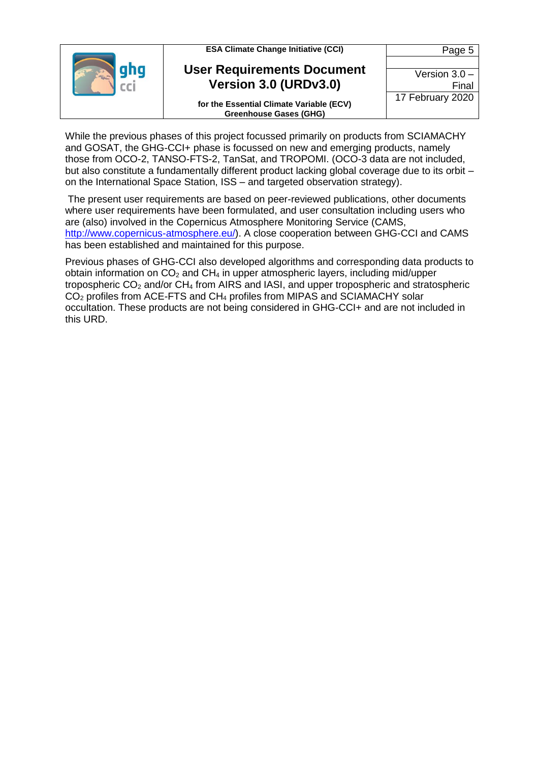While the previous phases of this project focussed primarily on products from SCIAMACHY and GOSAT, the GHG-CCI+ phase is focussed on new and emerging products, namely those from OCO-2, TANSO-FTS-2, TanSat, and TROPOMI. (OCO-3 data are not included, but also constitute a fundamentally different product lacking global coverage due to its orbit – on the International Space Station, ISS – and targeted observation strategy).

The present user requirements are based on peer-reviewed publications, other documents where user requirements have been formulated, and user consultation including users who are (also) involved in the Copernicus Atmosphere Monitoring Service (CAMS, [http://www.copernicus-atmosphere.eu/](http://www.copernicus-atmosphere.eu/)). A close cooperation between GHG-CCI and CAMS has been established and maintained for this purpose.

Previous phases of GHG-CCI also developed algorithms and corresponding data products to obtain information on $CO_2$ and $CH_4$ in upper atmospheric layers, including mid/upper tropospheric $CO_2$ and/or $CH_4$ from AIRS and IASI, and upper tropospheric and stratospheric $CO_2$ profiles from ACE-FTS and $CH_4$ profiles from MIPAS and SCIAMACHY solar occultation. These products are not being considered in GHG-CCI+ and are not included in this URD.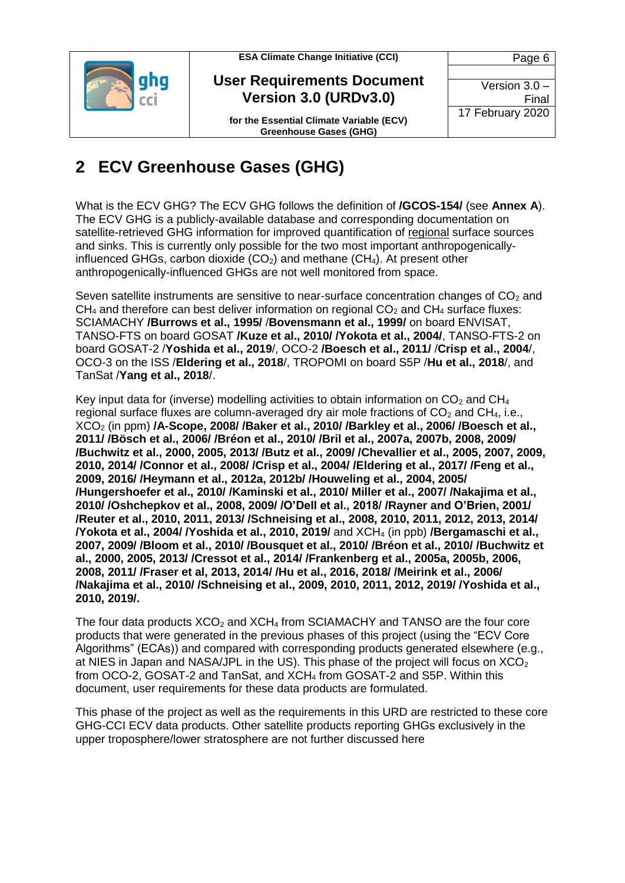# 2 ECV Greenhouse Gases (GHG)

What is the ECV GHG? The ECV GHG follows the definition of **/GCOS-154/** (see **Annex A**). The ECV GHG is a publicly-available database and corresponding documentation on satellite-retrieved GHG information for improved quantification of regional surface sources and sinks. This is currently only possible for the two most important anthropogenically-influenced GHGs, carbon dioxide ($CO_2$) and methane ($CH_4$). At present other anthropogenically-influenced GHGs are not well monitored from space.

Seven satellite instruments are sensitive to near-surface concentration changes of $CO_2$ and $CH_4$ and therefore can best deliver information on regional $CO_2$ and $CH_4$ surface fluxes: SCIAMACHY **/Burrows et al., 1995/** /**Bovensmann et al., 1999/** on board ENVISAT, TANSO-FTS on board GOSAT **/Kuze et al., 2010/ /Yokota et al., 2004/**, TANSO-FTS-2 on board GOSAT-2 /**Yoshida et al., 2019**/, OCO-2 **/Boesch et al., 2011/** /**Crisp et al., 2004**/, OCO-3 on the ISS /**Eldering et al., 2018**/, TROPOMI on board S5P /**Hu et al., 2018**/, and TanSat /**Yang et al., 2018**/.

Key input data for (inverse) modelling activities to obtain information on $CO_2$ and $CH_4$ regional surface fluxes are column-averaged dry air mole fractions of $CO_2$ and $CH_4$, i.e., $XCO_2$ (in ppm) **/A-Scope, 2008/ /Baker et al., 2010/ /Barkley et al., 2006/ /Boesch et al., 2011/ /Bösch et al., 2006/ /Bréon et al., 2010/ /Bril et al., 2007a, 2007b, 2008, 2009/ /Buchwitz et al., 2000, 2005, 2013/ /Butz et al., 2009/ /Chevallier et al., 2005, 2007, 2009, 2010, 2014/ /Connor et al., 2008/ /Crisp et al., 2004/ /Eldering et al., 2017/ /Feng et al., 2009, 2016/ /Heymann et al., 2012a, 2012b/ /Houweling et al., 2004, 2005/ /Hungershoefer et al., 2010/ /Kaminski et al., 2010/ Miller et al., 2007/ /Nakajima et al., 2010/ /Oshchepkov et al., 2008, 2009/ /O'Dell et al., 2018/ /Rayner and O'Brien, 2001/ /Reuter et al., 2010, 2011, 2013/ /Schneising et al., 2008, 2010, 2011, 2012, 2013, 2014/ /Yokota et al., 2004/ /Yoshida et al., 2010, 2019/** and $XCH_4$ (in ppb) **/Bergamaschi et al., 2007, 2009/ /Bloom et al., 2010/ /Bousquet et al., 2010/ /Bréon et al., 2010/ /Buchwitz et al., 2000, 2005, 2013/ /Cressot et al., 2014/ /Frankenberg et al., 2005a, 2005b, 2006, 2008, 2011/ /Fraser et al, 2013, 2014/ /Hu et al., 2016, 2018/ /Meirink et al., 2006/ /Nakajima et al., 2010/ /Schneising et al., 2009, 2010, 2011, 2012, 2019/ /Yoshida et al., 2010, 2019/.**

The four data products $XCO_2$ and $XCH_4$ from SCIAMACHY and TANSO are the four core products that were generated in the previous phases of this project (using the "ECV Core Algorithms" (ECAs)) and compared with corresponding products generated elsewhere (e.g., at NIES in Japan and NASA/JPL in the US). This phase of the project will focus on $XCO_2$ from OCO-2, GOSAT-2 and TanSat, and $XCH_4$ from GOSAT-2 and S5P. Within this document, user requirements for these data products are formulated.

This phase of the project as well as the requirements in this URD are restricted to these core GHG-CCI ECV data products. Other satellite products reporting GHGs exclusively in the upper troposphere/lower stratosphere are not further discussed here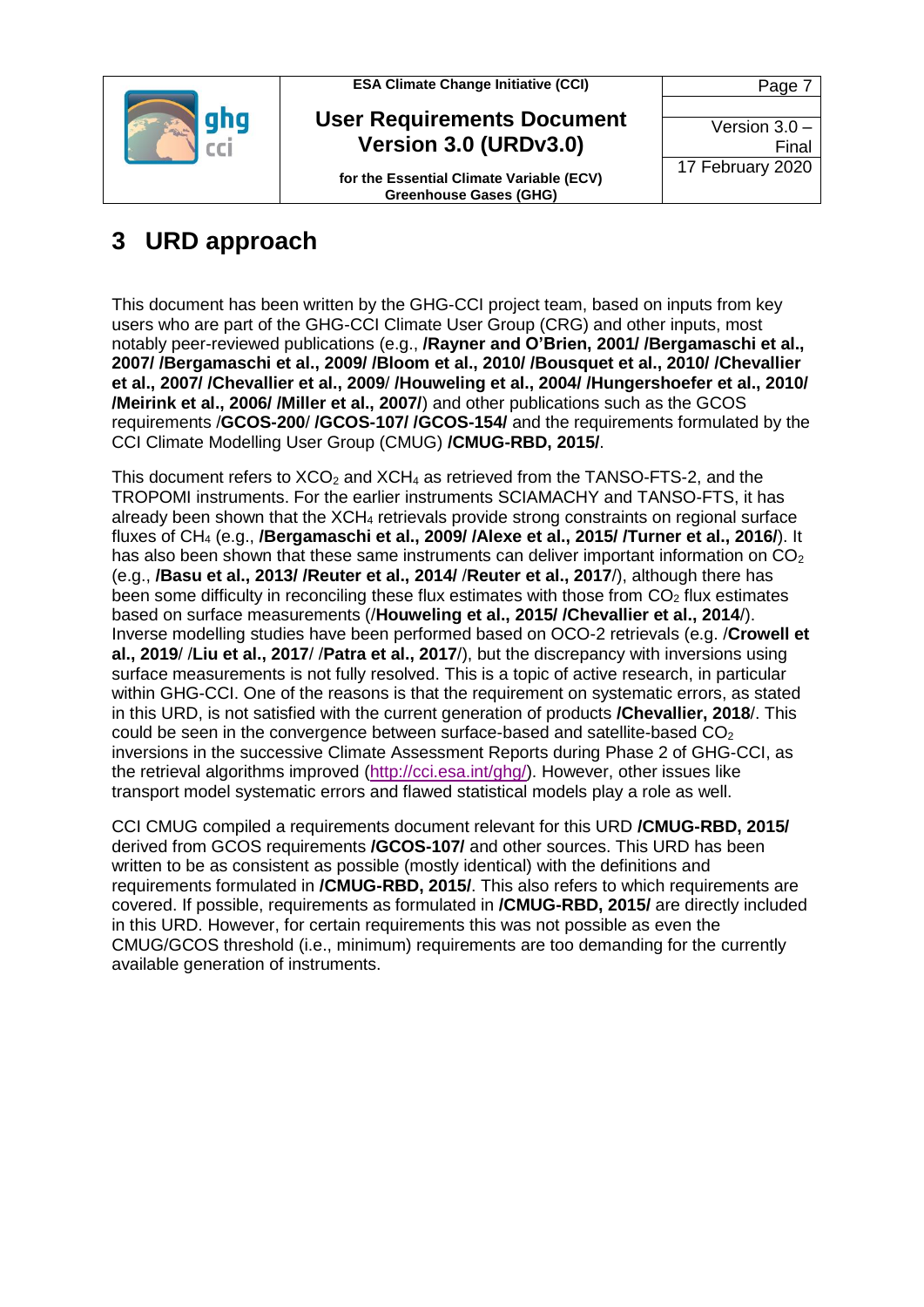# 3 URD approach

This document has been written by the GHG-CCI project team, based on inputs from key users who are part of the GHG-CCI Climate User Group (CRG) and other inputs, most notably peer-reviewed publications (e.g., **/Rayner and O'Brien, 2001/ /Bergamaschi et al., 2007/ /Bergamaschi et al., 2009/ /Bloom et al., 2010/ /Bousquet et al., 2010/ /Chevallier et al., 2007/ /Chevallier et al., 2009**/ **/Houweling et al., 2004/ /Hungershoefer et al., 2010/ /Meirink et al., 2006/ /Miller et al., 2007/**) and other publications such as the GCOS requirements /**GCOS-200**/ **/GCOS-107/ /GCOS-154/** and the requirements formulated by the CCI Climate Modelling User Group (CMUG) **/CMUG-RBD, 2015/**.

This document refers to $XCO_2$ and $XCH_4$ as retrieved from the TANSO-FTS-2, and the TROPOMI instruments. For the earlier instruments SCIAMACHY and TANSO-FTS, it has already been shown that the $XCH_4$ retrievals provide strong constraints on regional surface fluxes of $CH_4$ (e.g., **/Bergamaschi et al., 2009/ /Alexe et al., 2015/ /Turner et al., 2016/**). It has also been shown that these same instruments can deliver important information on $CO_2$ (e.g., **/Basu et al., 2013/ /Reuter et al., 2014/** /**Reuter et al., 2017**/), although there has been some difficulty in reconciling these flux estimates with those from $CO_2$ flux estimates based on surface measurements (/**Houweling et al., 2015/ /Chevallier et al., 2014**/). Inverse modelling studies have been performed based on OCO-2 retrievals (e.g. /**Crowell et al., 2019**/ /**Liu et al., 2017**/ /**Patra et al., 2017**/), but the discrepancy with inversions using surface measurements is not fully resolved. This is a topic of active research, in particular within GHG-CCI. One of the reasons is that the requirement on systematic errors, as stated in this URD, is not satisfied with the current generation of products **/Chevallier, 2018**/. This could be seen in the convergence between surface-based and satellite-based $CO_2$ inversions in the successive Climate Assessment Reports during Phase 2 of GHG-CCI, as the retrieval algorithms improved (http://cci.esa.int/ghg/). However, other issues like transport model systematic errors and flawed statistical models play a role as well.

CCI CMUG compiled a requirements document relevant for this URD **/CMUG-RBD, 2015/** derived from GCOS requirements **/GCOS-107/** and other sources. This URD has been written to be as consistent as possible (mostly identical) with the definitions and requirements formulated in **/CMUG-RBD, 2015/**. This also refers to which requirements are covered. If possible, requirements as formulated in **/CMUG-RBD, 2015/** are directly included in this URD. However, for certain requirements this was not possible as even the CMUG/GCOS threshold (i.e., minimum) requirements are too demanding for the currently available generation of instruments.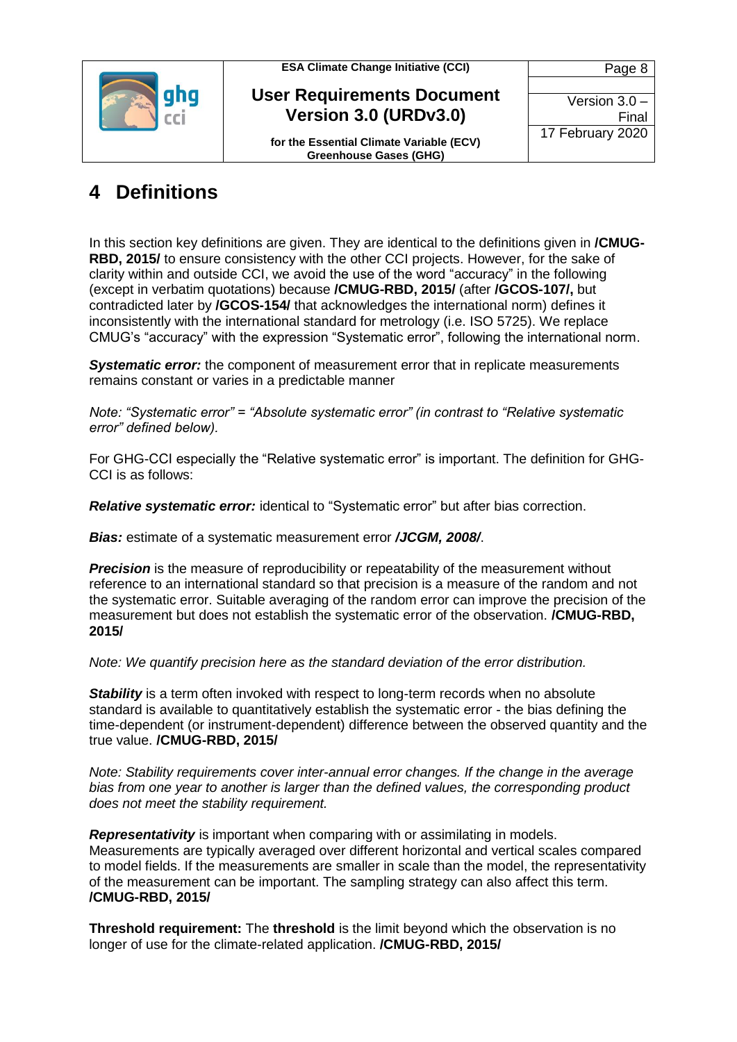# 4 Definitions

In this section key definitions are given. They are identical to the definitions given in **/CMUG-RBD, 2015/** to ensure consistency with the other CCI projects. However, for the sake of clarity within and outside CCI, we avoid the use of the word "accuracy" in the following (except in verbatim quotations) because **/CMUG-RBD, 2015/** (after **/GCOS-107/,** but contradicted later by **/GCOS-154/** that acknowledges the international norm) defines it inconsistently with the international standard for metrology (i.e. ISO 5725). We replace CMUG's "accuracy" with the expression "Systematic error", following the international norm.

***Systematic error:*** the component of measurement error that in replicate measurements remains constant or varies in a predictable manner

*Note: "Systematic error" = "Absolute systematic error" (in contrast to "Relative systematic error" defined below).*

For GHG-CCI especially the "Relative systematic error" is important. The definition for GHG-CCI is as follows:

***Relative systematic error:*** identical to "Systematic error" but after bias correction.

***Bias:*** estimate of a systematic measurement error ***/JCGM, 2008/***.

***Precision*** is the measure of reproducibility or repeatability of the measurement without reference to an international standard so that precision is a measure of the random and not the systematic error. Suitable averaging of the random error can improve the precision of the measurement but does not establish the systematic error of the observation. **/CMUG-RBD, 2015/**

*Note: We quantify precision here as the standard deviation of the error distribution.*

***Stability*** is a term often invoked with respect to long-term records when no absolute standard is available to quantitatively establish the systematic error - the bias defining the time-dependent (or instrument-dependent) difference between the observed quantity and the true value. **/CMUG-RBD, 2015/**

*Note: Stability requirements cover inter-annual error changes. If the change in the average bias from one year to another is larger than the defined values, the corresponding product does not meet the stability requirement.*

***Representativity*** is important when comparing with or assimilating in models. Measurements are typically averaged over different horizontal and vertical scales compared to model fields. If the measurements are smaller in scale than the model, the representativity of the measurement can be important. The sampling strategy can also affect this term. **/CMUG-RBD, 2015/**

**Threshold requirement:** The **threshold** is the limit beyond which the observation is no longer of use for the climate-related application. **/CMUG-RBD, 2015/**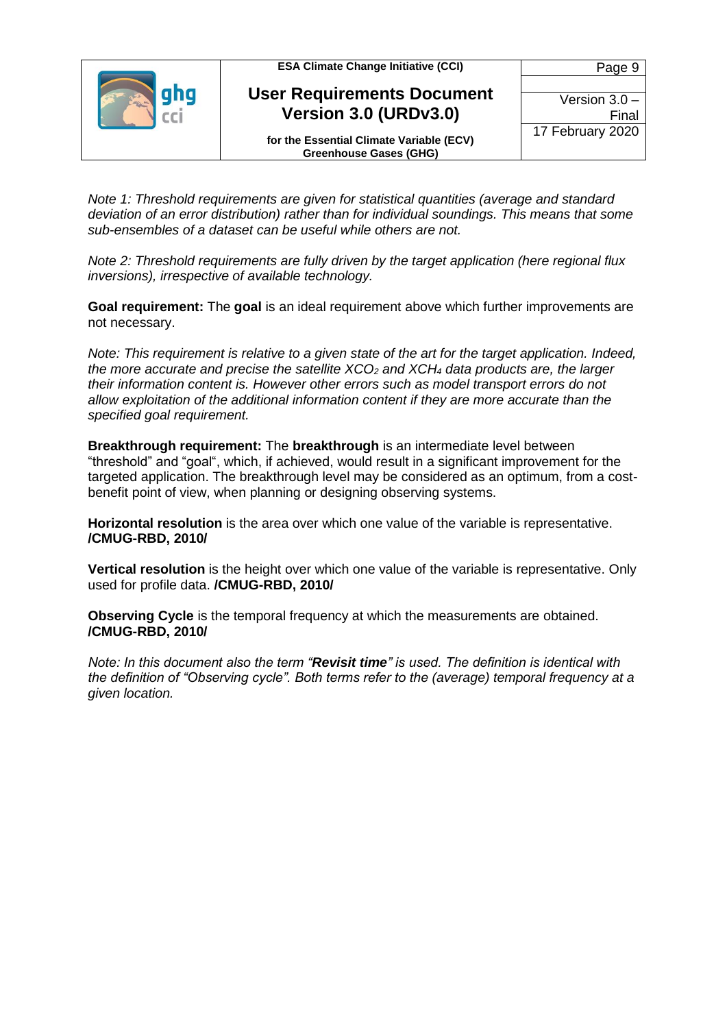*Note 1: Threshold requirements are given for statistical quantities (average and standard deviation of an error distribution) rather than for individual soundings. This means that some sub-ensembles of a dataset can be useful while others are not.*

*Note 2: Threshold requirements are fully driven by the target application (here regional flux inversions), irrespective of available technology.*

**Goal requirement:** The **goal** is an ideal requirement above which further improvements are not necessary.

*Note: This requirement is relative to a given state of the art for the target application. Indeed, the more accurate and precise the satellite $XCO_2$ and $XCH_4$ data products are, the larger their information content is. However other errors such as model transport errors do not allow exploitation of the additional information content if they are more accurate than the specified goal requirement.*

**Breakthrough requirement:** The **breakthrough** is an intermediate level between "threshold" and "goal", which, if achieved, would result in a significant improvement for the targeted application. The breakthrough level may be considered as an optimum, from a cost-benefit point of view, when planning or designing observing systems.

**Horizontal resolution** is the area over which one value of the variable is representative. **/CMUG-RBD, 2010/**

**Vertical resolution** is the height over which one value of the variable is representative. Only used for profile data. **/CMUG-RBD, 2010/**

**Observing Cycle** is the temporal frequency at which the measurements are obtained. **/CMUG-RBD, 2010/**

*Note: In this document also the term "**Revisit time**" is used. The definition is identical with the definition of "Observing cycle". Both terms refer to the (average) temporal frequency at a given location.*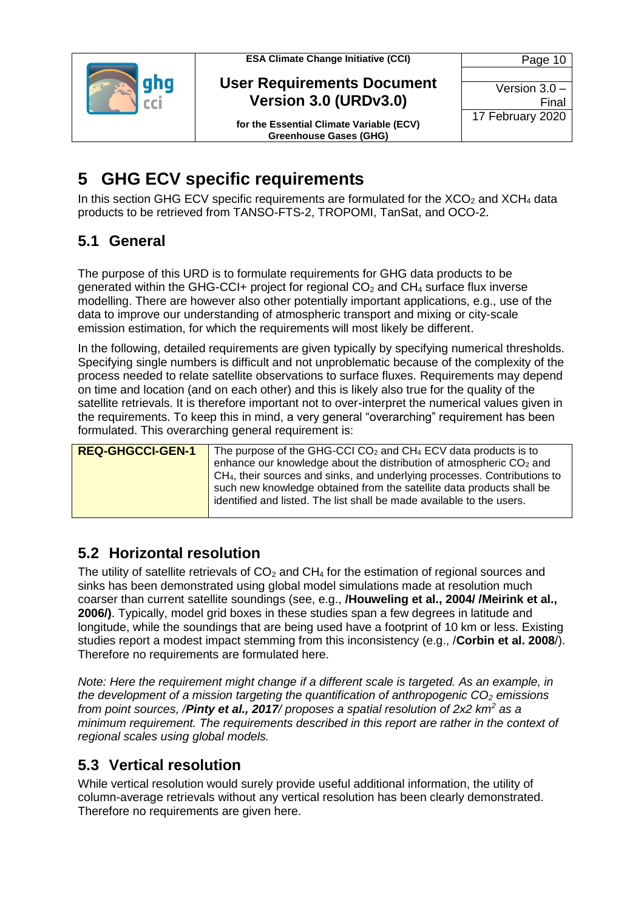# 5 GHG ECV specific requirements

In this section GHG ECV specific requirements are formulated for the $XCO_2$ and $XCH_4$ data products to be retrieved from TANSO-FTS-2, TROPOMI, TanSat, and OCO-2.

## 5.1 General

The purpose of this URD is to formulate requirements for GHG data products to be generated within the GHG-CCI+ project for regional $CO_2$ and $CH_4$ surface flux inverse modelling. There are however also other potentially important applications, e.g., use of the data to improve our understanding of atmospheric transport and mixing or city-scale emission estimation, for which the requirements will most likely be different.

In the following, detailed requirements are given typically by specifying numerical thresholds. Specifying single numbers is difficult and not unproblematic because of the complexity of the process needed to relate satellite observations to surface fluxes. Requirements may depend on time and location (and on each other) and this is likely also true for the quality of the satellite retrievals. It is therefore important not to over-interpret the numerical values given in the requirements. To keep this in mind, a very general "overarching" requirement has been formulated. This overarching general requirement is:

| REQ-GHGCCI-GEN-1 | The purpose of the GHG-CCI $CO_2$ and $CH_4$ ECV data products is to enhance our knowledge about the distribution of atmospheric $CO_2$ and $CH_4$, their sources and sinks, and underlying processes. Contributions to such new knowledge obtained from the satellite data products shall be identified and listed. The list shall be made available to the users. |
|---|---|

## 5.2 Horizontal resolution

The utility of satellite retrievals of $CO_2$ and $CH_4$ for the estimation of regional sources and sinks has been demonstrated using global model simulations made at resolution much coarser than current satellite soundings (see, e.g., **/Houweling et al., 2004/ /Meirink et al., 2006/)**. Typically, model grid boxes in these studies span a few degrees in latitude and longitude, while the soundings that are being used have a footprint of 10 km or less. Existing studies report a modest impact stemming from this inconsistency (e.g., /**Corbin et al. 2008**/). Therefore no requirements are formulated here.

*Note: Here the requirement might change if a different scale is targeted. As an example, in the development of a mission targeting the quantification of anthropogenic $CO_2$ emissions from point sources, /**Pinty et al., 2017**/ proposes a spatial resolution of 2x2 $km^2$ as a minimum requirement. The requirements described in this report are rather in the context of regional scales using global models.*

## 5.3 Vertical resolution

While vertical resolution would surely provide useful additional information, the utility of column-average retrievals without any vertical resolution has been clearly demonstrated. Therefore no requirements are given here.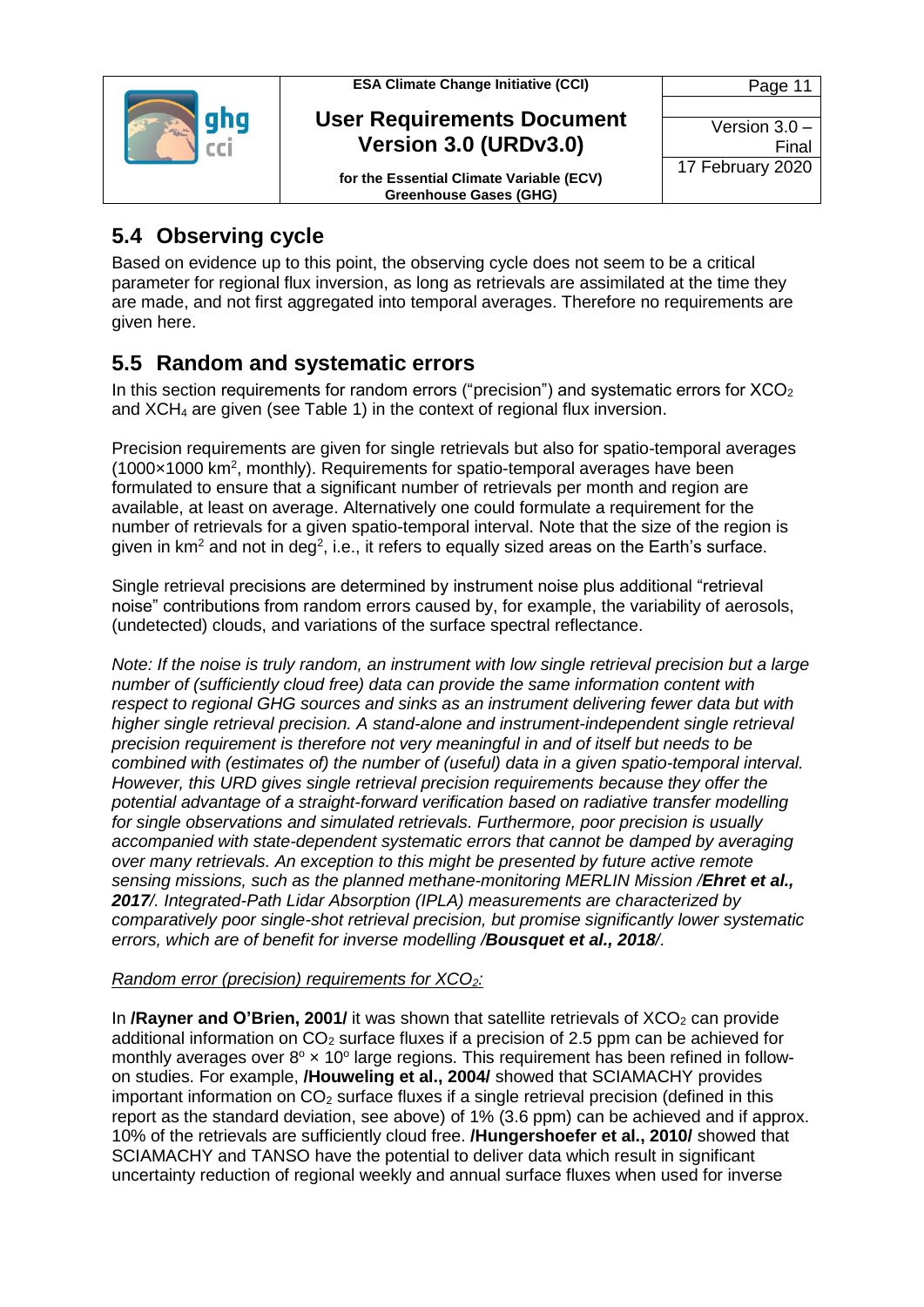## 5.4 Observing cycle

Based on evidence up to this point, the observing cycle does not seem to be a critical parameter for regional flux inversion, as long as retrievals are assimilated at the time they are made, and not first aggregated into temporal averages. Therefore no requirements are given here.

## 5.5 Random and systematic errors

In this section requirements for random errors ("precision") and systematic errors for $XCO_2$ and $XCH_4$ are given (see Table 1) in the context of regional flux inversion.

Precision requirements are given for single retrievals but also for spatio-temporal averages (1000×1000 km$^2$, monthly). Requirements for spatio-temporal averages have been formulated to ensure that a significant number of retrievals per month and region are available, at least on average. Alternatively one could formulate a requirement for the number of retrievals for a given spatio-temporal interval. Note that the size of the region is given in km$^2$ and not in deg$^2$, i.e., it refers to equally sized areas on the Earth's surface.

Single retrieval precisions are determined by instrument noise plus additional "retrieval noise" contributions from random errors caused by, for example, the variability of aerosols, (undetected) clouds, and variations of the surface spectral reflectance.

*Note: If the noise is truly random, an instrument with low single retrieval precision but a large number of (sufficiently cloud free) data can provide the same information content with respect to regional GHG sources and sinks as an instrument delivering fewer data but with higher single retrieval precision. A stand-alone and instrument-independent single retrieval precision requirement is therefore not very meaningful in and of itself but needs to be combined with (estimates of) the number of (useful) data in a given spatio-temporal interval. However, this URD gives single retrieval precision requirements because they offer the potential advantage of a straight-forward verification based on radiative transfer modelling for single observations and simulated retrievals. Furthermore, poor precision is usually accompanied with state-dependent systematic errors that cannot be damped by averaging over many retrievals. An exception to this might be presented by future active remote sensing missions, such as the planned methane-monitoring MERLIN Mission /**Ehret et al., 2017**/. Integrated-Path Lidar Absorption (IPLA) measurements are characterized by comparatively poor single-shot retrieval precision, but promise significantly lower systematic errors, which are of benefit for inverse modelling /**Bousquet et al., 2018**/.*

*<u>Random error (precision) requirements for $XCO_2$:</u>*

In **/Rayner and O'Brien, 2001/** it was shown that satellite retrievals of $XCO_2$ can provide additional information on $CO_2$ surface fluxes if a precision of 2.5 ppm can be achieved for monthly averages over $8^o \times 10^o$ large regions. This requirement has been refined in follow-on studies. For example, **/Houweling et al., 2004/** showed that SCIAMACHY provides important information on $CO_2$ surface fluxes if a single retrieval precision (defined in this report as the standard deviation, see above) of 1% (3.6 ppm) can be achieved and if approx. 10% of the retrievals are sufficiently cloud free. **/Hungershoefer et al., 2010/** showed that SCIAMACHY and TANSO have the potential to deliver data which result in significant uncertainty reduction of regional weekly and annual surface fluxes when used for inverse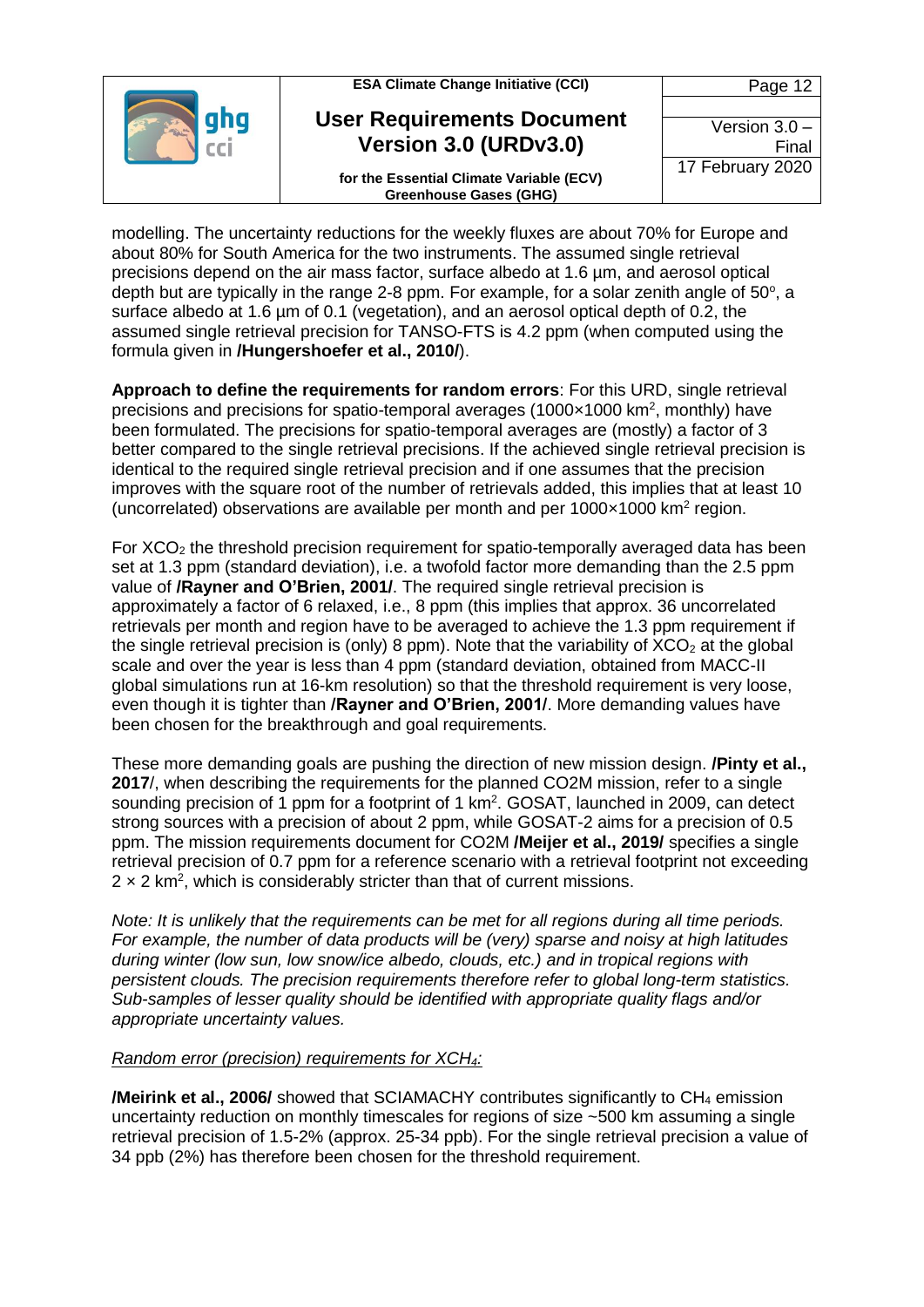modelling. The uncertainty reductions for the weekly fluxes are about 70% for Europe and about 80% for South America for the two instruments. The assumed single retrieval precisions depend on the air mass factor, surface albedo at 1.6 µm, and aerosol optical depth but are typically in the range 2-8 ppm. For example, for a solar zenith angle of 50°, a surface albedo at 1.6 µm of 0.1 (vegetation), and an aerosol optical depth of 0.2, the assumed single retrieval precision for TANSO-FTS is 4.2 ppm (when computed using the formula given in **/Hungershoefer et al., 2010/**).

**Approach to define the requirements for random errors**: For this URD, single retrieval precisions and precisions for spatio-temporal averages (1000×1000 km$^2$, monthly) have been formulated. The precisions for spatio-temporal averages are (mostly) a factor of 3 better compared to the single retrieval precisions. If the achieved single retrieval precision is identical to the required single retrieval precision and if one assumes that the precision improves with the square root of the number of retrievals added, this implies that at least 10 (uncorrelated) observations are available per month and per 1000×1000 km$^2$ region.

For $XCO_2$ the threshold precision requirement for spatio-temporally averaged data has been set at 1.3 ppm (standard deviation), i.e. a twofold factor more demanding than the 2.5 ppm value of **/Rayner and O'Brien, 2001/**. The required single retrieval precision is approximately a factor of 6 relaxed, i.e., 8 ppm (this implies that approx. 36 uncorrelated retrievals per month and region have to be averaged to achieve the 1.3 ppm requirement if the single retrieval precision is (only) 8 ppm). Note that the variability of $XCO_2$ at the global scale and over the year is less than 4 ppm (standard deviation, obtained from MACC-II global simulations run at 16-km resolution) so that the threshold requirement is very loose, even though it is tighter than **/Rayner and O'Brien, 2001/**. More demanding values have been chosen for the breakthrough and goal requirements.

These more demanding goals are pushing the direction of new mission design. **/Pinty et al., 2017**/, when describing the requirements for the planned CO2M mission, refer to a single sounding precision of 1 ppm for a footprint of 1 km$^2$. GOSAT, launched in 2009, can detect strong sources with a precision of about 2 ppm, while GOSAT-2 aims for a precision of 0.5 ppm. The mission requirements document for CO2M **/Meijer et al., 2019/** specifies a single retrieval precision of 0.7 ppm for a reference scenario with a retrieval footprint not exceeding 2 × 2 km$^2$, which is considerably stricter than that of current missions.

*Note: It is unlikely that the requirements can be met for all regions during all time periods. For example, the number of data products will be (very) sparse and noisy at high latitudes during winter (low sun, low snow/ice albedo, clouds, etc.) and in tropical regions with persistent clouds. The precision requirements therefore refer to global long-term statistics. Sub-samples of lesser quality should be identified with appropriate quality flags and/or appropriate uncertainty values.*

*Random error (precision) requirements for $XCH_4$:*

**/Meirink et al., 2006/** showed that SCIAMACHY contributes significantly to $CH_4$ emission uncertainty reduction on monthly timescales for regions of size ~500 km assuming a single retrieval precision of 1.5-2% (approx. 25-34 ppb). For the single retrieval precision a value of 34 ppb (2%) has therefore been chosen for the threshold requirement.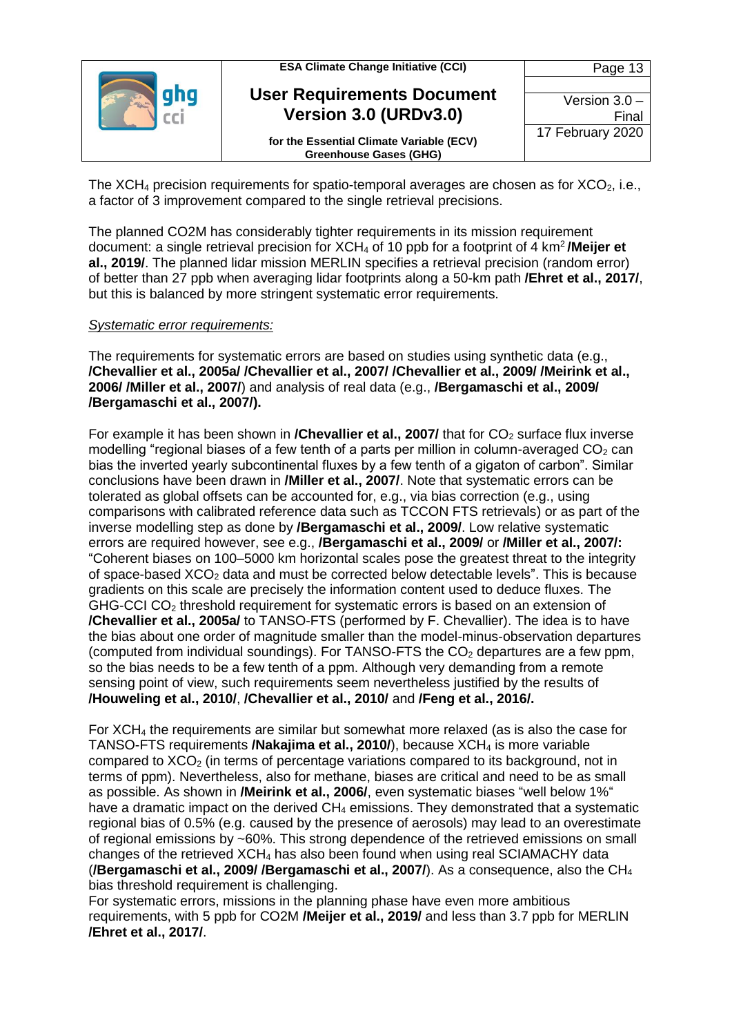The $XCH_4$ precision requirements for spatio-temporal averages are chosen as for $XCO_2$, i.e., a factor of 3 improvement compared to the single retrieval precisions.

The planned CO2M has considerably tighter requirements in its mission requirement document: a single retrieval precision for $XCH_4$ of 10 ppb for a footprint of 4 $km^2$ **/Meijer et al., 2019/**. The planned lidar mission MERLIN specifies a retrieval precision (random error) of better than 27 ppb when averaging lidar footprints along a 50-km path **/Ehret et al., 2017/**, but this is balanced by more stringent systematic error requirements.

*Systematic error requirements:*

The requirements for systematic errors are based on studies using synthetic data (e.g., **/Chevallier et al., 2005a/ /Chevallier et al., 2007/ /Chevallier et al., 2009/ /Meirink et al., 2006/ /Miller et al., 2007/**) and analysis of real data (e.g., **/Bergamaschi et al., 2009/ /Bergamaschi et al., 2007/).**

For example it has been shown in **/Chevallier et al., 2007/** that for $CO_2$ surface flux inverse modelling "regional biases of a few tenth of a parts per million in column-averaged $CO_2$ can bias the inverted yearly subcontinental fluxes by a few tenth of a gigaton of carbon". Similar conclusions have been drawn in **/Miller et al., 2007/**. Note that systematic errors can be tolerated as global offsets can be accounted for, e.g., via bias correction (e.g., using comparisons with calibrated reference data such as TCCON FTS retrievals) or as part of the inverse modelling step as done by **/Bergamaschi et al., 2009/**. Low relative systematic errors are required however, see e.g., **/Bergamaschi et al., 2009/** or **/Miller et al., 2007/:** "Coherent biases on 100–5000 km horizontal scales pose the greatest threat to the integrity of space-based $XCO_2$ data and must be corrected below detectable levels". This is because gradients on this scale are precisely the information content used to deduce fluxes. The GHG-CCI $CO_2$ threshold requirement for systematic errors is based on an extension of **/Chevallier et al., 2005a/** to TANSO-FTS (performed by F. Chevallier). The idea is to have the bias about one order of magnitude smaller than the model-minus-observation departures (computed from individual soundings). For TANSO-FTS the $CO_2$ departures are a few ppm, so the bias needs to be a few tenth of a ppm. Although very demanding from a remote sensing point of view, such requirements seem nevertheless justified by the results of **/Houweling et al., 2010/**, **/Chevallier et al., 2010/** and **/Feng et al., 2016/.**

For $XCH_4$ the requirements are similar but somewhat more relaxed (as is also the case for TANSO-FTS requirements **/Nakajima et al., 2010/**), because $XCH_4$ is more variable compared to $XCO_2$ (in terms of percentage variations compared to its background, not in terms of ppm). Nevertheless, also for methane, biases are critical and need to be as small as possible. As shown in **/Meirink et al., 2006/**, even systematic biases "well below 1%" have a dramatic impact on the derived $CH_4$ emissions. They demonstrated that a systematic regional bias of 0.5% (e.g. caused by the presence of aerosols) may lead to an overestimate of regional emissions by ~60%. This strong dependence of the retrieved emissions on small changes of the retrieved $XCH_4$ has also been found when using real SCIAMACHY data (**/Bergamaschi et al., 2009/ /Bergamaschi et al., 2007/**). As a consequence, also the $CH_4$ bias threshold requirement is challenging.
For systematic errors, missions in the planning phase have even more ambitious requirements, with 5 ppb for CO2M **/Meijer et al., 2019/** and less than 3.7 ppb for MERLIN **/Ehret et al., 2017/**.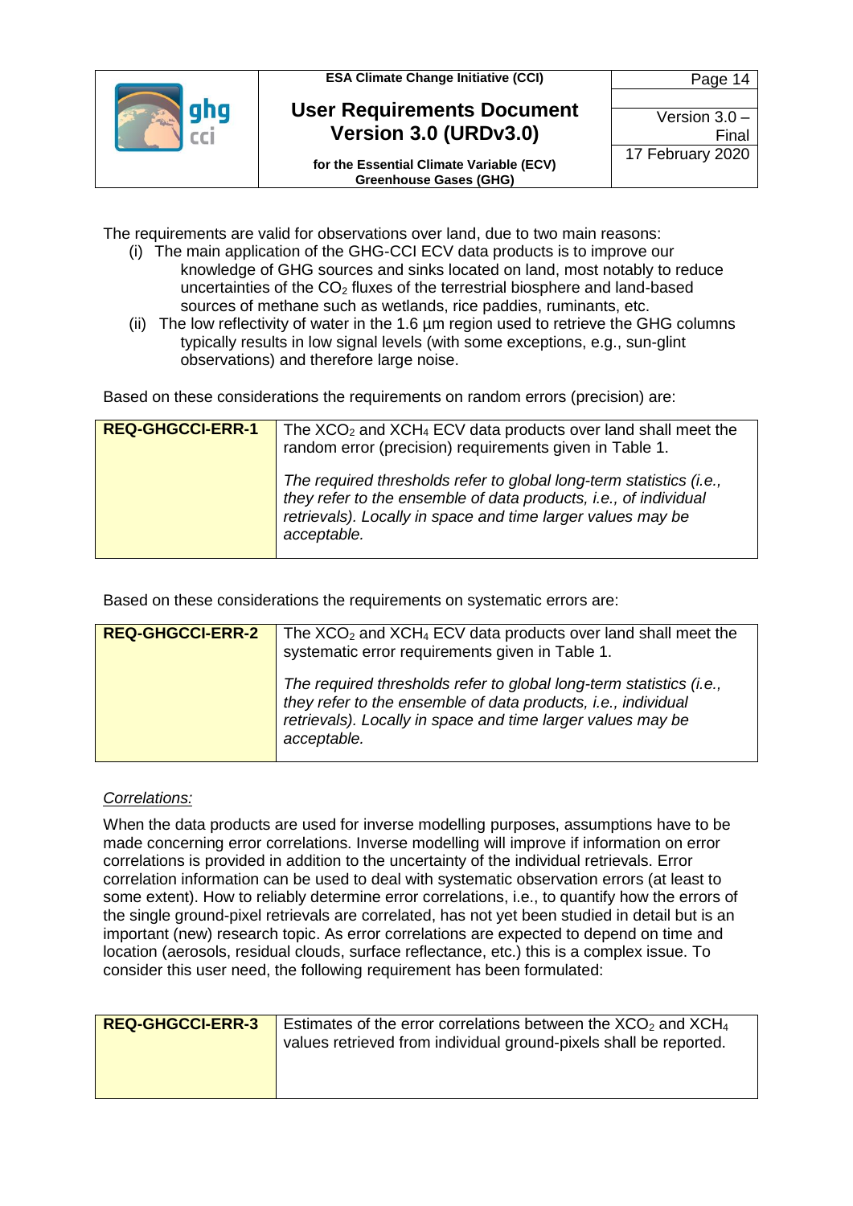The requirements are valid for observations over land, due to two main reasons:

(i) The main application of the GHG-CCI ECV data products is to improve our knowledge of GHG sources and sinks located on land, most notably to reduce uncertainties of the $CO_2$ fluxes of the terrestrial biosphere and land-based sources of methane such as wetlands, rice paddies, ruminants, etc.

(ii) The low reflectivity of water in the 1.6 µm region used to retrieve the GHG columns typically results in low signal levels (with some exceptions, e.g., sun-glint observations) and therefore large noise.

Based on these considerations the requirements on random errors (precision) are:

| **REQ-GHGCCI-ERR-1** | The $XCO_2$ and $XCH_4$ ECV data products over land shall meet the random error (precision) requirements given in Table 1.<br><br>*The required thresholds refer to global long-term statistics (i.e., they refer to the ensemble of data products, i.e., of individual retrievals). Locally in space and time larger values may be acceptable.* |
|---|---|

Based on these considerations the requirements on systematic errors are:

| **REQ-GHGCCI-ERR-2** | The $XCO_2$ and $XCH_4$ ECV data products over land shall meet the systematic error requirements given in Table 1.<br><br>*The required thresholds refer to global long-term statistics (i.e., they refer to the ensemble of data products, i.e., individual retrievals). Locally in space and time larger values may be acceptable.* |
|---|---|

<u>*Correlations:*</u>

When the data products are used for inverse modelling purposes, assumptions have to be made concerning error correlations. Inverse modelling will improve if information on error correlations is provided in addition to the uncertainty of the individual retrievals. Error correlation information can be used to deal with systematic observation errors (at least to some extent). How to reliably determine error correlations, i.e., to quantify how the errors of the single ground-pixel retrievals are correlated, has not yet been studied in detail but is an important (new) research topic. As error correlations are expected to depend on time and location (aerosols, residual clouds, surface reflectance, etc.) this is a complex issue. To consider this user need, the following requirement has been formulated:

| **REQ-GHGCCI-ERR-3** | Estimates of the error correlations between the $XCO_2$ and $XCH_4$ values retrieved from individual ground-pixels shall be reported. |
|---|---|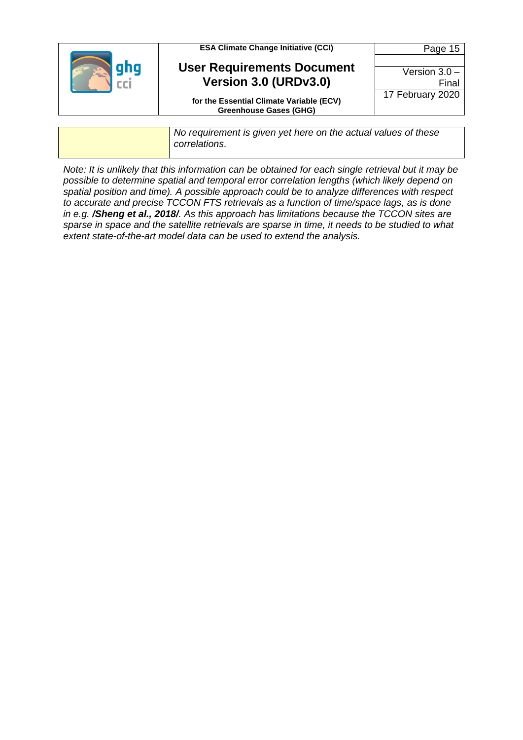| | *No requirement is given yet here on the actual values of these correlations*. |
|---|---|

*Note: It is unlikely that this information can be obtained for each single retrieval but it may be possible to determine spatial and temporal error correlation lengths (which likely depend on spatial position and time). A possible approach could be to analyze differences with respect to accurate and precise TCCON FTS retrievals as a function of time/space lags, as is done in e.g.* ***/Sheng et al., 2018/****. As this approach has limitations because the TCCON sites are sparse in space and the satellite retrievals are sparse in time, it needs to be studied to what extent state-of-the-art model data can be used to extend the analysis.*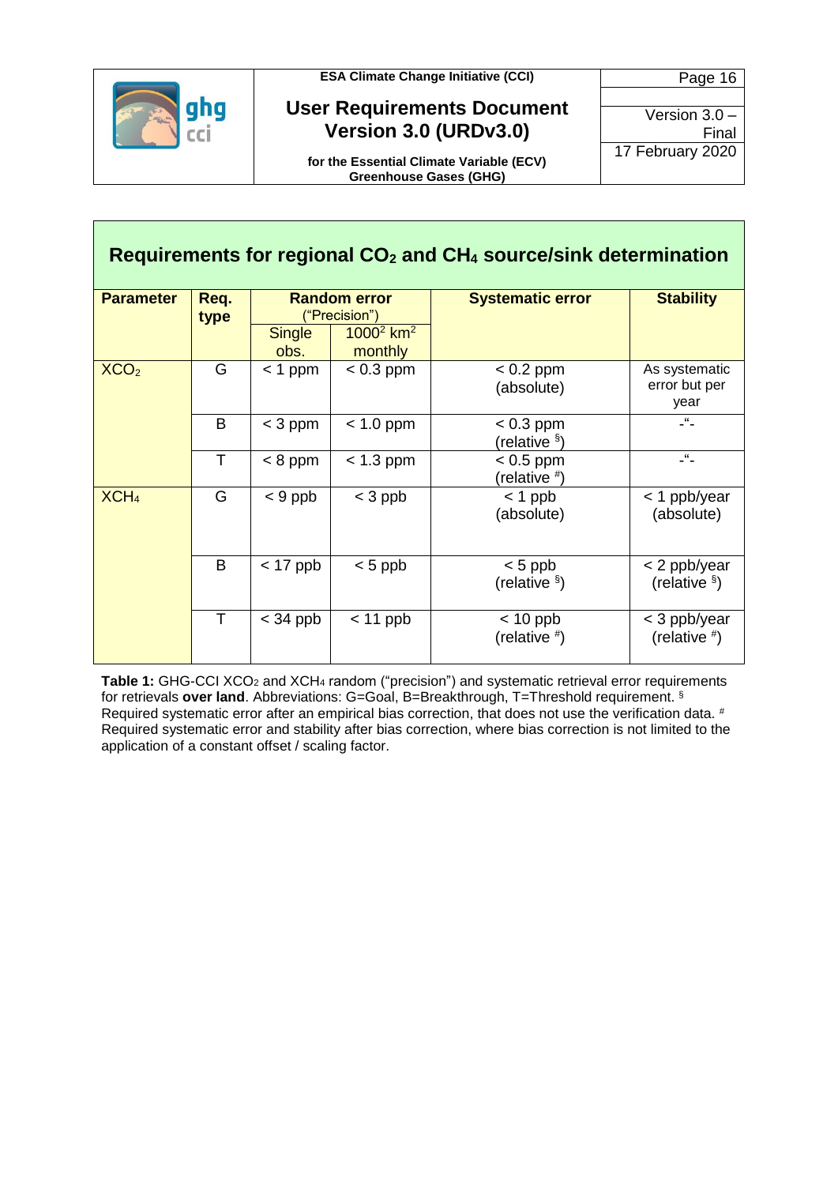| Requirements for regional $CO_2$ and $CH_4$ source/sink determination | | | | | |
|---|---|---|---|---|---|
| **Parameter** | **Req. type** | **Random error** ("Precision") | | **Systematic error** | **Stability** |
| | | Single obs. | $1000^2$ $km^2$ monthly | | |
| $XCO_2$ | G | < 1 ppm | < 0.3 ppm | < 0.2 ppm (absolute) | As systematic error but per year |
| | B | < 3 ppm | < 1.0 ppm | < 0.3 ppm (relative [§]) | -"- |
| | T | < 8 ppm | < 1.3 ppm | < 0.5 ppm (relative [#]) | -"- |
| $XCH_4$ | G | < 9 ppb | < 3 ppb | < 1 ppb (absolute) | < 1 ppb/year (absolute) |
| | B | < 17 ppb | < 5 ppb | < 5 ppb (relative [§]) | < 2 ppb/year (relative [§]) |
| | T | < 34 ppb | < 11 ppb | < 10 ppb (relative [#]) | < 3 ppb/year (relative [#]) |

**Table 1:** GHG-CCI $XCO_2$ and $XCH_4$ random ("precision") and systematic retrieval error requirements for retrievals **over land**. Abbreviations: G=Goal, B=Breakthrough, T=Threshold requirement. [§] Required systematic error after an empirical bias correction, that does not use the verification data. [#] Required systematic error and stability after bias correction, where bias correction is not limited to the application of a constant offset / scaling factor.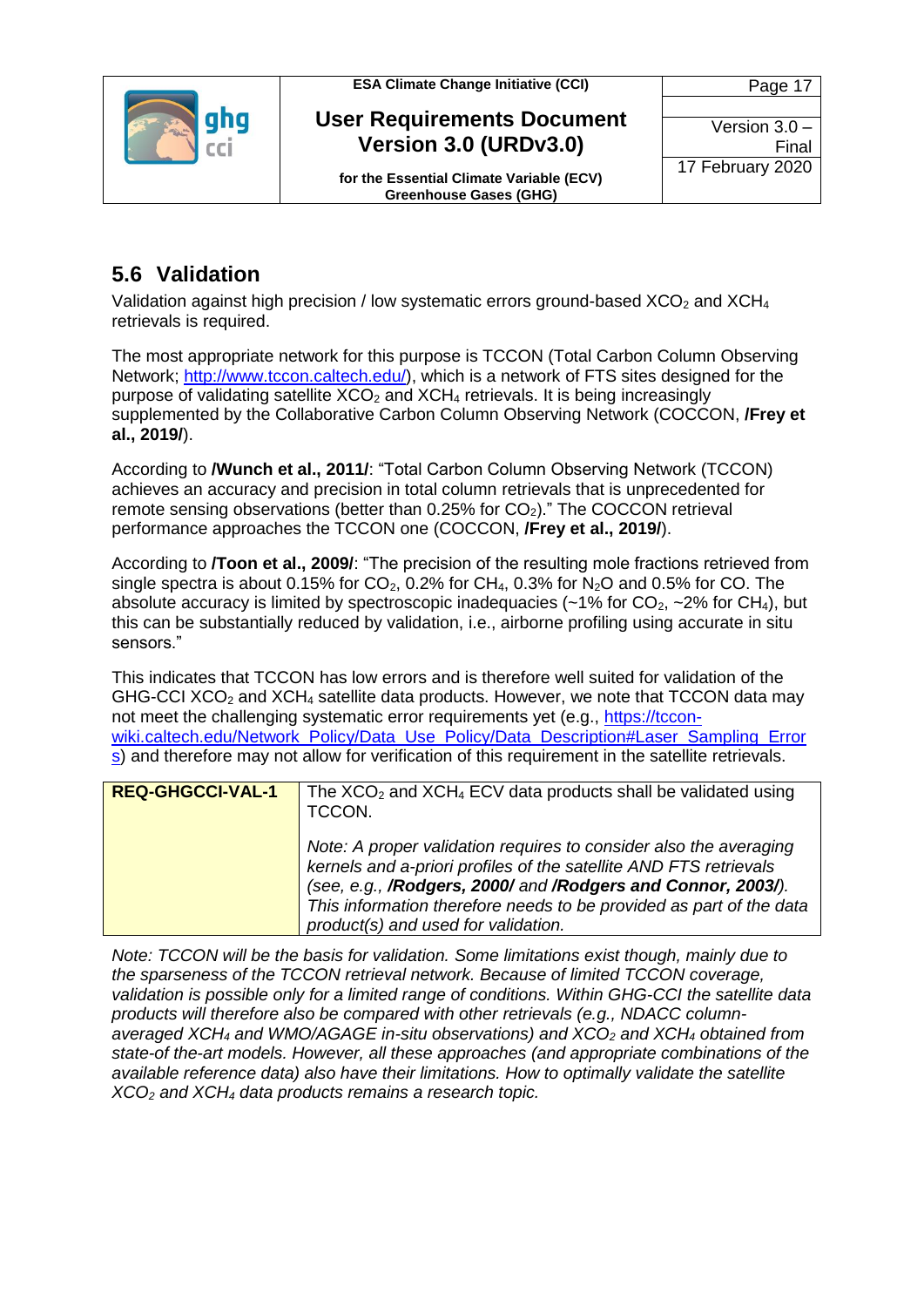## 5.6 Validation

Validation against high precision / low systematic errors ground-based $XCO_2$ and $XCH_4$ retrievals is required.

The most appropriate network for this purpose is TCCON (Total Carbon Column Observing Network; http://www.tccon.caltech.edu/), which is a network of FTS sites designed for the purpose of validating satellite $XCO_2$ and $XCH_4$ retrievals. It is being increasingly supplemented by the Collaborative Carbon Column Observing Network (COCCON, **/Frey et al., 2019/**).

According to **/Wunch et al., 2011/**: "Total Carbon Column Observing Network (TCCON) achieves an accuracy and precision in total column retrievals that is unprecedented for remote sensing observations (better than 0.25% for $CO_2$)." The COCCON retrieval performance approaches the TCCON one (COCCON, **/Frey et al., 2019/**).

According to **/Toon et al., 2009/**: "The precision of the resulting mole fractions retrieved from single spectra is about 0.15% for $CO_2$, 0.2% for $CH_4$, 0.3% for $N_2O$ and 0.5% for CO. The absolute accuracy is limited by spectroscopic inadequacies (~1% for $CO_2$, ~2% for $CH_4$), but this can be substantially reduced by validation, i.e., airborne profiling using accurate in situ sensors."

This indicates that TCCON has low errors and is therefore well suited for validation of the GHG-CCI $XCO_2$ and $XCH_4$ satellite data products. However, we note that TCCON data may not meet the challenging systematic error requirements yet (e.g., https://tccon-wiki.caltech.edu/Network_Policy/Data_Use_Policy/Data_Description#Laser_Sampling_Errors) and therefore may not allow for verification of this requirement in the satellite retrievals.

| **REQ-GHGCCI-VAL-1** | The $XCO_2$ and $XCH_4$ ECV data products shall be validated using TCCON.<br><br>*Note: A proper validation requires to consider also the averaging kernels and a-priori profiles of the satellite AND FTS retrievals (see, e.g., **/Rodgers, 2000/** and **/Rodgers and Connor, 2003/**). This information therefore needs to be provided as part of the data product(s) and used for validation.* |
|---|---|

*Note: TCCON will be the basis for validation. Some limitations exist though, mainly due to the sparseness of the TCCON retrieval network. Because of limited TCCON coverage, validation is possible only for a limited range of conditions. Within GHG-CCI the satellite data products will therefore also be compared with other retrievals (e.g., NDACC column-averaged $XCH_4$ and WMO/AGAGE in-situ observations) and $XCO_2$ and $XCH_4$ obtained from state-of the-art models. However, all these approaches (and appropriate combinations of the available reference data) also have their limitations. How to optimally validate the satellite $XCO_2$ and $XCH_4$ data products remains a research topic.*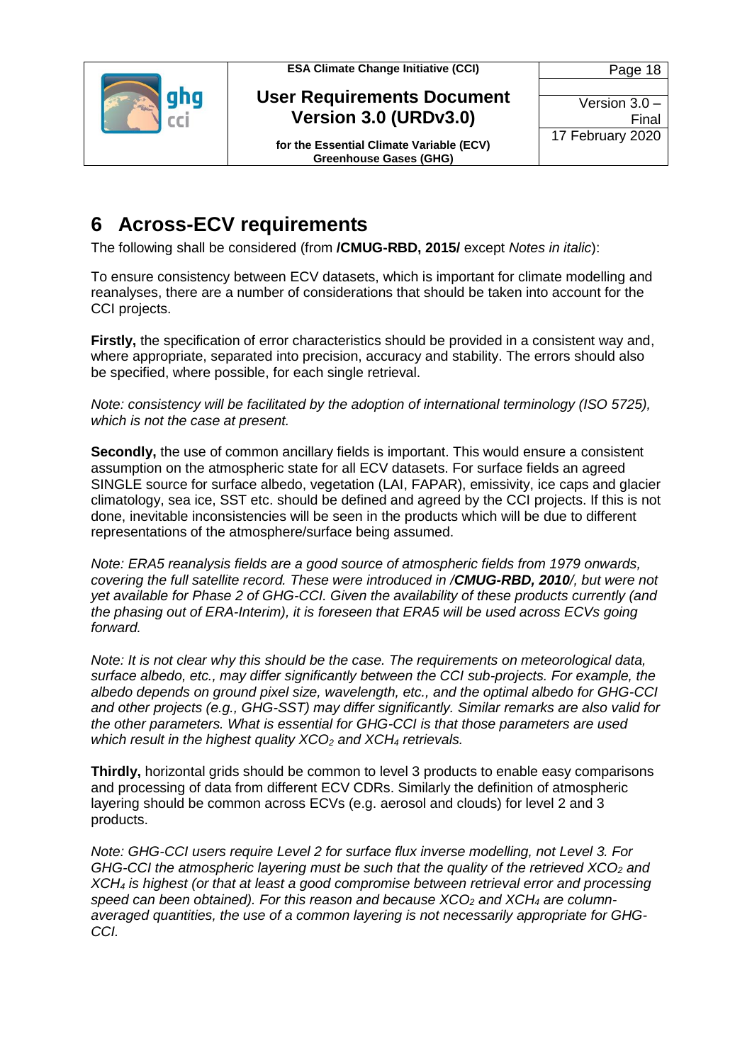# 6 Across-ECV requirements

The following shall be considered (from **/CMUG-RBD, 2015/** except *Notes in italic*):

To ensure consistency between ECV datasets, which is important for climate modelling and reanalyses, there are a number of considerations that should be taken into account for the CCI projects.

**Firstly,** the specification of error characteristics should be provided in a consistent way and, where appropriate, separated into precision, accuracy and stability. The errors should also be specified, where possible, for each single retrieval.

*Note: consistency will be facilitated by the adoption of international terminology (ISO 5725), which is not the case at present.*

**Secondly,** the use of common ancillary fields is important. This would ensure a consistent assumption on the atmospheric state for all ECV datasets. For surface fields an agreed SINGLE source for surface albedo, vegetation (LAI, FAPAR), emissivity, ice caps and glacier climatology, sea ice, SST etc. should be defined and agreed by the CCI projects. If this is not done, inevitable inconsistencies will be seen in the products which will be due to different representations of the atmosphere/surface being assumed.

*Note: ERA5 reanalysis fields are a good source of atmospheric fields from 1979 onwards, covering the full satellite record. These were introduced in /**CMUG-RBD, 2010**/, but were not yet available for Phase 2 of GHG-CCI. Given the availability of these products currently (and the phasing out of ERA-Interim), it is foreseen that ERA5 will be used across ECVs going forward.*

*Note: It is not clear why this should be the case. The requirements on meteorological data, surface albedo, etc., may differ significantly between the CCI sub-projects. For example, the albedo depends on ground pixel size, wavelength, etc., and the optimal albedo for GHG-CCI and other projects (e.g., GHG-SST) may differ significantly. Similar remarks are also valid for the other parameters. What is essential for GHG-CCI is that those parameters are used which result in the highest quality $XCO_2$ and $XCH_4$ retrievals.*

**Thirdly,** horizontal grids should be common to level 3 products to enable easy comparisons and processing of data from different ECV CDRs. Similarly the definition of atmospheric layering should be common across ECVs (e.g. aerosol and clouds) for level 2 and 3 products.

*Note: GHG-CCI users require Level 2 for surface flux inverse modelling, not Level 3. For GHG-CCI the atmospheric layering must be such that the quality of the retrieved $XCO_2$ and $XCH_4$ is highest (or that at least a good compromise between retrieval error and processing speed can been obtained). For this reason and because $XCO_2$ and $XCH_4$ are column-averaged quantities, the use of a common layering is not necessarily appropriate for GHG-CCI.*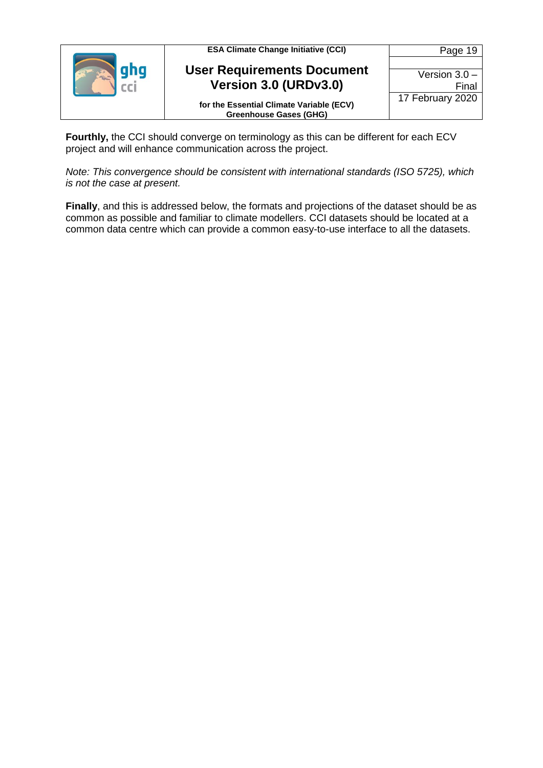**Fourthly,** the CCI should converge on terminology as this can be different for each ECV project and will enhance communication across the project.

*Note: This convergence should be consistent with international standards (ISO 5725), which is not the case at present.*

**Finally**, and this is addressed below, the formats and projections of the dataset should be as common as possible and familiar to climate modellers. CCI datasets should be located at a common data centre which can provide a common easy-to-use interface to all the datasets.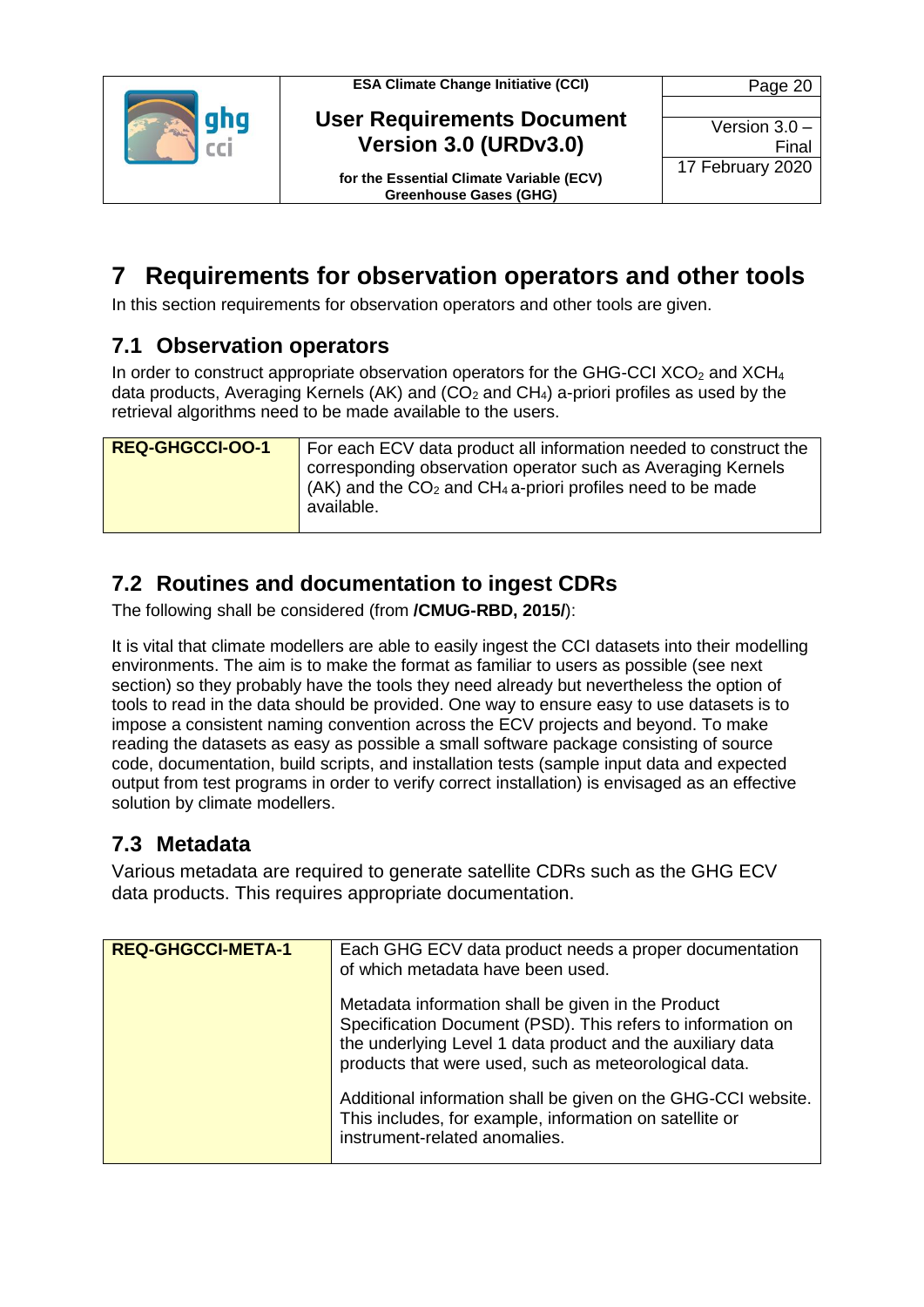# 7 Requirements for observation operators and other tools

In this section requirements for observation operators and other tools are given.

## 7.1 Observation operators

In order to construct appropriate observation operators for the GHG-CCI $XCO_2$ and $XCH_4$ data products, Averaging Kernels (AK) and ($CO_2$ and $CH_4$) a-priori profiles as used by the retrieval algorithms need to be made available to the users.

| REQ-GHGCCI-OO-1 | For each ECV data product all information needed to construct the corresponding observation operator such as Averaging Kernels (AK) and the $CO_2$ and $CH_4$ a-priori profiles need to be made available. |
|---|---|

## 7.2 Routines and documentation to ingest CDRs

The following shall be considered (from **/CMUG-RBD, 2015/**):

It is vital that climate modellers are able to easily ingest the CCI datasets into their modelling environments. The aim is to make the format as familiar to users as possible (see next section) so they probably have the tools they need already but nevertheless the option of tools to read in the data should be provided. One way to ensure easy to use datasets is to impose a consistent naming convention across the ECV projects and beyond. To make reading the datasets as easy as possible a small software package consisting of source code, documentation, build scripts, and installation tests (sample input data and expected output from test programs in order to verify correct installation) is envisaged as an effective solution by climate modellers.

## 7.3 Metadata

Various metadata are required to generate satellite CDRs such as the GHG ECV data products. This requires appropriate documentation.

| REQ-GHGCCI-META-1 | Each GHG ECV data product needs a proper documentation of which metadata have been used.<br><br>Metadata information shall be given in the Product Specification Document (PSD). This refers to information on the underlying Level 1 data product and the auxiliary data products that were used, such as meteorological data.<br><br>Additional information shall be given on the GHG-CCI website. This includes, for example, information on satellite or instrument-related anomalies. |
|---|---|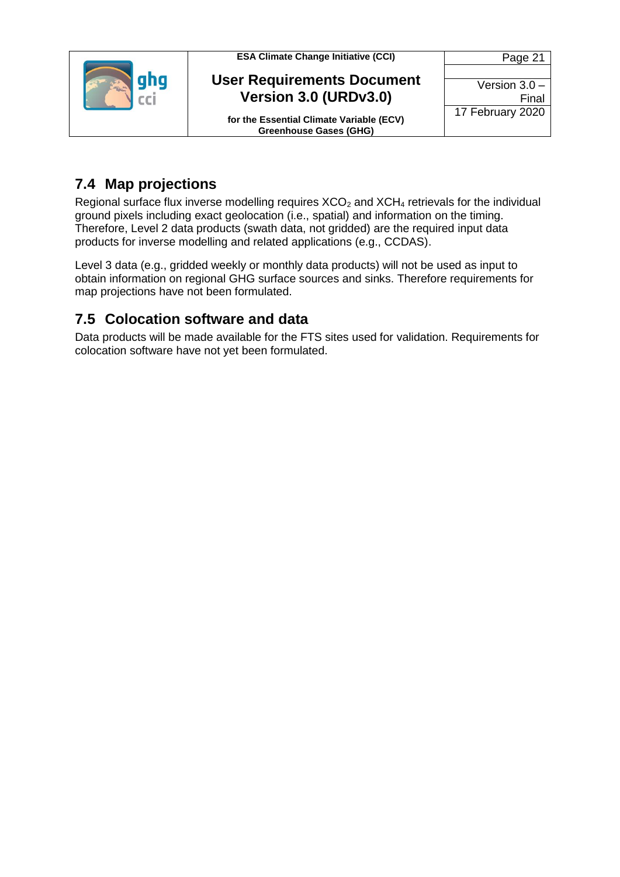## 7.4 Map projections

Regional surface flux inverse modelling requires $XCO_2$ and $XCH_4$ retrievals for the individual ground pixels including exact geolocation (i.e., spatial) and information on the timing. Therefore, Level 2 data products (swath data, not gridded) are the required input data products for inverse modelling and related applications (e.g., CCDAS).

Level 3 data (e.g., gridded weekly or monthly data products) will not be used as input to obtain information on regional GHG surface sources and sinks. Therefore requirements for map projections have not been formulated.

## 7.5 Colocation software and data

Data products will be made available for the FTS sites used for validation. Requirements for colocation software have not yet been formulated.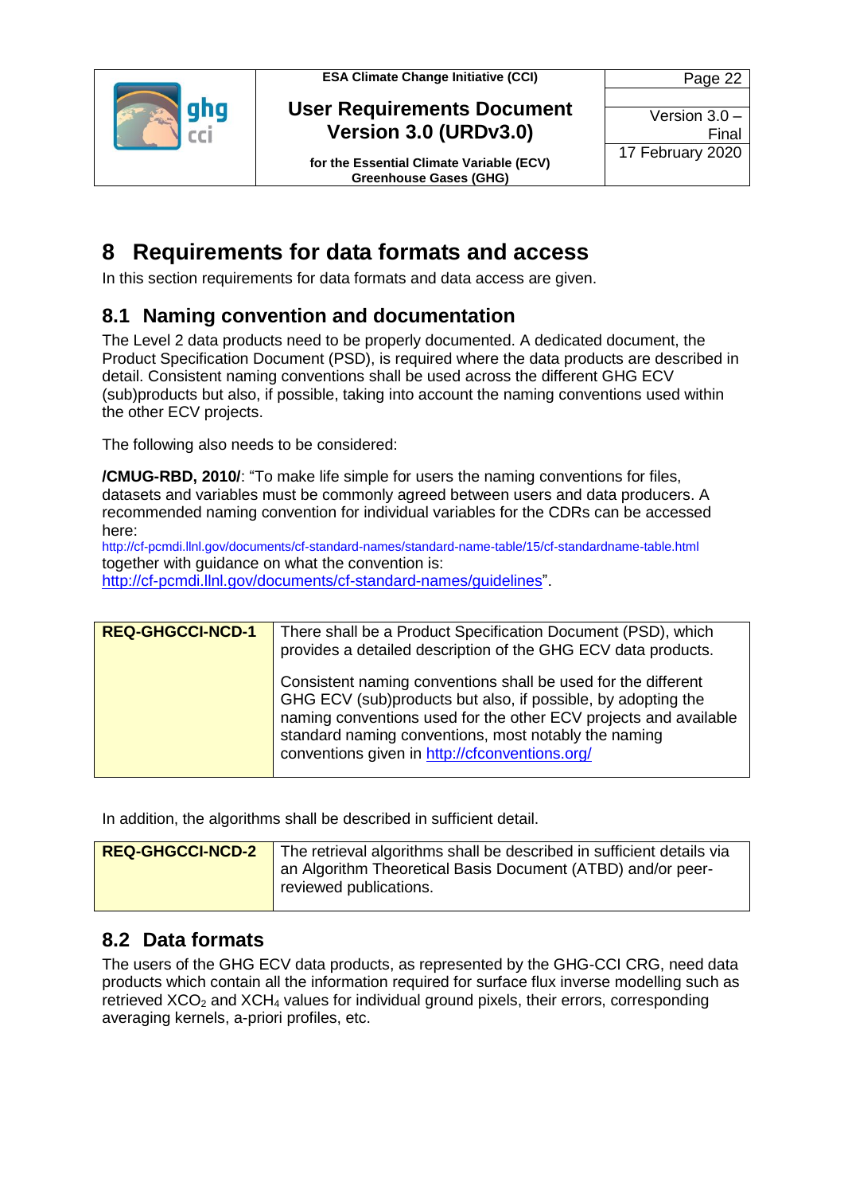# 8 Requirements for data formats and access

In this section requirements for data formats and data access are given.

## 8.1 Naming convention and documentation

The Level 2 data products need to be properly documented. A dedicated document, the Product Specification Document (PSD), is required where the data products are described in detail. Consistent naming conventions shall be used across the different GHG ECV (sub)products but also, if possible, taking into account the naming conventions used within the other ECV projects.

The following also needs to be considered:

**/CMUG-RBD, 2010/**: "To make life simple for users the naming conventions for files, datasets and variables must be commonly agreed between users and data producers. A recommended naming convention for individual variables for the CDRs can be accessed here:
http://cf-pcmdi.llnl.gov/documents/cf-standard-names/standard-name-table/15/cf-standardname-table.html
together with guidance on what the convention is:
http://cf-pcmdi.llnl.gov/documents/cf-standard-names/guidelines".

| **REQ-GHGCCI-NCD-1** | There shall be a Product Specification Document (PSD), which provides a detailed description of the GHG ECV data products.<br><br>Consistent naming conventions shall be used for the different GHG ECV (sub)products but also, if possible, by adopting the naming conventions used for the other ECV projects and available standard naming conventions, most notably the naming conventions given in http://cfconventions.org/ |
|---|---|

In addition, the algorithms shall be described in sufficient detail.

| **REQ-GHGCCI-NCD-2** | The retrieval algorithms shall be described in sufficient details via an Algorithm Theoretical Basis Document (ATBD) and/or peer-reviewed publications. |
|---|---|

## 8.2 Data formats

The users of the GHG ECV data products, as represented by the GHG-CCI CRG, need data products which contain all the information required for surface flux inverse modelling such as retrieved $XCO_2$ and $XCH_4$ values for individual ground pixels, their errors, corresponding averaging kernels, a-priori profiles, etc.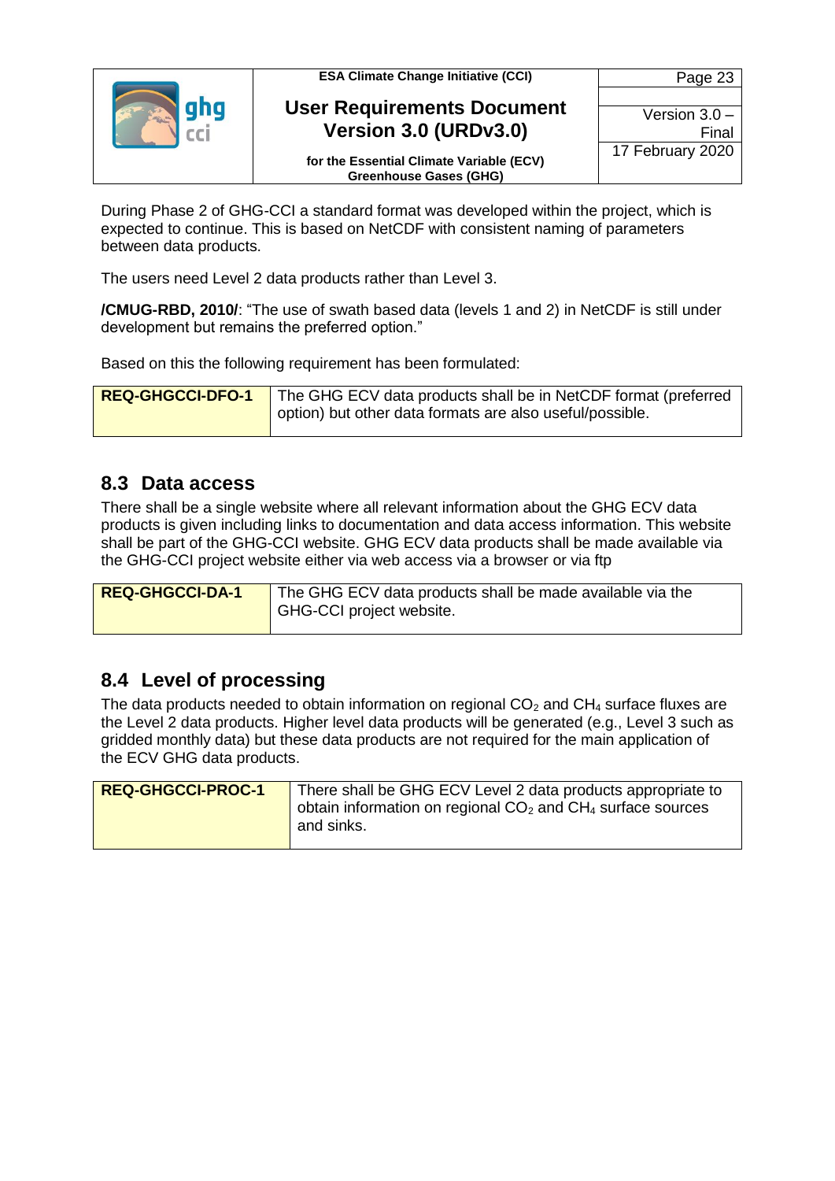During Phase 2 of GHG-CCI a standard format was developed within the project, which is expected to continue. This is based on NetCDF with consistent naming of parameters between data products.

The users need Level 2 data products rather than Level 3.

**/CMUG-RBD, 2010/**: "The use of swath based data (levels 1 and 2) in NetCDF is still under development but remains the preferred option."

Based on this the following requirement has been formulated:

| **REQ-GHGCCI-DFO-1** | The GHG ECV data products shall be in NetCDF format (preferred option) but other data formats are also useful/possible. |
|---|---|

## 8.3 Data access

There shall be a single website where all relevant information about the GHG ECV data products is given including links to documentation and data access information. This website shall be part of the GHG-CCI website. GHG ECV data products shall be made available via the GHG-CCI project website either via web access via a browser or via ftp

| **REQ-GHGCCI-DA-1** | The GHG ECV data products shall be made available via the GHG-CCI project website. |
|---|---|

## 8.4 Level of processing

The data products needed to obtain information on regional $CO_2$ and $CH_4$ surface fluxes are the Level 2 data products. Higher level data products will be generated (e.g., Level 3 such as gridded monthly data) but these data products are not required for the main application of the ECV GHG data products.

| **REQ-GHGCCI-PROC-1** | There shall be GHG ECV Level 2 data products appropriate to obtain information on regional $CO_2$ and $CH_4$ surface sources and sinks. |
|---|---|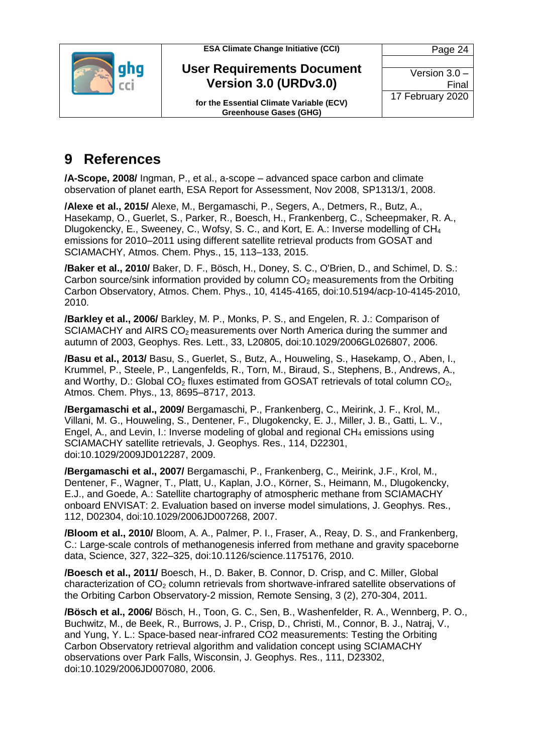# 9 References

**/A-Scope, 2008/** Ingman, P., et al., a-scope – advanced space carbon and climate observation of planet earth, ESA Report for Assessment, Nov 2008, SP1313/1, 2008.

**/Alexe et al., 2015/** Alexe, M., Bergamaschi, P., Segers, A., Detmers, R., Butz, A., Hasekamp, O., Guerlet, S., Parker, R., Boesch, H., Frankenberg, C., Scheepmaker, R. A., Dlugokencky, E., Sweeney, C., Wofsy, S. C., and Kort, E. A.: Inverse modelling of $CH_4$ emissions for 2010–2011 using different satellite retrieval products from GOSAT and SCIAMACHY, Atmos. Chem. Phys., 15, 113–133, 2015.

**/Baker et al., 2010/** Baker, D. F., Bösch, H., Doney, S. C., O'Brien, D., and Schimel, D. S.: Carbon source/sink information provided by column $CO_2$ measurements from the Orbiting Carbon Observatory, Atmos. Chem. Phys., 10, 4145-4165, doi:10.5194/acp-10-4145-2010, 2010.

**/Barkley et al., 2006/** Barkley, M. P., Monks, P. S., and Engelen, R. J.: Comparison of SCIAMACHY and AIRS $CO_2$ measurements over North America during the summer and autumn of 2003, Geophys. Res. Lett., 33, L20805, doi:10.1029/2006GL026807, 2006.

**/Basu et al., 2013/** Basu, S., Guerlet, S., Butz, A., Houweling, S., Hasekamp, O., Aben, I., Krummel, P., Steele, P., Langenfelds, R., Torn, M., Biraud, S., Stephens, B., Andrews, A., and Worthy, D.: Global $CO_2$ fluxes estimated from GOSAT retrievals of total column $CO_2$, Atmos. Chem. Phys., 13, 8695–8717, 2013.

**/Bergamaschi et al., 2009/** Bergamaschi, P., Frankenberg, C., Meirink, J. F., Krol, M., Villani, M. G., Houweling, S., Dentener, F., Dlugokencky, E. J., Miller, J. B., Gatti, L. V., Engel, A., and Levin, I.: Inverse modeling of global and regional $CH_4$ emissions using SCIAMACHY satellite retrievals, J. Geophys. Res., 114, D22301, doi:10.1029/2009JD012287, 2009.

**/Bergamaschi et al., 2007/** Bergamaschi, P., Frankenberg, C., Meirink, J.F., Krol, M., Dentener, F., Wagner, T., Platt, U., Kaplan, J.O., Körner, S., Heimann, M., Dlugokencky, E.J., and Goede, A.: Satellite chartography of atmospheric methane from SCIAMACHY onboard ENVISAT: 2. Evaluation based on inverse model simulations, J. Geophys. Res., 112, D02304, doi:10.1029/2006JD007268, 2007.

**/Bloom et al., 2010/** Bloom, A. A., Palmer, P. I., Fraser, A., Reay, D. S., and Frankenberg, C.: Large-scale controls of methanogenesis inferred from methane and gravity spaceborne data, Science, 327, 322–325, doi:10.1126/science.1175176, 2010.

**/Boesch et al., 2011/** Boesch, H., D. Baker, B. Connor, D. Crisp, and C. Miller, Global characterization of $CO_2$ column retrievals from shortwave-infrared satellite observations of the Orbiting Carbon Observatory-2 mission, Remote Sensing, 3 (2), 270-304, 2011.

**/Bösch et al., 2006/** Bösch, H., Toon, G. C., Sen, B., Washenfelder, R. A., Wennberg, P. O., Buchwitz, M., de Beek, R., Burrows, J. P., Crisp, D., Christi, M., Connor, B. J., Natraj, V., and Yung, Y. L.: Space-based near-infrared CO2 measurements: Testing the Orbiting Carbon Observatory retrieval algorithm and validation concept using SCIAMACHY observations over Park Falls, Wisconsin, J. Geophys. Res., 111, D23302, doi:10.1029/2006JD007080, 2006.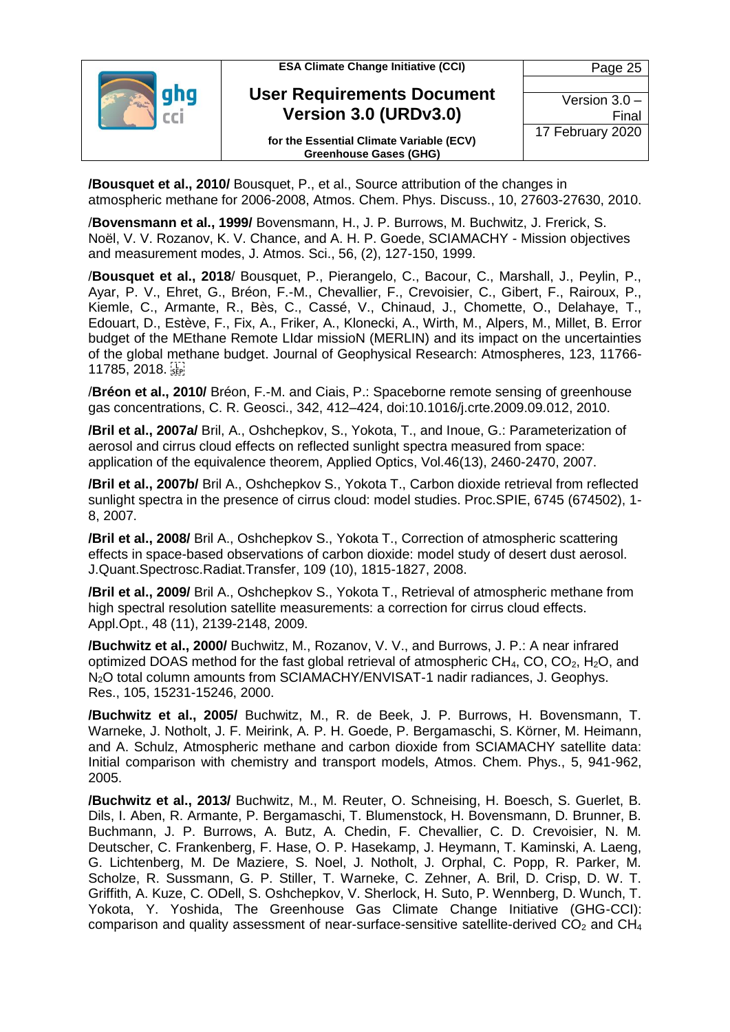**/Bousquet et al., 2010/** Bousquet, P., et al., Source attribution of the changes in atmospheric methane for 2006-2008, Atmos. Chem. Phys. Discuss., 10, 27603-27630, 2010.

/**Bovensmann et al., 1999/** Bovensmann, H., J. P. Burrows, M. Buchwitz, J. Frerick, S. Noël, V. V. Rozanov, K. V. Chance, and A. H. P. Goede, SCIAMACHY - Mission objectives and measurement modes, J. Atmos. Sci., 56, (2), 127-150, 1999.

/**Bousquet et al., 2018**/ Bousquet, P., Pierangelo, C., Bacour, C., Marshall, J., Peylin, P., Ayar, P. V., Ehret, G., Bréon, F.-M., Chevallier, F., Crevoisier, C., Gibert, F., Rairoux, P., Kiemle, C., Armante, R., Bès, C., Cassé, V., Chinaud, J., Chomette, O., Delahaye, T., Edouart, D., Estève, F., Fix, A., Friker, A., Klonecki, A., Wirth, M., Alpers, M., Millet, B. Error budget of the MEthane Remote LIdar missioN (MERLIN) and its impact on the uncertainties of the global methane budget. Journal of Geophysical Research: Atmospheres, 123, 11766-11785, 2018.

/**Bréon et al., 2010/** Bréon, F.-M. and Ciais, P.: Spaceborne remote sensing of greenhouse gas concentrations, C. R. Geosci., 342, 412–424, doi:10.1016/j.crte.2009.09.012, 2010.

**/Bril et al., 2007a/** Bril, A., Oshchepkov, S., Yokota, T., and Inoue, G.: Parameterization of aerosol and cirrus cloud effects on reflected sunlight spectra measured from space: application of the equivalence theorem, Applied Optics, Vol.46(13), 2460-2470, 2007.

**/Bril et al., 2007b/** Bril A., Oshchepkov S., Yokota T., Carbon dioxide retrieval from reflected sunlight spectra in the presence of cirrus cloud: model studies. Proc.SPIE, 6745 (674502), 1-8, 2007.

**/Bril et al., 2008/** Bril A., Oshchepkov S., Yokota T., Correction of atmospheric scattering effects in space-based observations of carbon dioxide: model study of desert dust aerosol. J.Quant.Spectrosc.Radiat.Transfer, 109 (10), 1815-1827, 2008.

**/Bril et al., 2009/** Bril A., Oshchepkov S., Yokota T., Retrieval of atmospheric methane from high spectral resolution satellite measurements: a correction for cirrus cloud effects. Appl.Opt., 48 (11), 2139-2148, 2009.

**/Buchwitz et al., 2000/** Buchwitz, M., Rozanov, V. V., and Burrows, J. P.: A near infrared optimized DOAS method for the fast global retrieval of atmospheric $CH_4$, CO, $CO_2$, $H_2O$, and $N_2O$ total column amounts from SCIAMACHY/ENVISAT-1 nadir radiances, J. Geophys. Res., 105, 15231-15246, 2000.

**/Buchwitz et al., 2005/** Buchwitz, M., R. de Beek, J. P. Burrows, H. Bovensmann, T. Warneke, J. Notholt, J. F. Meirink, A. P. H. Goede, P. Bergamaschi, S. Körner, M. Heimann, and A. Schulz, Atmospheric methane and carbon dioxide from SCIAMACHY satellite data: Initial comparison with chemistry and transport models, Atmos. Chem. Phys., 5, 941-962, 2005.

**/Buchwitz et al., 2013/** Buchwitz, M., M. Reuter, O. Schneising, H. Boesch, S. Guerlet, B. Dils, I. Aben, R. Armante, P. Bergamaschi, T. Blumenstock, H. Bovensmann, D. Brunner, B. Buchmann, J. P. Burrows, A. Butz, A. Chedin, F. Chevallier, C. D. Crevoisier, N. M. Deutscher, C. Frankenberg, F. Hase, O. P. Hasekamp, J. Heymann, T. Kaminski, A. Laeng, G. Lichtenberg, M. De Maziere, S. Noel, J. Notholt, J. Orphal, C. Popp, R. Parker, M. Scholze, R. Sussmann, G. P. Stiller, T. Warneke, C. Zehner, A. Bril, D. Crisp, D. W. T. Griffith, A. Kuze, C. ODell, S. Oshchepkov, V. Sherlock, H. Suto, P. Wennberg, D. Wunch, T. Yokota, Y. Yoshida, The Greenhouse Gas Climate Change Initiative (GHG-CCI): comparison and quality assessment of near-surface-sensitive satellite-derived $CO_2$ and $CH_4$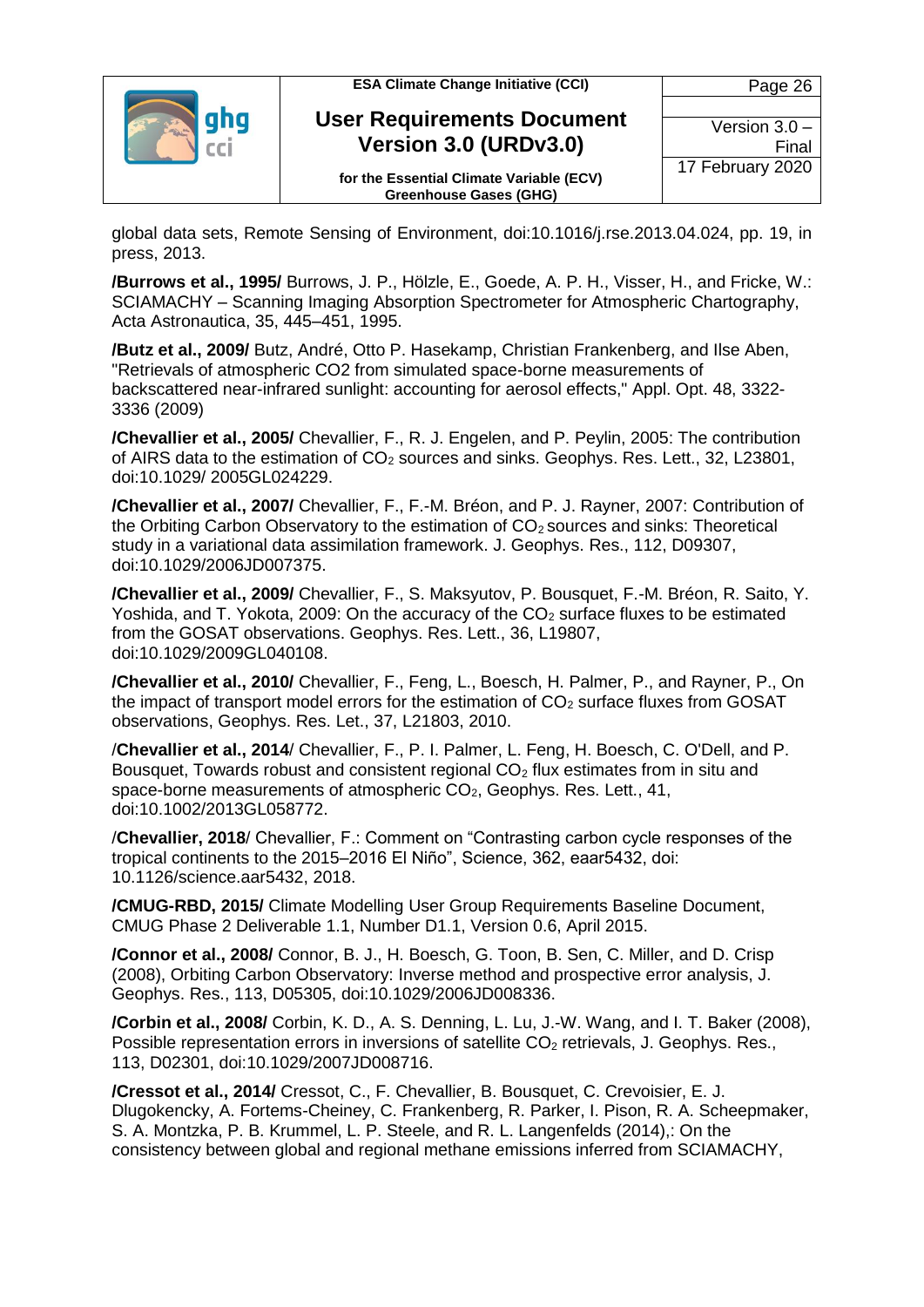global data sets, Remote Sensing of Environment, doi:10.1016/j.rse.2013.04.024, pp. 19, in press, 2013.

**/Burrows et al., 1995/** Burrows, J. P., Hölzle, E., Goede, A. P. H., Visser, H., and Fricke, W.: SCIAMACHY – Scanning Imaging Absorption Spectrometer for Atmospheric Chartography, Acta Astronautica, 35, 445–451, 1995.

**/Butz et al., 2009/** Butz, André, Otto P. Hasekamp, Christian Frankenberg, and Ilse Aben, "Retrievals of atmospheric CO2 from simulated space-borne measurements of backscattered near-infrared sunlight: accounting for aerosol effects," Appl. Opt. 48, 3322-3336 (2009)

**/Chevallier et al., 2005/** Chevallier, F., R. J. Engelen, and P. Peylin, 2005: The contribution of AIRS data to the estimation of $CO_2$ sources and sinks. Geophys. Res. Lett., 32, L23801, doi:10.1029/ 2005GL024229.

**/Chevallier et al., 2007/** Chevallier, F., F.-M. Bréon, and P. J. Rayner, 2007: Contribution of the Orbiting Carbon Observatory to the estimation of $CO_2$ sources and sinks: Theoretical study in a variational data assimilation framework. J. Geophys. Res., 112, D09307, doi:10.1029/2006JD007375.

**/Chevallier et al., 2009/** Chevallier, F., S. Maksyutov, P. Bousquet, F.-M. Bréon, R. Saito, Y. Yoshida, and T. Yokota, 2009: On the accuracy of the $CO_2$ surface fluxes to be estimated from the GOSAT observations. Geophys. Res. Lett., 36, L19807, doi:10.1029/2009GL040108.

**/Chevallier et al., 2010/** Chevallier, F., Feng, L., Boesch, H. Palmer, P., and Rayner, P., On the impact of transport model errors for the estimation of $CO_2$ surface fluxes from GOSAT observations, Geophys. Res. Let., 37, L21803, 2010.

/**Chevallier et al., 2014**/ Chevallier, F., P. I. Palmer, L. Feng, H. Boesch, C. O'Dell, and P. Bousquet, Towards robust and consistent regional $CO_2$ flux estimates from in situ and space-borne measurements of atmospheric $CO_2$, Geophys. Res. Lett., 41, doi:10.1002/2013GL058772.

/**Chevallier, 2018**/ Chevallier, F.: Comment on "Contrasting carbon cycle responses of the tropical continents to the 2015–2016 El Niño", Science, 362, eaar5432, doi: 10.1126/science.aar5432, 2018.

**/CMUG-RBD, 2015/** Climate Modelling User Group Requirements Baseline Document, CMUG Phase 2 Deliverable 1.1, Number D1.1, Version 0.6, April 2015.

**/Connor et al., 2008/** Connor, B. J., H. Boesch, G. Toon, B. Sen, C. Miller, and D. Crisp (2008), Orbiting Carbon Observatory: Inverse method and prospective error analysis, J. Geophys. Res., 113, D05305, doi:10.1029/2006JD008336.

**/Corbin et al., 2008/** Corbin, K. D., A. S. Denning, L. Lu, J.-W. Wang, and I. T. Baker (2008), Possible representation errors in inversions of satellite $CO_2$ retrievals, J. Geophys. Res., 113, D02301, doi:10.1029/2007JD008716.

**/Cressot et al., 2014/** Cressot, C., F. Chevallier, B. Bousquet, C. Crevoisier, E. J. Dlugokencky, A. Fortems-Cheiney, C. Frankenberg, R. Parker, I. Pison, R. A. Scheepmaker, S. A. Montzka, P. B. Krummel, L. P. Steele, and R. L. Langenfelds (2014),: On the consistency between global and regional methane emissions inferred from SCIAMACHY,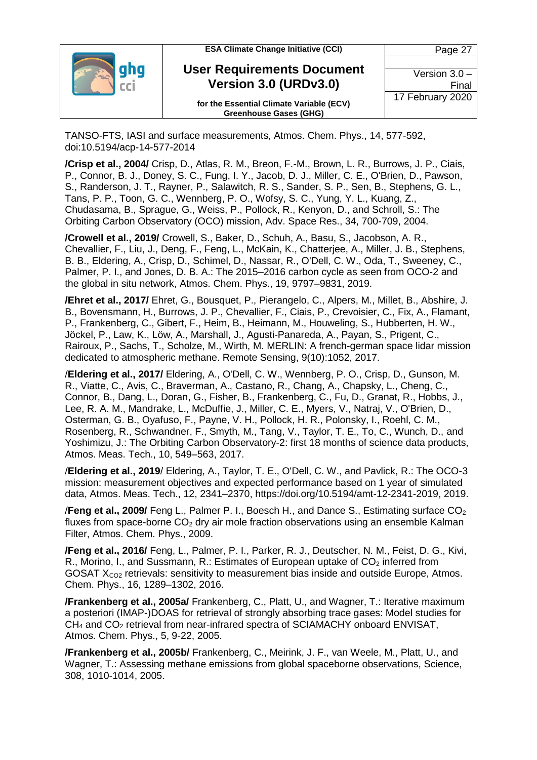TANSO-FTS, IASI and surface measurements, Atmos. Chem. Phys., 14, 577-592, doi:10.5194/acp-14-577-2014

**/Crisp et al., 2004/** Crisp, D., Atlas, R. M., Breon, F.-M., Brown, L. R., Burrows, J. P., Ciais, P., Connor, B. J., Doney, S. C., Fung, I. Y., Jacob, D. J., Miller, C. E., O'Brien, D., Pawson, S., Randerson, J. T., Rayner, P., Salawitch, R. S., Sander, S. P., Sen, B., Stephens, G. L., Tans, P. P., Toon, G. C., Wennberg, P. O., Wofsy, S. C., Yung, Y. L., Kuang, Z., Chudasama, B., Sprague, G., Weiss, P., Pollock, R., Kenyon, D., and Schroll, S.: The Orbiting Carbon Observatory (OCO) mission, Adv. Space Res., 34, 700-709, 2004.

**/Crowell et al., 2019/** Crowell, S., Baker, D., Schuh, A., Basu, S., Jacobson, A. R., Chevallier, F., Liu, J., Deng, F., Feng, L., McKain, K., Chatterjee, A., Miller, J. B., Stephens, B. B., Eldering, A., Crisp, D., Schimel, D., Nassar, R., O'Dell, C. W., Oda, T., Sweeney, C., Palmer, P. I., and Jones, D. B. A.: The 2015–2016 carbon cycle as seen from OCO-2 and the global in situ network, Atmos. Chem. Phys., 19, 9797–9831, 2019.

**/Ehret et al., 2017/** Ehret, G., Bousquet, P., Pierangelo, C., Alpers, M., Millet, B., Abshire, J. B., Bovensmann, H., Burrows, J. P., Chevallier, F., Ciais, P., Crevoisier, C., Fix, A., Flamant, P., Frankenberg, C., Gibert, F., Heim, B., Heimann, M., Houweling, S., Hubberten, H. W., Jöckel, P., Law, K., Löw, A., Marshall, J., Agusti-Panareda, A., Payan, S., Prigent, C., Rairoux, P., Sachs, T., Scholze, M., Wirth, M. MERLIN: A french-german space lidar mission dedicated to atmospheric methane. Remote Sensing, 9(10):1052, 2017.

/**Eldering et al., 2017/** Eldering, A., O'Dell, C. W., Wennberg, P. O., Crisp, D., Gunson, M. R., Viatte, C., Avis, C., Braverman, A., Castano, R., Chang, A., Chapsky, L., Cheng, C., Connor, B., Dang, L., Doran, G., Fisher, B., Frankenberg, C., Fu, D., Granat, R., Hobbs, J., Lee, R. A. M., Mandrake, L., McDuffie, J., Miller, C. E., Myers, V., Natraj, V., O'Brien, D., Osterman, G. B., Oyafuso, F., Payne, V. H., Pollock, H. R., Polonsky, I., Roehl, C. M., Rosenberg, R., Schwandner, F., Smyth, M., Tang, V., Taylor, T. E., To, C., Wunch, D., and Yoshimizu, J.: The Orbiting Carbon Observatory-2: first 18 months of science data products, Atmos. Meas. Tech., 10, 549–563, 2017.

/**Eldering et al., 2019**/ Eldering, A., Taylor, T. E., O'Dell, C. W., and Pavlick, R.: The OCO-3 mission: measurement objectives and expected performance based on 1 year of simulated data, Atmos. Meas. Tech., 12, 2341–2370, https://doi.org/10.5194/amt-12-2341-2019, 2019.

/**Feng et al., 2009/** Feng L., Palmer P. I., Boesch H., and Dance S., Estimating surface $CO_2$ fluxes from space-borne $CO_2$ dry air mole fraction observations using an ensemble Kalman Filter, Atmos. Chem. Phys., 2009.

**/Feng et al., 2016/** Feng, L., Palmer, P. I., Parker, R. J., Deutscher, N. M., Feist, D. G., Kivi, R., Morino, I., and Sussmann, R.: Estimates of European uptake of $CO_2$ inferred from GOSAT $X_{CO2}$ retrievals: sensitivity to measurement bias inside and outside Europe, Atmos. Chem. Phys., 16, 1289–1302, 2016.

**/Frankenberg et al., 2005a/** Frankenberg, C., Platt, U., and Wagner, T.: Iterative maximum a posteriori (IMAP-)DOAS for retrieval of strongly absorbing trace gases: Model studies for $CH_4$ and $CO_2$ retrieval from near-infrared spectra of SCIAMACHY onboard ENVISAT, Atmos. Chem. Phys., 5, 9-22, 2005.

**/Frankenberg et al., 2005b/** Frankenberg, C., Meirink, J. F., van Weele, M., Platt, U., and Wagner, T.: Assessing methane emissions from global spaceborne observations, Science, 308, 1010-1014, 2005.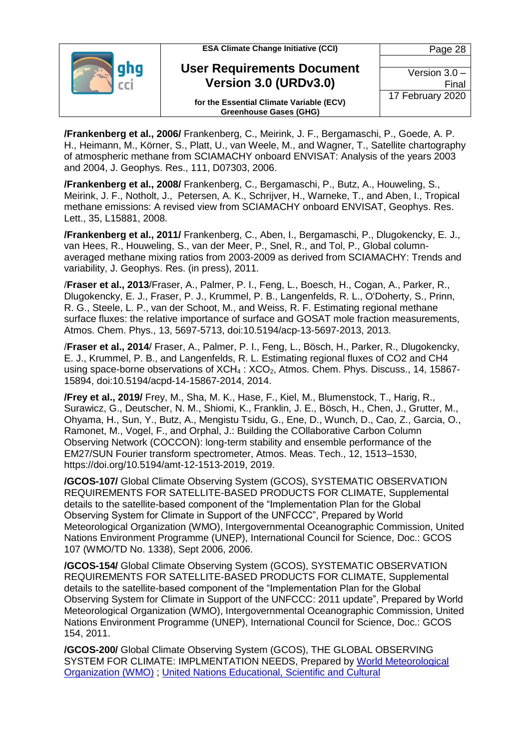**/Frankenberg et al., 2006/** Frankenberg, C., Meirink, J. F., Bergamaschi, P., Goede, A. P. H., Heimann, M., Körner, S., Platt, U., van Weele, M., and Wagner, T., Satellite chartography of atmospheric methane from SCIAMACHY onboard ENVISAT: Analysis of the years 2003 and 2004, J. Geophys. Res., 111, D07303, 2006.

**/Frankenberg et al., 2008/** Frankenberg, C., Bergamaschi, P., Butz, A., Houweling, S., Meirink, J. F., Notholt, J., Petersen, A. K., Schrijver, H., Warneke, T., and Aben, I., Tropical methane emissions: A revised view from SCIAMACHY onboard ENVISAT, Geophys. Res. Lett., 35, L15881, 2008.

**/Frankenberg et al., 2011/** Frankenberg, C., Aben, I., Bergamaschi, P., Dlugokencky, E. J., van Hees, R., Houweling, S., van der Meer, P., Snel, R., and Tol, P., Global column-averaged methane mixing ratios from 2003-2009 as derived from SCIAMACHY: Trends and variability, J. Geophys. Res. (in press), 2011.

/**Fraser et al., 2013**/Fraser, A., Palmer, P. I., Feng, L., Boesch, H., Cogan, A., Parker, R., Dlugokencky, E. J., Fraser, P. J., Krummel, P. B., Langenfelds, R. L., O'Doherty, S., Prinn, R. G., Steele, L. P., van der Schoot, M., and Weiss, R. F. Estimating regional methane surface fluxes: the relative importance of surface and GOSAT mole fraction measurements, Atmos. Chem. Phys., 13, 5697-5713, doi:10.5194/acp-13-5697-2013, 2013.

/**Fraser et al., 2014**/ Fraser, A., Palmer, P. I., Feng, L., Bösch, H., Parker, R., Dlugokencky, E. J., Krummel, P. B., and Langenfelds, R. L. Estimating regional fluxes of CO2 and CH4 using space-borne observations of $XCH_4$ : $XCO_2$, Atmos. Chem. Phys. Discuss., 14, 15867-15894, doi:10.5194/acpd-14-15867-2014, 2014.

**/Frey et al., 2019/** Frey, M., Sha, M. K., Hase, F., Kiel, M., Blumenstock, T., Harig, R., Surawicz, G., Deutscher, N. M., Shiomi, K., Franklin, J. E., Bösch, H., Chen, J., Grutter, M., Ohyama, H., Sun, Y., Butz, A., Mengistu Tsidu, G., Ene, D., Wunch, D., Cao, Z., Garcia, O., Ramonet, M., Vogel, F., and Orphal, J.: Building the COllaborative Carbon Column Observing Network (COCCON): long-term stability and ensemble performance of the EM27/SUN Fourier transform spectrometer, Atmos. Meas. Tech., 12, 1513–1530, https://doi.org/10.5194/amt-12-1513-2019, 2019.

**/GCOS-107/** Global Climate Observing System (GCOS), SYSTEMATIC OBSERVATION REQUIREMENTS FOR SATELLITE-BASED PRODUCTS FOR CLIMATE, Supplemental details to the satellite-based component of the "Implementation Plan for the Global Observing System for Climate in Support of the UNFCCC", Prepared by World Meteorological Organization (WMO), Intergovernmental Oceanographic Commission, United Nations Environment Programme (UNEP), International Council for Science, Doc.: GCOS 107 (WMO/TD No. 1338), Sept 2006, 2006.

**/GCOS-154/** Global Climate Observing System (GCOS), SYSTEMATIC OBSERVATION REQUIREMENTS FOR SATELLITE-BASED PRODUCTS FOR CLIMATE, Supplemental details to the satellite-based component of the "Implementation Plan for the Global Observing System for Climate in Support of the UNFCCC: 2011 update", Prepared by World Meteorological Organization (WMO), Intergovernmental Oceanographic Commission, United Nations Environment Programme (UNEP), International Council for Science, Doc.: GCOS 154, 2011.

**/GCOS-200/** Global Climate Observing System (GCOS), THE GLOBAL OBSERVING SYSTEM FOR CLIMATE: IMPLMENTATION NEEDS, Prepared by World Meteorological Organization (WMO) ; United Nations Educational, Scientific and Cultural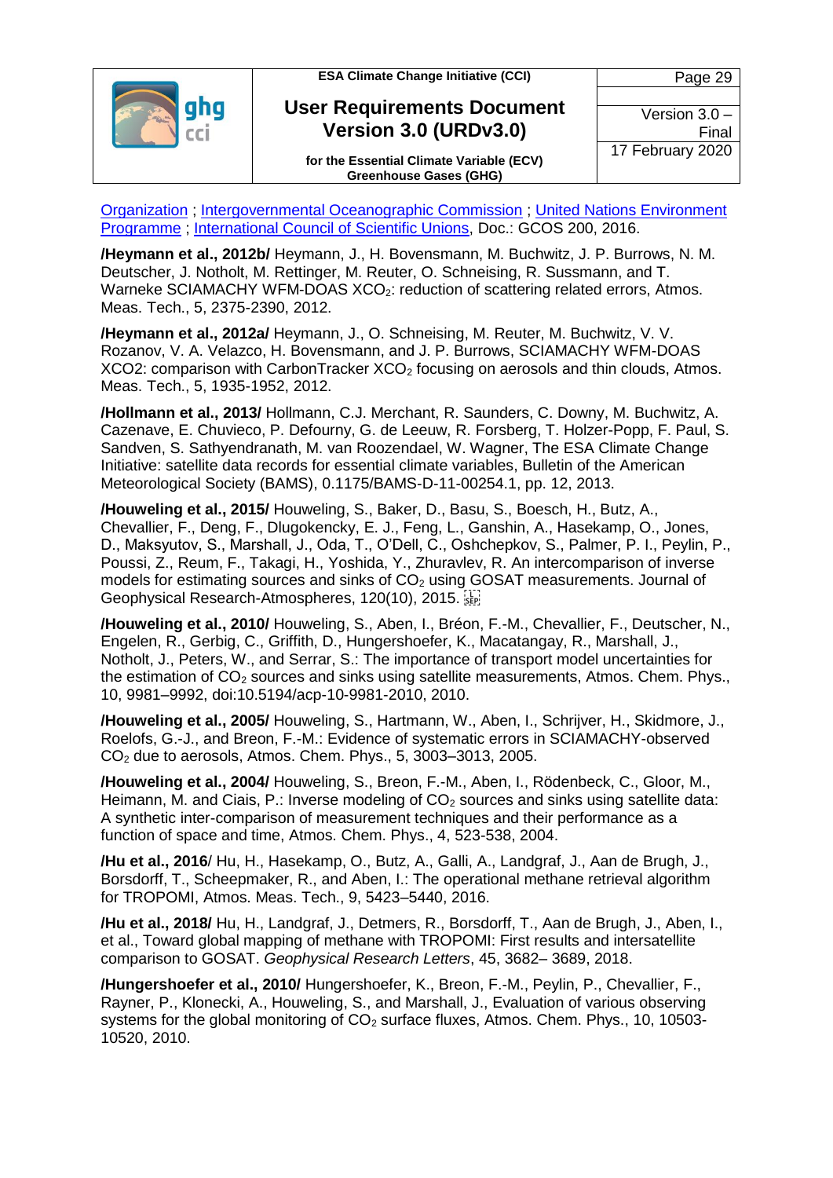Organization ; Intergovernmental Oceanographic Commission ; United Nations Environment Programme ; International Council of Scientific Unions, Doc.: GCOS 200, 2016.

**/Heymann et al., 2012b/** Heymann, J., H. Bovensmann, M. Buchwitz, J. P. Burrows, N. M. Deutscher, J. Notholt, M. Rettinger, M. Reuter, O. Schneising, R. Sussmann, and T. Warneke SCIAMACHY WFM-DOAS $XCO_2$: reduction of scattering related errors, Atmos. Meas. Tech., 5, 2375-2390, 2012.

**/Heymann et al., 2012a/** Heymann, J., O. Schneising, M. Reuter, M. Buchwitz, V. V. Rozanov, V. A. Velazco, H. Bovensmann, and J. P. Burrows, SCIAMACHY WFM-DOAS XCO2: comparison with CarbonTracker $XCO_2$ focusing on aerosols and thin clouds, Atmos. Meas. Tech., 5, 1935-1952, 2012.

**/Hollmann et al., 2013/** Hollmann, C.J. Merchant, R. Saunders, C. Downy, M. Buchwitz, A. Cazenave, E. Chuvieco, P. Defourny, G. de Leeuw, R. Forsberg, T. Holzer-Popp, F. Paul, S. Sandven, S. Sathyendranath, M. van Roozendael, W. Wagner, The ESA Climate Change Initiative: satellite data records for essential climate variables, Bulletin of the American Meteorological Society (BAMS), 0.1175/BAMS-D-11-00254.1, pp. 12, 2013.

**/Houweling et al., 2015/** Houweling, S., Baker, D., Basu, S., Boesch, H., Butz, A., Chevallier, F., Deng, F., Dlugokencky, E. J., Feng, L., Ganshin, A., Hasekamp, O., Jones, D., Maksyutov, S., Marshall, J., Oda, T., O'Dell, C., Oshchepkov, S., Palmer, P. I., Peylin, P., Poussi, Z., Reum, F., Takagi, H., Yoshida, Y., Zhuravlev, R. An intercomparison of inverse models for estimating sources and sinks of $CO_2$ using GOSAT measurements. Journal of Geophysical Research-Atmospheres, 120(10), 2015.

**/Houweling et al., 2010/** Houweling, S., Aben, I., Bréon, F.-M., Chevallier, F., Deutscher, N., Engelen, R., Gerbig, C., Griffith, D., Hungershoefer, K., Macatangay, R., Marshall, J., Notholt, J., Peters, W., and Serrar, S.: The importance of transport model uncertainties for the estimation of $CO_2$ sources and sinks using satellite measurements, Atmos. Chem. Phys., 10, 9981–9992, doi:10.5194/acp-10-9981-2010, 2010.

**/Houweling et al., 2005/** Houweling, S., Hartmann, W., Aben, I., Schrijver, H., Skidmore, J., Roelofs, G.-J., and Breon, F.-M.: Evidence of systematic errors in SCIAMACHY-observed $CO_2$ due to aerosols, Atmos. Chem. Phys., 5, 3003–3013, 2005.

**/Houweling et al., 2004/** Houweling, S., Breon, F.-M., Aben, I., Rödenbeck, C., Gloor, M., Heimann, M. and Ciais, P.: Inverse modeling of $CO_2$ sources and sinks using satellite data: A synthetic inter-comparison of measurement techniques and their performance as a function of space and time, Atmos. Chem. Phys., 4, 523-538, 2004.

**/Hu et al., 2016**/ Hu, H., Hasekamp, O., Butz, A., Galli, A., Landgraf, J., Aan de Brugh, J., Borsdorff, T., Scheepmaker, R., and Aben, I.: The operational methane retrieval algorithm for TROPOMI, Atmos. Meas. Tech., 9, 5423–5440, 2016.

**/Hu et al., 2018/** Hu, H., Landgraf, J., Detmers, R., Borsdorff, T., Aan de Brugh, J., Aben, I., et al., Toward global mapping of methane with TROPOMI: First results and intersatellite comparison to GOSAT. *Geophysical Research Letters*, 45, 3682– 3689, 2018.

**/Hungershoefer et al., 2010/** Hungershoefer, K., Breon, F.-M., Peylin, P., Chevallier, F., Rayner, P., Klonecki, A., Houweling, S., and Marshall, J., Evaluation of various observing systems for the global monitoring of $CO_2$ surface fluxes, Atmos. Chem. Phys., 10, 10503-10520, 2010.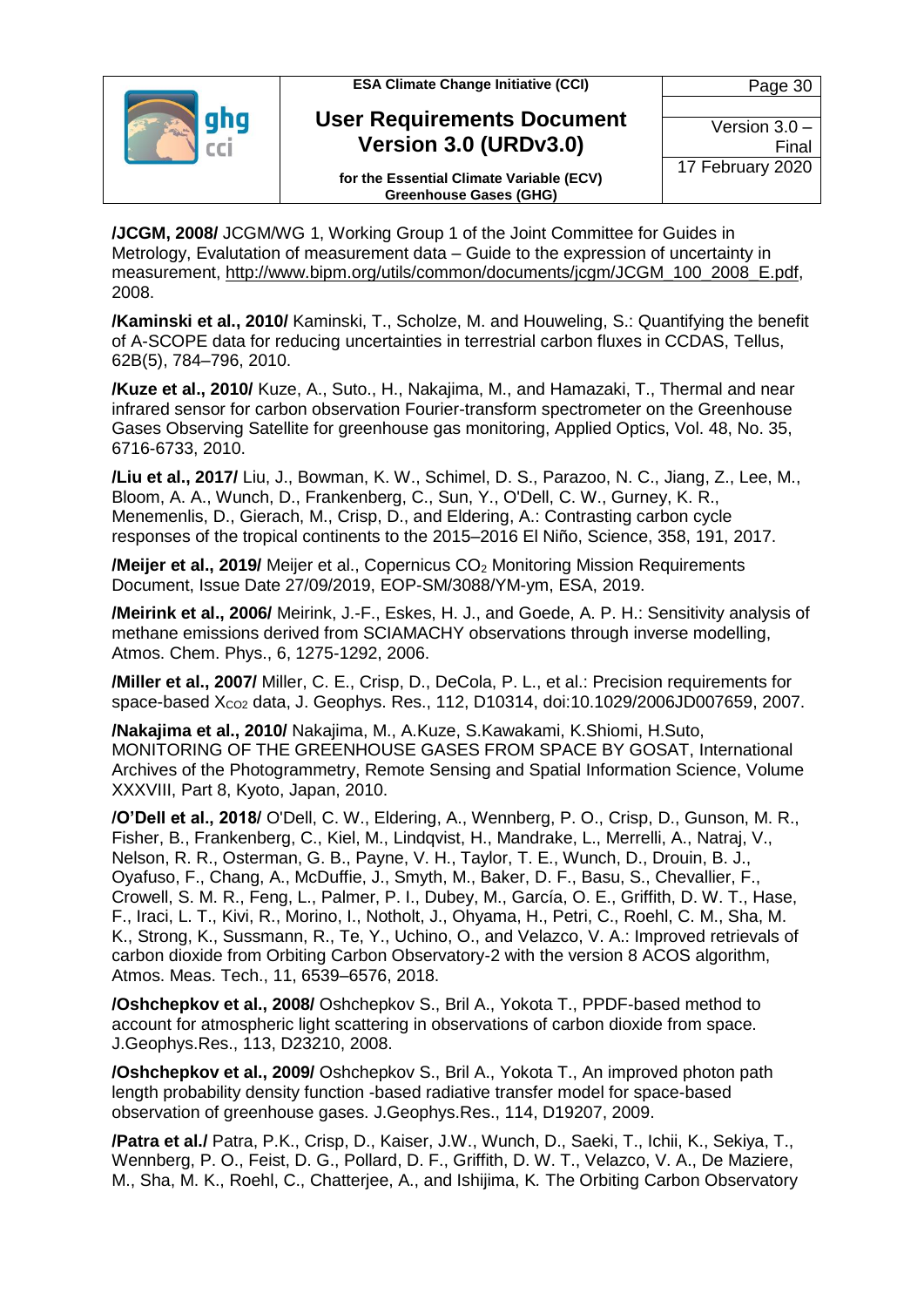**/JCGM, 2008/** JCGM/WG 1, Working Group 1 of the Joint Committee for Guides in Metrology, Evalutation of measurement data – Guide to the expression of uncertainty in measurement, http://www.bipm.org/utils/common/documents/jcgm/JCGM_100_2008_E.pdf, 2008.

**/Kaminski et al., 2010/** Kaminski, T., Scholze, M. and Houweling, S.: Quantifying the benefit of A-SCOPE data for reducing uncertainties in terrestrial carbon fluxes in CCDAS, Tellus, 62B(5), 784–796, 2010.

**/Kuze et al., 2010/** Kuze, A., Suto., H., Nakajima, M., and Hamazaki, T., Thermal and near infrared sensor for carbon observation Fourier-transform spectrometer on the Greenhouse Gases Observing Satellite for greenhouse gas monitoring, Applied Optics, Vol. 48, No. 35, 6716-6733, 2010.

**/Liu et al., 2017/** Liu, J., Bowman, K. W., Schimel, D. S., Parazoo, N. C., Jiang, Z., Lee, M., Bloom, A. A., Wunch, D., Frankenberg, C., Sun, Y., O'Dell, C. W., Gurney, K. R., Menemenlis, D., Gierach, M., Crisp, D., and Eldering, A.: Contrasting carbon cycle responses of the tropical continents to the 2015–2016 El Niño, Science, 358, 191, 2017.

**/Meijer et al., 2019/** Meijer et al., Copernicus $CO_2$ Monitoring Mission Requirements Document, Issue Date 27/09/2019, EOP-SM/3088/YM-ym, ESA, 2019.

**/Meirink et al., 2006/** Meirink, J.-F., Eskes, H. J., and Goede, A. P. H.: Sensitivity analysis of methane emissions derived from SCIAMACHY observations through inverse modelling, Atmos. Chem. Phys., 6, 1275-1292, 2006.

**/Miller et al., 2007/** Miller, C. E., Crisp, D., DeCola, P. L., et al.: Precision requirements for space-based $X_{CO2}$ data, J. Geophys. Res., 112, D10314, doi:10.1029/2006JD007659, 2007.

**/Nakajima et al., 2010/** Nakajima, M., A.Kuze, S.Kawakami, K.Shiomi, H.Suto, MONITORING OF THE GREENHOUSE GASES FROM SPACE BY GOSAT, International Archives of the Photogrammetry, Remote Sensing and Spatial Information Science, Volume XXXVIII, Part 8, Kyoto, Japan, 2010.

**/O'Dell et al., 2018/** O'Dell, C. W., Eldering, A., Wennberg, P. O., Crisp, D., Gunson, M. R., Fisher, B., Frankenberg, C., Kiel, M., Lindqvist, H., Mandrake, L., Merrelli, A., Natraj, V., Nelson, R. R., Osterman, G. B., Payne, V. H., Taylor, T. E., Wunch, D., Drouin, B. J., Oyafuso, F., Chang, A., McDuffie, J., Smyth, M., Baker, D. F., Basu, S., Chevallier, F., Crowell, S. M. R., Feng, L., Palmer, P. I., Dubey, M., García, O. E., Griffith, D. W. T., Hase, F., Iraci, L. T., Kivi, R., Morino, I., Notholt, J., Ohyama, H., Petri, C., Roehl, C. M., Sha, M. K., Strong, K., Sussmann, R., Te, Y., Uchino, O., and Velazco, V. A.: Improved retrievals of carbon dioxide from Orbiting Carbon Observatory-2 with the version 8 ACOS algorithm, Atmos. Meas. Tech., 11, 6539–6576, 2018.

**/Oshchepkov et al., 2008/** Oshchepkov S., Bril A., Yokota T., PPDF-based method to account for atmospheric light scattering in observations of carbon dioxide from space. J.Geophys.Res., 113, D23210, 2008.

**/Oshchepkov et al., 2009/** Oshchepkov S., Bril A., Yokota T., An improved photon path length probability density function -based radiative transfer model for space-based observation of greenhouse gases. J.Geophys.Res., 114, D19207, 2009.

**/Patra et al./** Patra, P.K., Crisp, D., Kaiser, J.W., Wunch, D., Saeki, T., Ichii, K., Sekiya, T., Wennberg, P. O., Feist, D. G., Pollard, D. F., Griffith, D. W. T., Velazco, V. A., De Maziere, M., Sha, M. K., Roehl, C., Chatterjee, A., and Ishijima, K. The Orbiting Carbon Observatory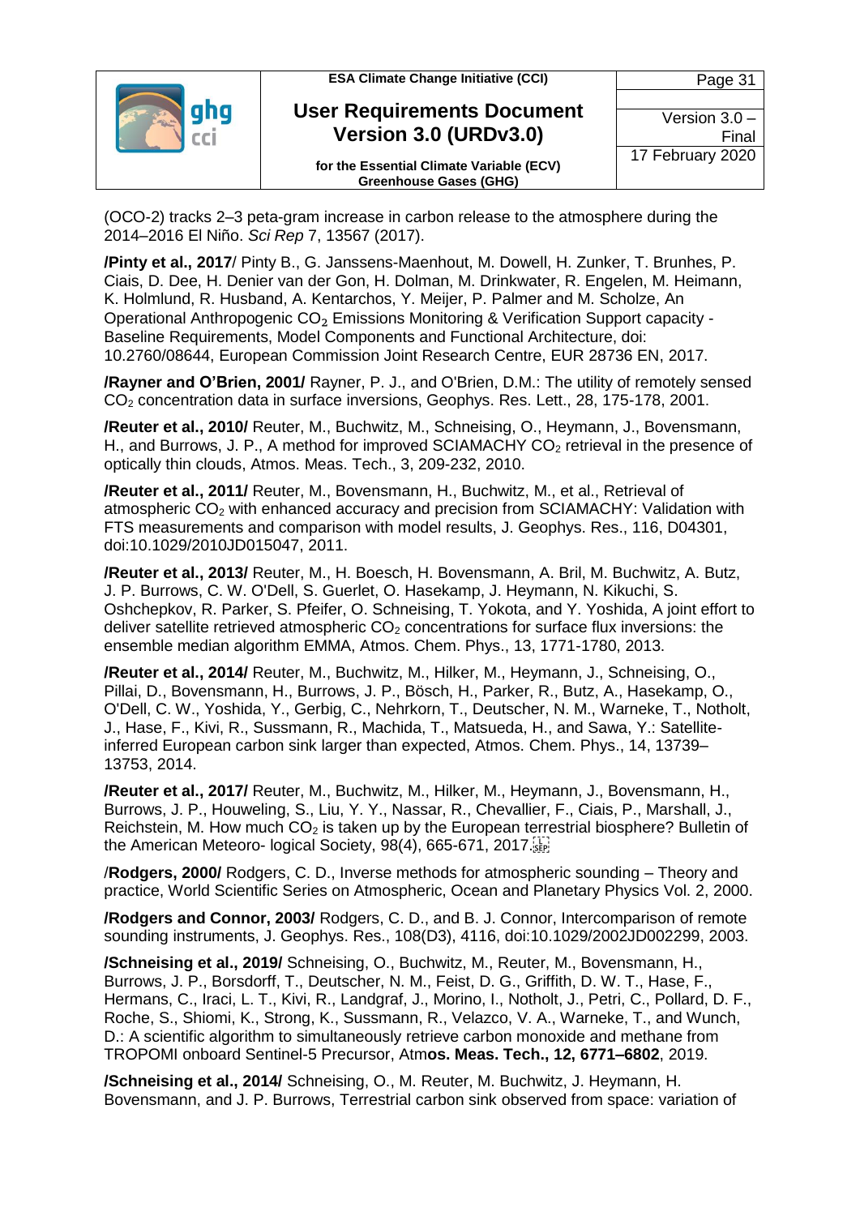(OCO-2) tracks 2–3 peta-gram increase in carbon release to the atmosphere during the 2014–2016 El Niño. *Sci Rep* 7, 13567 (2017).

**/Pinty et al., 2017**/ Pinty B., G. Janssens-Maenhout, M. Dowell, H. Zunker, T. Brunhes, P. Ciais, D. Dee, H. Denier van der Gon, H. Dolman, M. Drinkwater, R. Engelen, M. Heimann, K. Holmlund, R. Husband, A. Kentarchos, Y. Meijer, P. Palmer and M. Scholze, An Operational Anthropogenic $CO_2$ Emissions Monitoring & Verification Support capacity - Baseline Requirements, Model Components and Functional Architecture, doi: 10.2760/08644, European Commission Joint Research Centre, EUR 28736 EN, 2017.

**/Rayner and O'Brien, 2001/** Rayner, P. J., and O'Brien, D.M.: The utility of remotely sensed $CO_2$ concentration data in surface inversions, Geophys. Res. Lett., 28, 175-178, 2001.

**/Reuter et al., 2010/** Reuter, M., Buchwitz, M., Schneising, O., Heymann, J., Bovensmann, H., and Burrows, J. P., A method for improved SCIAMACHY $CO_2$ retrieval in the presence of optically thin clouds, Atmos. Meas. Tech., 3, 209-232, 2010.

**/Reuter et al., 2011/** Reuter, M., Bovensmann, H., Buchwitz, M., et al., Retrieval of atmospheric $CO_2$ with enhanced accuracy and precision from SCIAMACHY: Validation with FTS measurements and comparison with model results, J. Geophys. Res., 116, D04301, doi:10.1029/2010JD015047, 2011.

**/Reuter et al., 2013/** Reuter, M., H. Boesch, H. Bovensmann, A. Bril, M. Buchwitz, A. Butz, J. P. Burrows, C. W. O'Dell, S. Guerlet, O. Hasekamp, J. Heymann, N. Kikuchi, S. Oshchepkov, R. Parker, S. Pfeifer, O. Schneising, T. Yokota, and Y. Yoshida, A joint effort to deliver satellite retrieved atmospheric $CO_2$ concentrations for surface flux inversions: the ensemble median algorithm EMMA, Atmos. Chem. Phys., 13, 1771-1780, 2013.

**/Reuter et al., 2014/** Reuter, M., Buchwitz, M., Hilker, M., Heymann, J., Schneising, O., Pillai, D., Bovensmann, H., Burrows, J. P., Bösch, H., Parker, R., Butz, A., Hasekamp, O., O'Dell, C. W., Yoshida, Y., Gerbig, C., Nehrkorn, T., Deutscher, N. M., Warneke, T., Notholt, J., Hase, F., Kivi, R., Sussmann, R., Machida, T., Matsueda, H., and Sawa, Y.: Satellite-inferred European carbon sink larger than expected, Atmos. Chem. Phys., 14, 13739–13753, 2014.

**/Reuter et al., 2017/** Reuter, M., Buchwitz, M., Hilker, M., Heymann, J., Bovensmann, H., Burrows, J. P., Houweling, S., Liu, Y. Y., Nassar, R., Chevallier, F., Ciais, P., Marshall, J., Reichstein, M. How much $CO_2$ is taken up by the European terrestrial biosphere? Bulletin of the American Meteoro- logical Society, 98(4), 665-671, 2017.

/**Rodgers, 2000/** Rodgers, C. D., Inverse methods for atmospheric sounding – Theory and practice, World Scientific Series on Atmospheric, Ocean and Planetary Physics Vol. 2, 2000.

**/Rodgers and Connor, 2003/** Rodgers, C. D., and B. J. Connor, Intercomparison of remote sounding instruments, J. Geophys. Res., 108(D3), 4116, doi:10.1029/2002JD002299, 2003.

**/Schneising et al., 2019/** Schneising, O., Buchwitz, M., Reuter, M., Bovensmann, H., Burrows, J. P., Borsdorff, T., Deutscher, N. M., Feist, D. G., Griffith, D. W. T., Hase, F., Hermans, C., Iraci, L. T., Kivi, R., Landgraf, J., Morino, I., Notholt, J., Petri, C., Pollard, D. F., Roche, S., Shiomi, K., Strong, K., Sussmann, R., Velazco, V. A., Warneke, T., and Wunch, D.: A scientific algorithm to simultaneously retrieve carbon monoxide and methane from TROPOMI onboard Sentinel-5 Precursor, Atm**os. Meas. Tech., 12, 6771–6802**, 2019.

**/Schneising et al., 2014/** Schneising, O., M. Reuter, M. Buchwitz, J. Heymann, H. Bovensmann, and J. P. Burrows, Terrestrial carbon sink observed from space: variation of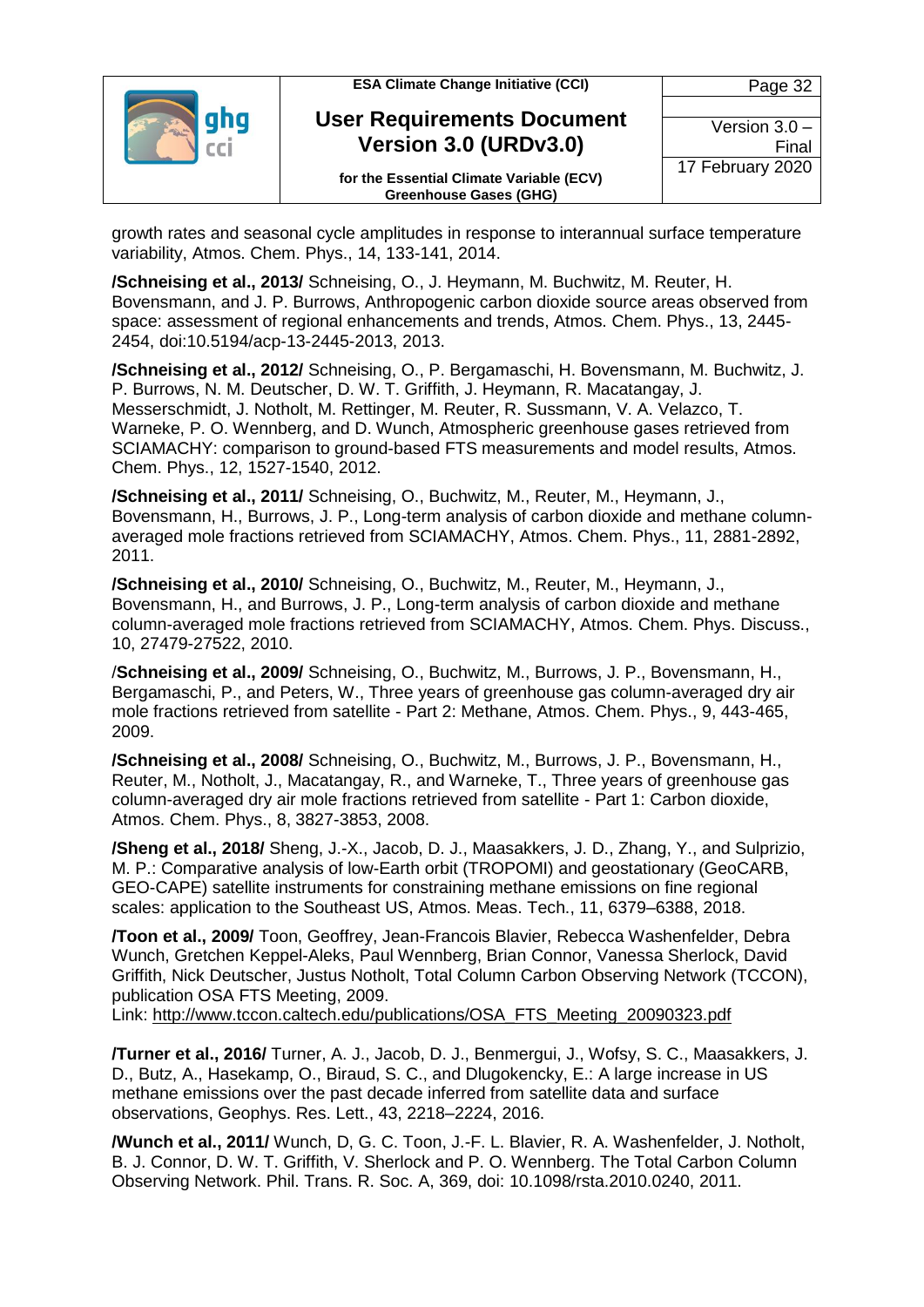growth rates and seasonal cycle amplitudes in response to interannual surface temperature variability, Atmos. Chem. Phys., 14, 133-141, 2014.

**/Schneising et al., 2013/** Schneising, O., J. Heymann, M. Buchwitz, M. Reuter, H. Bovensmann, and J. P. Burrows, Anthropogenic carbon dioxide source areas observed from space: assessment of regional enhancements and trends, Atmos. Chem. Phys., 13, 2445-2454, doi:10.5194/acp-13-2445-2013, 2013.

**/Schneising et al., 2012/** Schneising, O., P. Bergamaschi, H. Bovensmann, M. Buchwitz, J. P. Burrows, N. M. Deutscher, D. W. T. Griffith, J. Heymann, R. Macatangay, J. Messerschmidt, J. Notholt, M. Rettinger, M. Reuter, R. Sussmann, V. A. Velazco, T. Warneke, P. O. Wennberg, and D. Wunch, Atmospheric greenhouse gases retrieved from SCIAMACHY: comparison to ground-based FTS measurements and model results, Atmos. Chem. Phys., 12, 1527-1540, 2012.

**/Schneising et al., 2011/** Schneising, O., Buchwitz, M., Reuter, M., Heymann, J., Bovensmann, H., Burrows, J. P., Long-term analysis of carbon dioxide and methane column-averaged mole fractions retrieved from SCIAMACHY, Atmos. Chem. Phys., 11, 2881-2892, 2011.

**/Schneising et al., 2010/** Schneising, O., Buchwitz, M., Reuter, M., Heymann, J., Bovensmann, H., and Burrows, J. P., Long-term analysis of carbon dioxide and methane column-averaged mole fractions retrieved from SCIAMACHY, Atmos. Chem. Phys. Discuss., 10, 27479-27522, 2010.

/**Schneising et al., 2009/** Schneising, O., Buchwitz, M., Burrows, J. P., Bovensmann, H., Bergamaschi, P., and Peters, W., Three years of greenhouse gas column-averaged dry air mole fractions retrieved from satellite - Part 2: Methane, Atmos. Chem. Phys., 9, 443-465, 2009.

**/Schneising et al., 2008/** Schneising, O., Buchwitz, M., Burrows, J. P., Bovensmann, H., Reuter, M., Notholt, J., Macatangay, R., and Warneke, T., Three years of greenhouse gas column-averaged dry air mole fractions retrieved from satellite - Part 1: Carbon dioxide, Atmos. Chem. Phys., 8, 3827-3853, 2008.

**/Sheng et al., 2018/** Sheng, J.-X., Jacob, D. J., Maasakkers, J. D., Zhang, Y., and Sulprizio, M. P.: Comparative analysis of low-Earth orbit (TROPOMI) and geostationary (GeoCARB, GEO-CAPE) satellite instruments for constraining methane emissions on fine regional scales: application to the Southeast US, Atmos. Meas. Tech., 11, 6379–6388, 2018.

**/Toon et al., 2009/** Toon, Geoffrey, Jean-Francois Blavier, Rebecca Washenfelder, Debra Wunch, Gretchen Keppel-Aleks, Paul Wennberg, Brian Connor, Vanessa Sherlock, David Griffith, Nick Deutscher, Justus Notholt, Total Column Carbon Observing Network (TCCON), publication OSA FTS Meeting, 2009.
Link: http://www.tccon.caltech.edu/publications/OSA_FTS_Meeting_20090323.pdf

**/Turner et al., 2016/** Turner, A. J., Jacob, D. J., Benmergui, J., Wofsy, S. C., Maasakkers, J. D., Butz, A., Hasekamp, O., Biraud, S. C., and Dlugokencky, E.: A large increase in US methane emissions over the past decade inferred from satellite data and surface observations, Geophys. Res. Lett., 43, 2218–2224, 2016.

**/Wunch et al., 2011/** Wunch, D, G. C. Toon, J.-F. L. Blavier, R. A. Washenfelder, J. Notholt, B. J. Connor, D. W. T. Griffith, V. Sherlock and P. O. Wennberg. The Total Carbon Column Observing Network. Phil. Trans. R. Soc. A, 369, doi: 10.1098/rsta.2010.0240, 2011.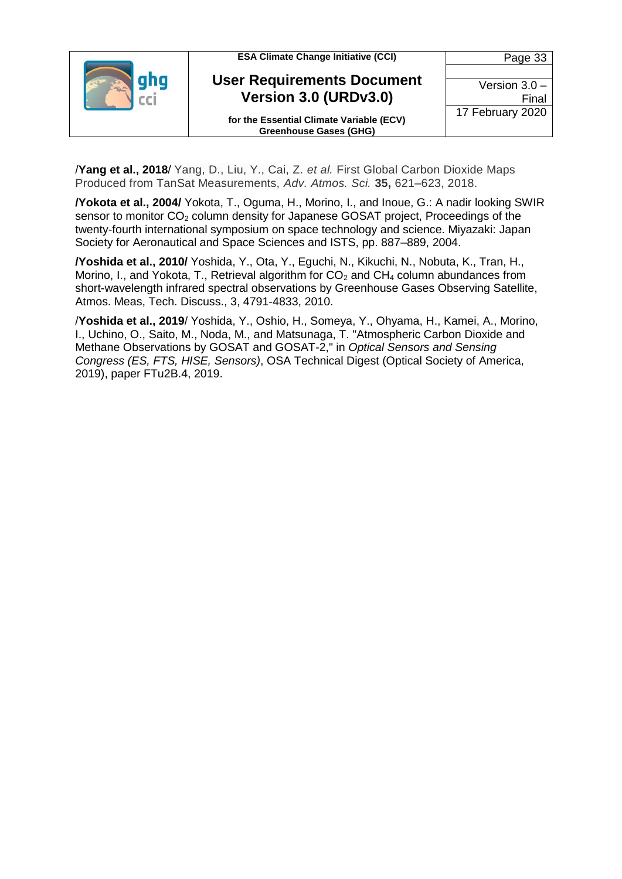/**Yang et al., 2018**/ Yang, D., Liu, Y., Cai, Z. *et al.* First Global Carbon Dioxide Maps Produced from TanSat Measurements, *Adv. Atmos. Sci.* **35,** 621–623, 2018.

**/Yokota et al., 2004/** Yokota, T., Oguma, H., Morino, I., and Inoue, G.: A nadir looking SWIR sensor to monitor $CO_2$ column density for Japanese GOSAT project, Proceedings of the twenty-fourth international symposium on space technology and science. Miyazaki: Japan Society for Aeronautical and Space Sciences and ISTS, pp. 887–889, 2004.

**/Yoshida et al., 2010/** Yoshida, Y., Ota, Y., Eguchi, N., Kikuchi, N., Nobuta, K., Tran, H., Morino, I., and Yokota, T., Retrieval algorithm for $CO_2$ and $CH_4$ column abundances from short-wavelength infrared spectral observations by Greenhouse Gases Observing Satellite, Atmos. Meas, Tech. Discuss., 3, 4791-4833, 2010.

/**Yoshida et al., 2019**/ Yoshida, Y., Oshio, H., Someya, Y., Ohyama, H., Kamei, A., Morino, I., Uchino, O., Saito, M., Noda, M., and Matsunaga, T. "Atmospheric Carbon Dioxide and Methane Observations by GOSAT and GOSAT-2," in *Optical Sensors and Sensing Congress (ES, FTS, HISE, Sensors)*, OSA Technical Digest (Optical Society of America, 2019), paper FTu2B.4, 2019.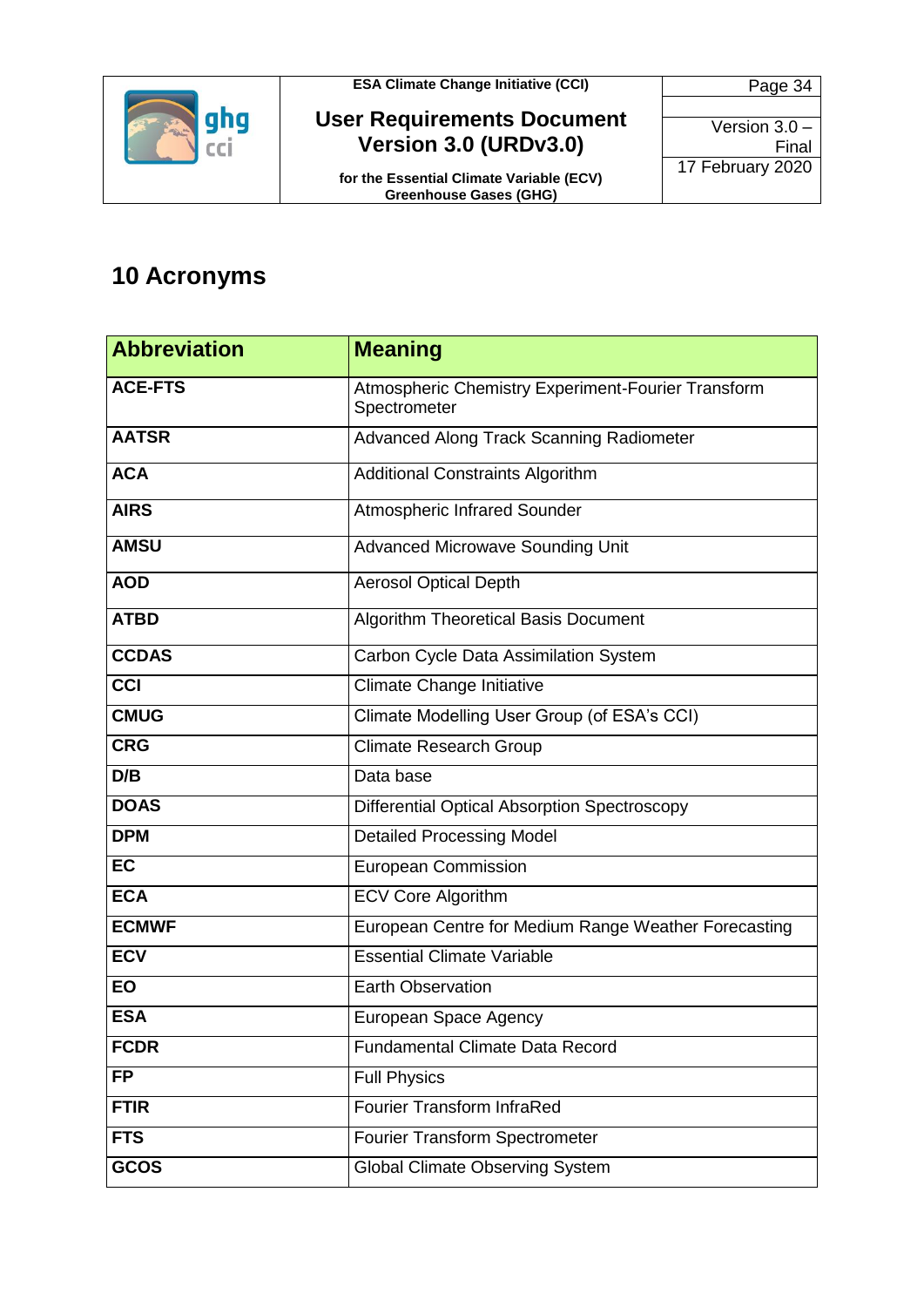# 10 Acronyms

| Abbreviation | Meaning |
|---|---|
| **ACE-FTS** | Atmospheric Chemistry Experiment-Fourier Transform Spectrometer |
| **AATSR** | Advanced Along Track Scanning Radiometer |
| **ACA** | Additional Constraints Algorithm |
| **AIRS** | Atmospheric Infrared Sounder |
| **AMSU** | Advanced Microwave Sounding Unit |
| **AOD** | Aerosol Optical Depth |
| **ATBD** | Algorithm Theoretical Basis Document |
| **CCDAS** | Carbon Cycle Data Assimilation System |
| **CCI** | Climate Change Initiative |
| **CMUG** | Climate Modelling User Group (of ESA's CCI) |
| **CRG** | Climate Research Group |
| **D/B** | Data base |
| **DOAS** | Differential Optical Absorption Spectroscopy |
| **DPM** | Detailed Processing Model |
| **EC** | European Commission |
| **ECA** | ECV Core Algorithm |
| **ECMWF** | European Centre for Medium Range Weather Forecasting |
| **ECV** | Essential Climate Variable |
| **EO** | Earth Observation |
| **ESA** | European Space Agency |
| **FCDR** | Fundamental Climate Data Record |
| **FP** | Full Physics |
| **FTIR** | Fourier Transform InfraRed |
| **FTS** | Fourier Transform Spectrometer |
| **GCOS** | Global Climate Observing System |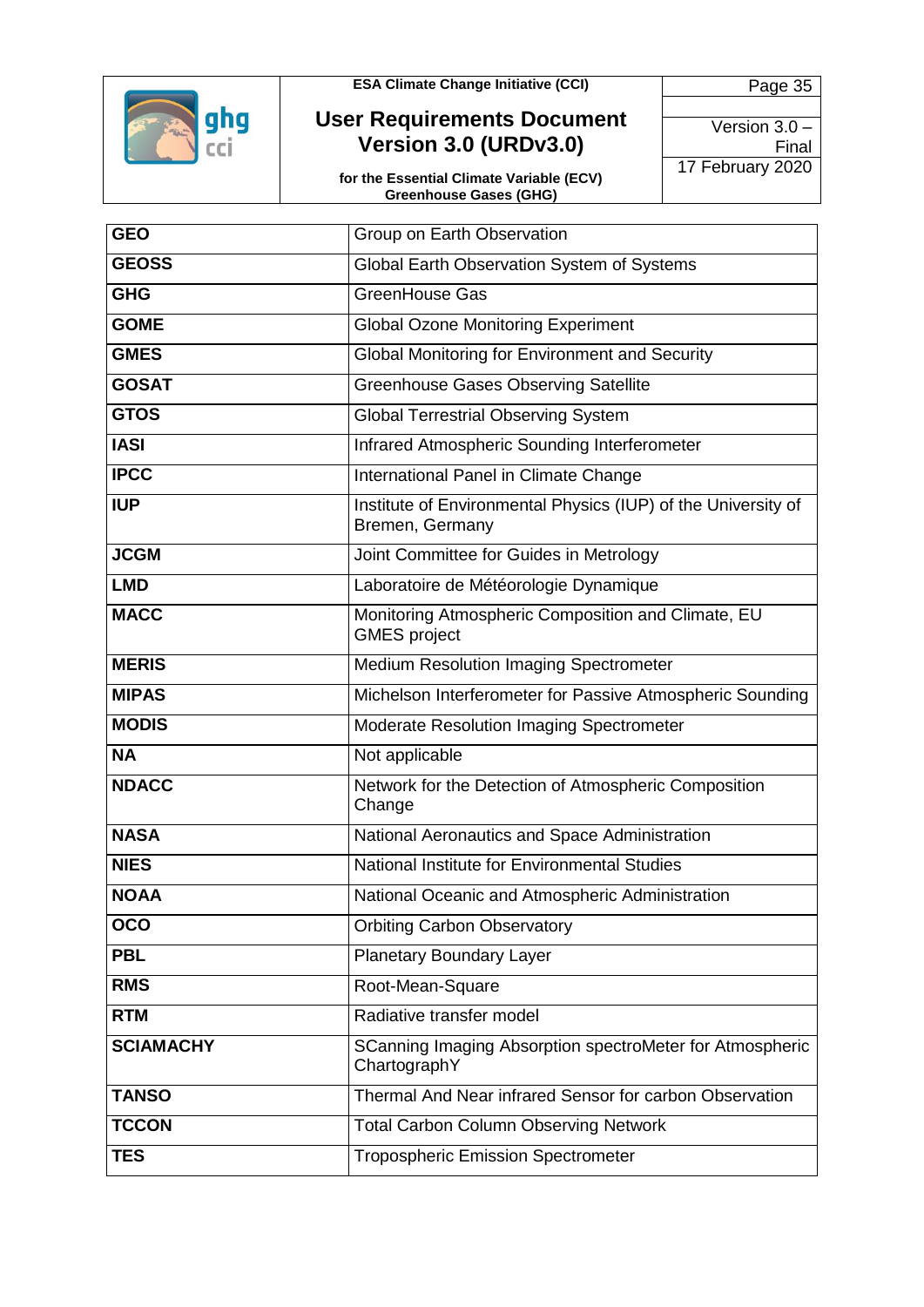| | |
|---|---|
| **GEO** | Group on Earth Observation |
| **GEOSS** | Global Earth Observation System of Systems |
| **GHG** | GreenHouse Gas |
| **GOME** | Global Ozone Monitoring Experiment |
| **GMES** | Global Monitoring for Environment and Security |
| **GOSAT** | Greenhouse Gases Observing Satellite |
| **GTOS** | Global Terrestrial Observing System |
| **IASI** | Infrared Atmospheric Sounding Interferometer |
| **IPCC** | International Panel in Climate Change |
| **IUP** | Institute of Environmental Physics (IUP) of the University of Bremen, Germany |
| **JCGM** | Joint Committee for Guides in Metrology |
| **LMD** | Laboratoire de Météorologie Dynamique |
| **MACC** | Monitoring Atmospheric Composition and Climate, EU GMES project |
| **MERIS** | Medium Resolution Imaging Spectrometer |
| **MIPAS** | Michelson Interferometer for Passive Atmospheric Sounding |
| **MODIS** | Moderate Resolution Imaging Spectrometer |
| **NA** | Not applicable |
| **NDACC** | Network for the Detection of Atmospheric Composition Change |
| **NASA** | National Aeronautics and Space Administration |
| **NIES** | National Institute for Environmental Studies |
| **NOAA** | National Oceanic and Atmospheric Administration |
| **OCO** | Orbiting Carbon Observatory |
| **PBL** | Planetary Boundary Layer |
| **RMS** | Root-Mean-Square |
| **RTM** | Radiative transfer model |
| **SCIAMACHY** | SCanning Imaging Absorption spectroMeter for Atmospheric ChartographY |
| **TANSO** | Thermal And Near infrared Sensor for carbon Observation |
| **TCCON** | Total Carbon Column Observing Network |
| **TES** | Tropospheric Emission Spectrometer |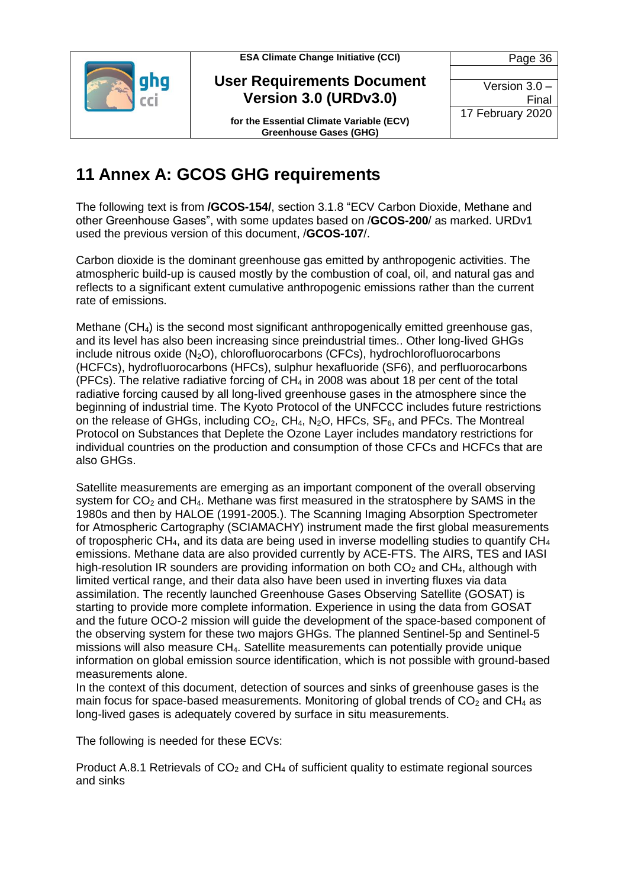# 11 Annex A: GCOS GHG requirements

The following text is from **/GCOS-154/**, section 3.1.8 "ECV Carbon Dioxide, Methane and other Greenhouse Gases", with some updates based on /**GCOS-200**/ as marked. URDv1 used the previous version of this document, /**GCOS-107**/.

Carbon dioxide is the dominant greenhouse gas emitted by anthropogenic activities. The atmospheric build-up is caused mostly by the combustion of coal, oil, and natural gas and reflects to a significant extent cumulative anthropogenic emissions rather than the current rate of emissions.

Methane ($CH_4$) is the second most significant anthropogenically emitted greenhouse gas, and its level has also been increasing since preindustrial times.. Other long-lived GHGs include nitrous oxide ($N_2O$), chlorofluorocarbons (CFCs), hydrochlorofluorocarbons (HCFCs), hydrofluorocarbons (HFCs), sulphur hexafluoride (SF6), and perfluorocarbons (PFCs). The relative radiative forcing of $CH_4$ in 2008 was about 18 per cent of the total radiative forcing caused by all long-lived greenhouse gases in the atmosphere since the beginning of industrial time. The Kyoto Protocol of the UNFCCC includes future restrictions on the release of GHGs, including $CO_2$, $CH_4$, $N_2O$, HFCs, $SF_6$, and PFCs. The Montreal Protocol on Substances that Deplete the Ozone Layer includes mandatory restrictions for individual countries on the production and consumption of those CFCs and HCFCs that are also GHGs.

Satellite measurements are emerging as an important component of the overall observing system for $CO_2$ and $CH_4$. Methane was first measured in the stratosphere by SAMS in the 1980s and then by HALOE (1991-2005.). The Scanning Imaging Absorption Spectrometer for Atmospheric Cartography (SCIAMACHY) instrument made the first global measurements of tropospheric $CH_4$, and its data are being used in inverse modelling studies to quantify $CH_4$ emissions. Methane data are also provided currently by ACE-FTS. The AIRS, TES and IASI high-resolution IR sounders are providing information on both $CO_2$ and $CH_4$, although with limited vertical range, and their data also have been used in inverting fluxes via data assimilation. The recently launched Greenhouse Gases Observing Satellite (GOSAT) is starting to provide more complete information. Experience in using the data from GOSAT and the future OCO-2 mission will guide the development of the space-based component of the observing system for these two majors GHGs. The planned Sentinel-5p and Sentinel-5 missions will also measure $CH_4$. Satellite measurements can potentially provide unique information on global emission source identification, which is not possible with ground-based measurements alone.
In the context of this document, detection of sources and sinks of greenhouse gases is the main focus for space-based measurements. Monitoring of global trends of $CO_2$ and $CH_4$ as long-lived gases is adequately covered by surface in situ measurements.

The following is needed for these ECVs:

Product A.8.1 Retrievals of $CO_2$ and $CH_4$ of sufficient quality to estimate regional sources and sinks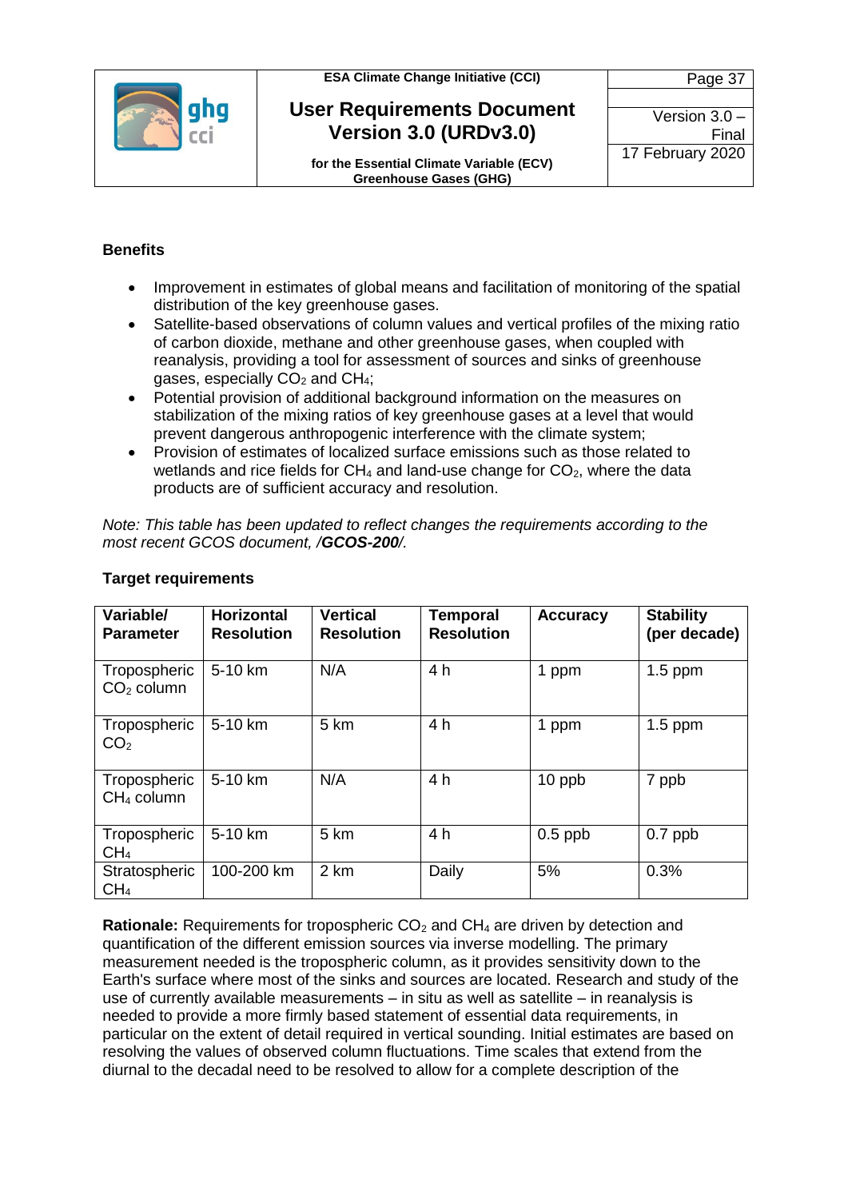**Benefits**

- Improvement in estimates of global means and facilitation of monitoring of the spatial distribution of the key greenhouse gases.
- Satellite-based observations of column values and vertical profiles of the mixing ratio of carbon dioxide, methane and other greenhouse gases, when coupled with reanalysis, providing a tool for assessment of sources and sinks of greenhouse gases, especially $CO_2$ and $CH_4$;
- Potential provision of additional background information on the measures on stabilization of the mixing ratios of key greenhouse gases at a level that would prevent dangerous anthropogenic interference with the climate system;
- Provision of estimates of localized surface emissions such as those related to wetlands and rice fields for $CH_4$ and land-use change for $CO_2$, where the data products are of sufficient accuracy and resolution.

*Note: This table has been updated to reflect changes the requirements according to the most recent GCOS document, /**GCOS-200**/.*

**Target requirements**

| Variable/ Parameter | Horizontal Resolution | Vertical Resolution | Temporal Resolution | Accuracy | Stability (per decade) |
|---|---|---|---|---|---|
| Tropospheric $CO_2$ column | 5-10 km | N/A | 4 h | 1 ppm | 1.5 ppm |
| Tropospheric $CO_2$ | 5-10 km | 5 km | 4 h | 1 ppm | 1.5 ppm |
| Tropospheric $CH_4$ column | 5-10 km | N/A | 4 h | 10 ppb | 7 ppb |
| Tropospheric $CH_4$ | 5-10 km | 5 km | 4 h | 0.5 ppb | 0.7 ppb |
| Stratospheric $CH_4$ | 100-200 km | 2 km | Daily | 5% | 0.3% |

**Rationale:** Requirements for tropospheric $CO_2$ and $CH_4$ are driven by detection and quantification of the different emission sources via inverse modelling. The primary measurement needed is the tropospheric column, as it provides sensitivity down to the Earth's surface where most of the sinks and sources are located. Research and study of the use of currently available measurements – in situ as well as satellite – in reanalysis is needed to provide a more firmly based statement of essential data requirements, in particular on the extent of detail required in vertical sounding. Initial estimates are based on resolving the values of observed column fluctuations. Time scales that extend from the diurnal to the decadal need to be resolved to allow for a complete description of the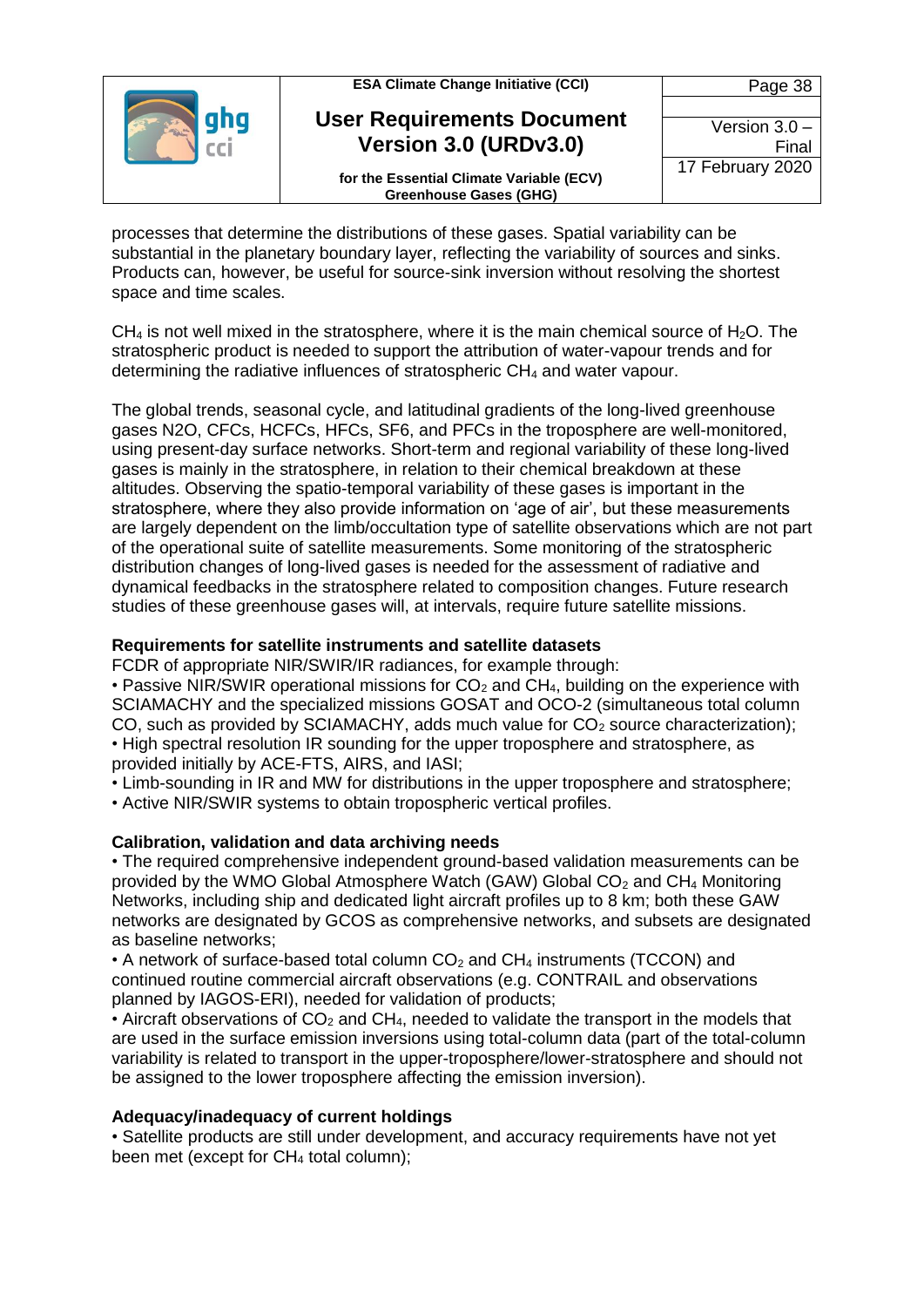processes that determine the distributions of these gases. Spatial variability can be substantial in the planetary boundary layer, reflecting the variability of sources and sinks. Products can, however, be useful for source-sink inversion without resolving the shortest space and time scales.

$CH_4$ is not well mixed in the stratosphere, where it is the main chemical source of $H_2O$. The stratospheric product is needed to support the attribution of water-vapour trends and for determining the radiative influences of stratospheric $CH_4$ and water vapour.

The global trends, seasonal cycle, and latitudinal gradients of the long-lived greenhouse gases N2O, CFCs, HCFCs, HFCs, SF6, and PFCs in the troposphere are well-monitored, using present-day surface networks. Short-term and regional variability of these long-lived gases is mainly in the stratosphere, in relation to their chemical breakdown at these altitudes. Observing the spatio-temporal variability of these gases is important in the stratosphere, where they also provide information on 'age of air', but these measurements are largely dependent on the limb/occultation type of satellite observations which are not part of the operational suite of satellite measurements. Some monitoring of the stratospheric distribution changes of long-lived gases is needed for the assessment of radiative and dynamical feedbacks in the stratosphere related to composition changes. Future research studies of these greenhouse gases will, at intervals, require future satellite missions.

**Requirements for satellite instruments and satellite datasets**

FCDR of appropriate NIR/SWIR/IR radiances, for example through:

- Passive NIR/SWIR operational missions for $CO_2$ and $CH_4$, building on the experience with SCIAMACHY and the specialized missions GOSAT and OCO-2 (simultaneous total column CO, such as provided by SCIAMACHY, adds much value for $CO_2$ source characterization);
- High spectral resolution IR sounding for the upper troposphere and stratosphere, as provided initially by ACE-FTS, AIRS, and IASI;
- Limb-sounding in IR and MW for distributions in the upper troposphere and stratosphere;
- Active NIR/SWIR systems to obtain tropospheric vertical profiles.

**Calibration, validation and data archiving needs**

- The required comprehensive independent ground-based validation measurements can be provided by the WMO Global Atmosphere Watch (GAW) Global $CO_2$ and $CH_4$ Monitoring Networks, including ship and dedicated light aircraft profiles up to 8 km; both these GAW networks are designated by GCOS as comprehensive networks, and subsets are designated as baseline networks;
- A network of surface-based total column $CO_2$ and $CH_4$ instruments (TCCON) and continued routine commercial aircraft observations (e.g. CONTRAIL and observations planned by IAGOS-ERI), needed for validation of products;
- Aircraft observations of $CO_2$ and $CH_4$, needed to validate the transport in the models that are used in the surface emission inversions using total-column data (part of the total-column variability is related to transport in the upper-troposphere/lower-stratosphere and should not be assigned to the lower troposphere affecting the emission inversion).

**Adequacy/inadequacy of current holdings**

- Satellite products are still under development, and accuracy requirements have not yet been met (except for $CH_4$ total column);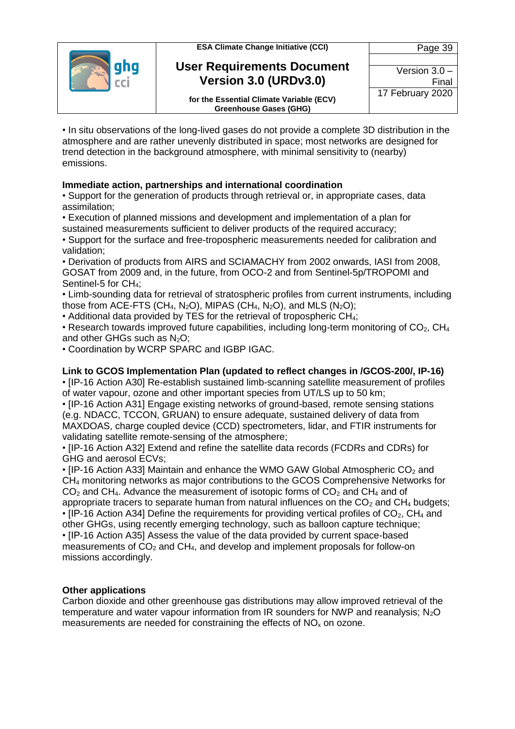• In situ observations of the long-lived gases do not provide a complete 3D distribution in the atmosphere and are rather unevenly distributed in space; most networks are designed for trend detection in the background atmosphere, with minimal sensitivity to (nearby) emissions.

**Immediate action, partnerships and international coordination**

• Support for the generation of products through retrieval or, in appropriate cases, data assimilation;
• Execution of planned missions and development and implementation of a plan for sustained measurements sufficient to deliver products of the required accuracy;
• Support for the surface and free-tropospheric measurements needed for calibration and validation;
• Derivation of products from AIRS and SCIAMACHY from 2002 onwards, IASI from 2008, GOSAT from 2009 and, in the future, from OCO-2 and from Sentinel-5p/TROPOMI and Sentinel-5 for $CH_4$;
• Limb-sounding data for retrieval of stratospheric profiles from current instruments, including those from ACE-FTS ($CH_4$, $N_2O$), MIPAS ($CH_4$, $N_2O$), and MLS ($N_2O$);
• Additional data provided by TES for the retrieval of tropospheric $CH_4$;
• Research towards improved future capabilities, including long-term monitoring of $CO_2$, $CH_4$ and other GHGs such as $N_2O$;
• Coordination by WCRP SPARC and IGBP IGAC.

**Link to GCOS Implementation Plan (updated to reflect changes in /GCOS-200/, IP-16)**

• [IP-16 Action A30] Re-establish sustained limb-scanning satellite measurement of profiles of water vapour, ozone and other important species from UT/LS up to 50 km;
• [IP-16 Action A31] Engage existing networks of ground-based, remote sensing stations (e.g. NDACC, TCCON, GRUAN) to ensure adequate, sustained delivery of data from MAXDOAS, charge coupled device (CCD) spectrometers, lidar, and FTIR instruments for validating satellite remote-sensing of the atmosphere;
• [IP-16 Action A32] Extend and refine the satellite data records (FCDRs and CDRs) for GHG and aerosol ECVs;
• [IP-16 Action A33] Maintain and enhance the WMO GAW Global Atmospheric $CO_2$ and $CH_4$ monitoring networks as major contributions to the GCOS Comprehensive Networks for $CO_2$ and $CH_4$. Advance the measurement of isotopic forms of $CO_2$ and $CH_4$ and of appropriate tracers to separate human from natural influences on the $CO_2$ and $CH_4$ budgets;
• [IP-16 Action A34] Define the requirements for providing vertical profiles of $CO_2$, $CH_4$ and other GHGs, using recently emerging technology, such as balloon capture technique;
• [IP-16 Action A35] Assess the value of the data provided by current space-based measurements of $CO_2$ and $CH_4$, and develop and implement proposals for follow-on missions accordingly.

**Other applications**

Carbon dioxide and other greenhouse gas distributions may allow improved retrieval of the temperature and water vapour information from IR sounders for NWP and reanalysis; $N_2O$ measurements are needed for constraining the effects of $NO_x$ on ozone.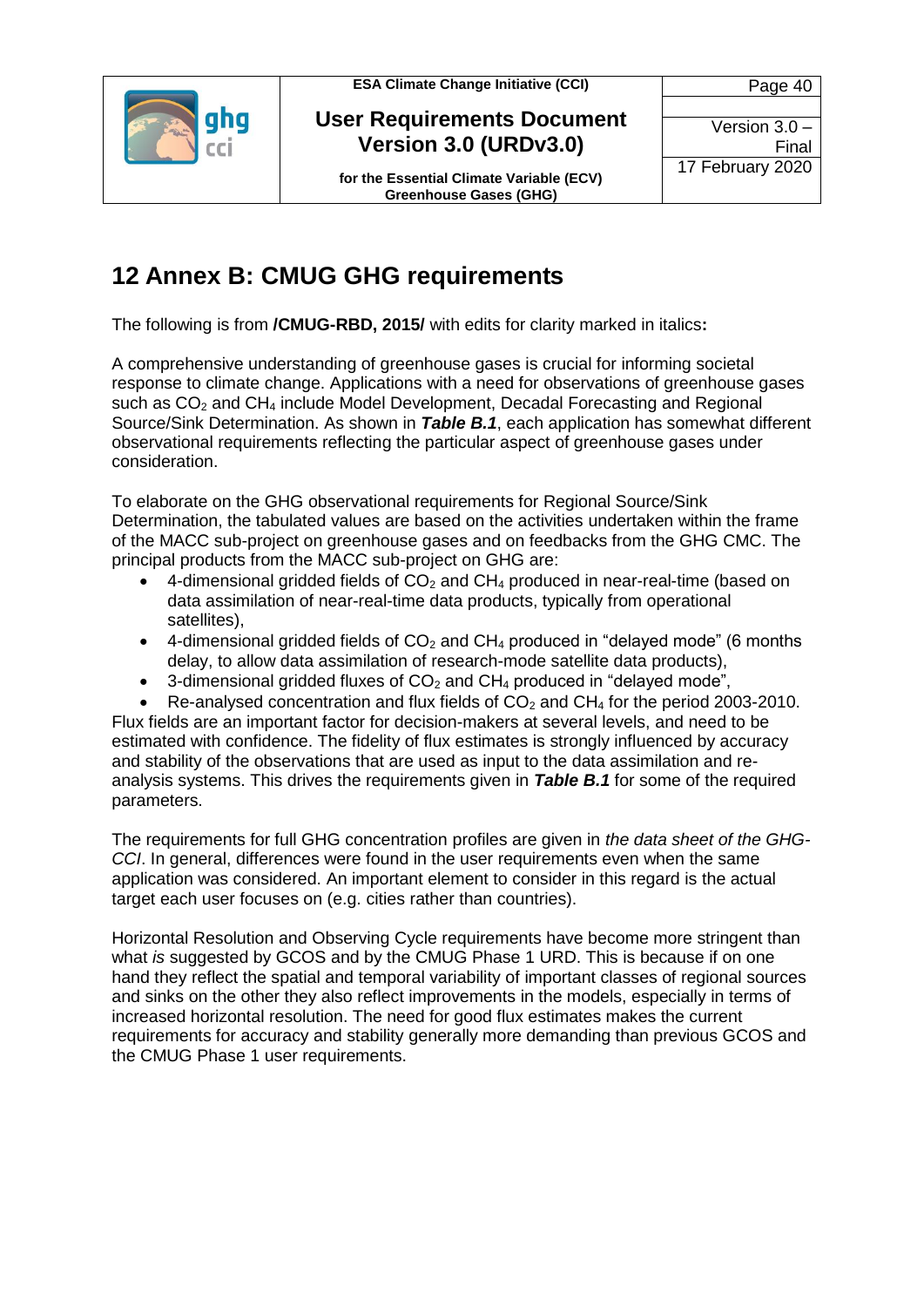# 12 Annex B: CMUG GHG requirements

The following is from **/CMUG-RBD, 2015/** with edits for clarity marked in italics**:**

A comprehensive understanding of greenhouse gases is crucial for informing societal response to climate change. Applications with a need for observations of greenhouse gases such as $CO_2$ and $CH_4$ include Model Development, Decadal Forecasting and Regional Source/Sink Determination. As shown in ***Table B.1***, each application has somewhat different observational requirements reflecting the particular aspect of greenhouse gases under consideration.

To elaborate on the GHG observational requirements for Regional Source/Sink Determination, the tabulated values are based on the activities undertaken within the frame of the MACC sub-project on greenhouse gases and on feedbacks from the GHG CMC. The principal products from the MACC sub-project on GHG are:

- 4-dimensional gridded fields of $CO_2$ and $CH_4$ produced in near-real-time (based on data assimilation of near-real-time data products, typically from operational satellites),
- 4-dimensional gridded fields of $CO_2$ and $CH_4$ produced in "delayed mode" (6 months delay, to allow data assimilation of research-mode satellite data products),
- 3-dimensional gridded fluxes of $CO_2$ and $CH_4$ produced in "delayed mode",
- Re-analysed concentration and flux fields of $CO_2$ and $CH_4$ for the period 2003-2010.

Flux fields are an important factor for decision-makers at several levels, and need to be estimated with confidence. The fidelity of flux estimates is strongly influenced by accuracy and stability of the observations that are used as input to the data assimilation and re-analysis systems. This drives the requirements given in ***Table B.1*** for some of the required parameters.

The requirements for full GHG concentration profiles are given in *the data sheet of the GHG-CCI*. In general, differences were found in the user requirements even when the same application was considered. An important element to consider in this regard is the actual target each user focuses on (e.g. cities rather than countries).

Horizontal Resolution and Observing Cycle requirements have become more stringent than what *is* suggested by GCOS and by the CMUG Phase 1 URD. This is because if on one hand they reflect the spatial and temporal variability of important classes of regional sources and sinks on the other they also reflect improvements in the models, especially in terms of increased horizontal resolution. The need for good flux estimates makes the current requirements for accuracy and stability generally more demanding than previous GCOS and the CMUG Phase 1 user requirements.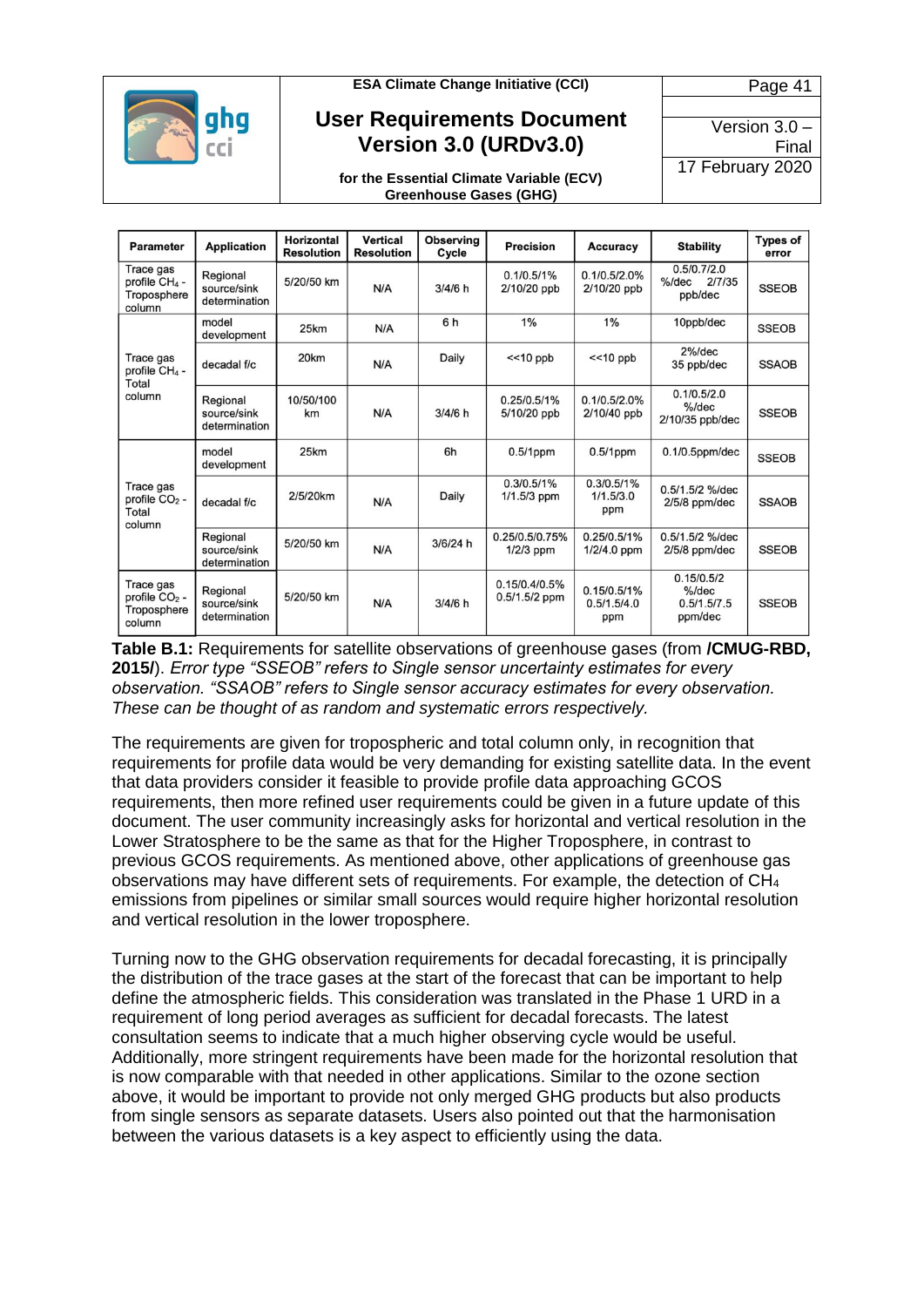| Parameter | Application | Horizontal Resolution | Vertical Resolution | Observing Cycle | Precision | Accuracy | Stability | Types of error |
|---|---|---|---|---|---|---|---|---|
| Trace gas profile $CH_4$ - Troposphere column | Regional source/sink determination | 5/20/50 km | N/A | 3/4/6 h | 0.1/0.5/1% 2/10/20 ppb | 0.1/0.5/2.0% 2/10/20 ppb | 0.5/0.7/2.0 %/dec 2/7/35 ppb/dec | SSEOB |
| Trace gas profile $CH_4$ - Total column | model development | 25km | N/A | 6 h | 1% | 1% | 10ppb/dec | SSEOB |
| | decadal f/c | 20km | N/A | Daily | <<10 ppb | <<10 ppb | 2%/dec 35 ppb/dec | SSAOB |
| | Regional source/sink determination | 10/50/100 km | N/A | 3/4/6 h | 0.25/0.5/1% 5/10/20 ppb | 0.1/0.5/2.0% 2/10/40 ppb | 0.1/0.5/2.0 %/dec 2/10/35 ppb/dec | SSEOB |
| Trace gas profile $CO_2$ - Total column | model development | 25km | | 6h | 0.5/1ppm | 0.5/1ppm | 0.1/0.5ppm/dec | SSEOB |
| | decadal f/c | 2/5/20km | N/A | Daily | 0.3/0.5/1% 1/1.5/3 ppm | 0.3/0.5/1% 1/1.5/3.0 ppm | 0.5/1.5/2 %/dec 2/5/8 ppm/dec | SSAOB |
| | Regional source/sink determination | 5/20/50 km | N/A | 3/6/24 h | 0.25/0.5/0.75% 1/2/3 ppm | 0.25/0.5/1% 1/2/4.0 ppm | 0.5/1.5/2 %/dec 2/5/8 ppm/dec | SSEOB |
| Trace gas profile $CO_2$ - Troposphere column | Regional source/sink determination | 5/20/50 km | N/A | 3/4/6 h | 0.15/0.4/0.5% 0.5/1.5/2 ppm | 0.15/0.5/1% 0.5/1.5/4.0 ppm | 0.15/0.5/2 %/dec 0.5/1.5/7.5 ppm/dec | SSEOB |

**Table B.1:** Requirements for satellite observations of greenhouse gases (from **/CMUG-RBD, 2015/**). *Error type "SSEOB" refers to Single sensor uncertainty estimates for every observation. "SSAOB" refers to Single sensor accuracy estimates for every observation. These can be thought of as random and systematic errors respectively.*

The requirements are given for tropospheric and total column only, in recognition that requirements for profile data would be very demanding for existing satellite data. In the event that data providers consider it feasible to provide profile data approaching GCOS requirements, then more refined user requirements could be given in a future update of this document. The user community increasingly asks for horizontal and vertical resolution in the Lower Stratosphere to be the same as that for the Higher Troposphere, in contrast to previous GCOS requirements. As mentioned above, other applications of greenhouse gas observations may have different sets of requirements. For example, the detection of $CH_4$ emissions from pipelines or similar small sources would require higher horizontal resolution and vertical resolution in the lower troposphere.

Turning now to the GHG observation requirements for decadal forecasting, it is principally the distribution of the trace gases at the start of the forecast that can be important to help define the atmospheric fields. This consideration was translated in the Phase 1 URD in a requirement of long period averages as sufficient for decadal forecasts. The latest consultation seems to indicate that a much higher observing cycle would be useful. Additionally, more stringent requirements have been made for the horizontal resolution that is now comparable with that needed in other applications. Similar to the ozone section above, it would be important to provide not only merged GHG products but also products from single sensors as separate datasets. Users also pointed out that the harmonisation between the various datasets is a key aspect to efficiently using the data.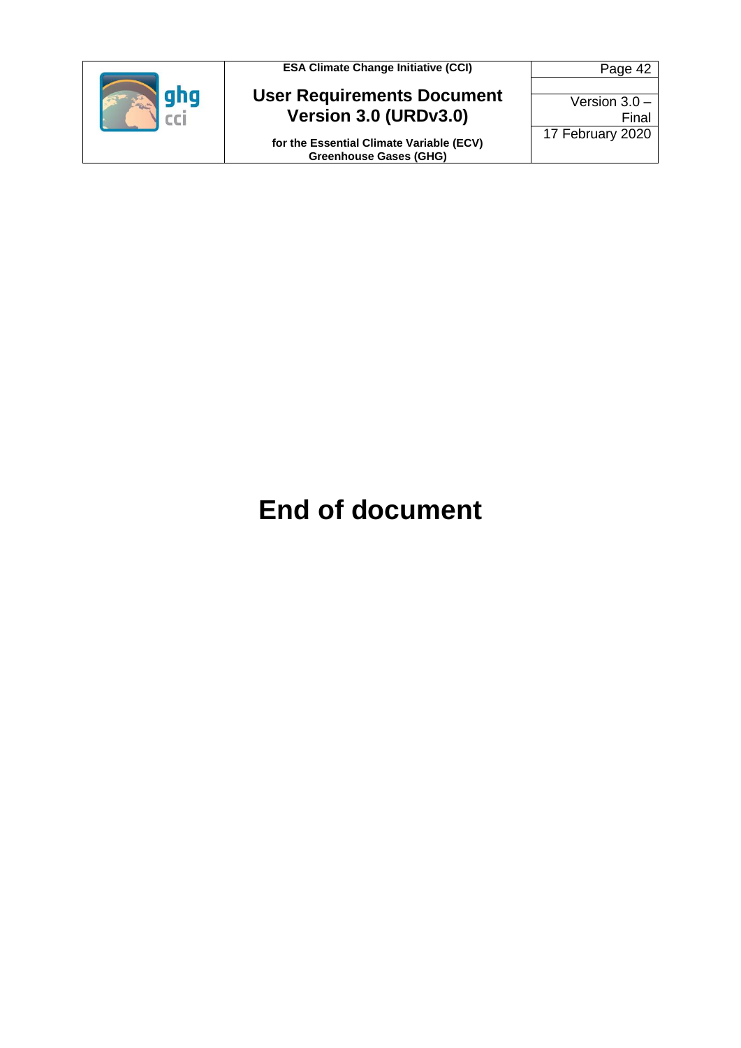# End of document